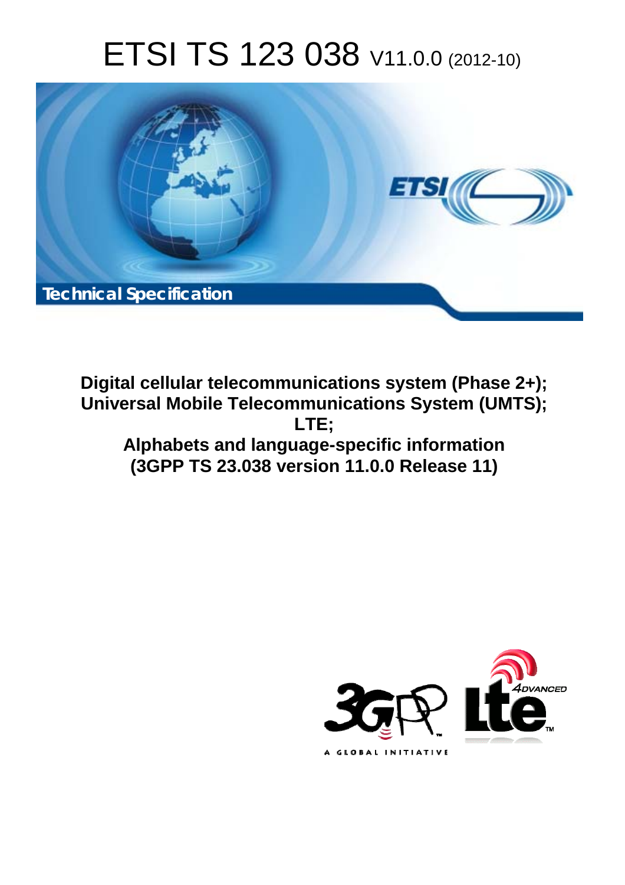# ETSI TS 123 038 V11.0.0 (2012-10)

**Technical Specification**

**Digital cellular telecommunications system (Phase 2+); Universal Mobile Telecommunications System (UMTS); LTE; Alphabets and language-specific information (3GPP TS 23.038 version 11.0.0 Release 11)**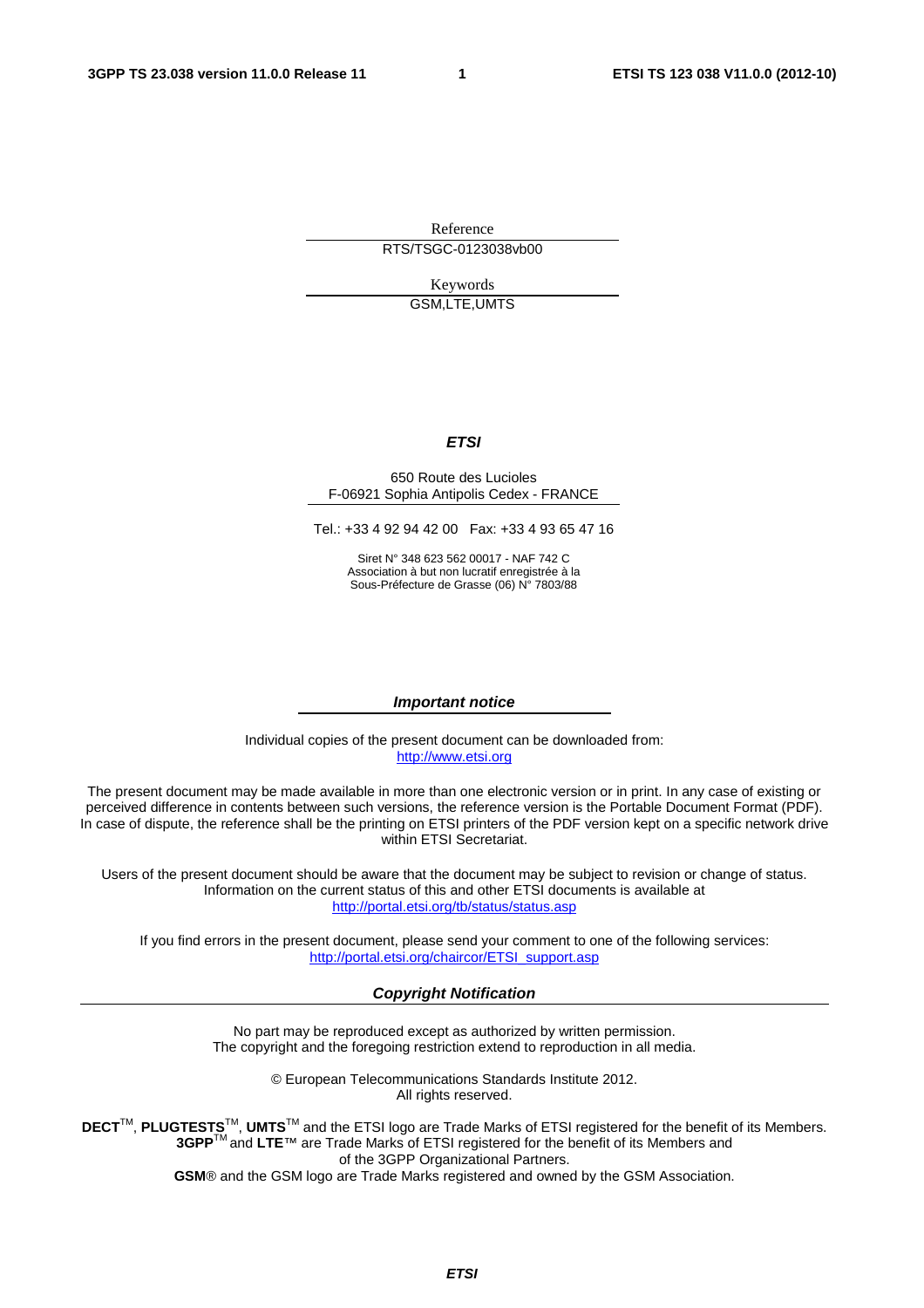Reference

RTS/TSGC-0123038vb00

Keywords

GSM,LTE,UMTS

***ETSI***

650 Route des Lucioles
F-06921 Sophia Antipolis Cedex - FRANCE

Tel.: +33 4 92 94 42 00 Fax: +33 4 93 65 47 16

Siret N° 348 623 562 00017 - NAF 742 C
Association à but non lucratif enregistrée à la
Sous-Préfecture de Grasse (06) N° 7803/88

***Important notice***

Individual copies of the present document can be downloaded from:
http://www.etsi.org

The present document may be made available in more than one electronic version or in print. In any case of existing or perceived difference in contents between such versions, the reference version is the Portable Document Format (PDF). In case of dispute, the reference shall be the printing on ETSI printers of the PDF version kept on a specific network drive within ETSI Secretariat.

Users of the present document should be aware that the document may be subject to revision or change of status. Information on the current status of this and other ETSI documents is available at
http://portal.etsi.org/tb/status/status.asp

If you find errors in the present document, please send your comment to one of the following services:
http://portal.etsi.org/chaircor/ETSI_support.asp

***Copyright Notification***

No part may be reproduced except as authorized by written permission.
The copyright and the foregoing restriction extend to reproduction in all media.

© European Telecommunications Standards Institute 2012.
All rights reserved.

**DECT**™, **PLUGTESTS**™, **UMTS**™ and the ETSI logo are Trade Marks of ETSI registered for the benefit of its Members.
**3GPP**™ and **LTE**™ are Trade Marks of ETSI registered for the benefit of its Members and of the 3GPP Organizational Partners.
**GSM**® and the GSM logo are Trade Marks registered and owned by the GSM Association.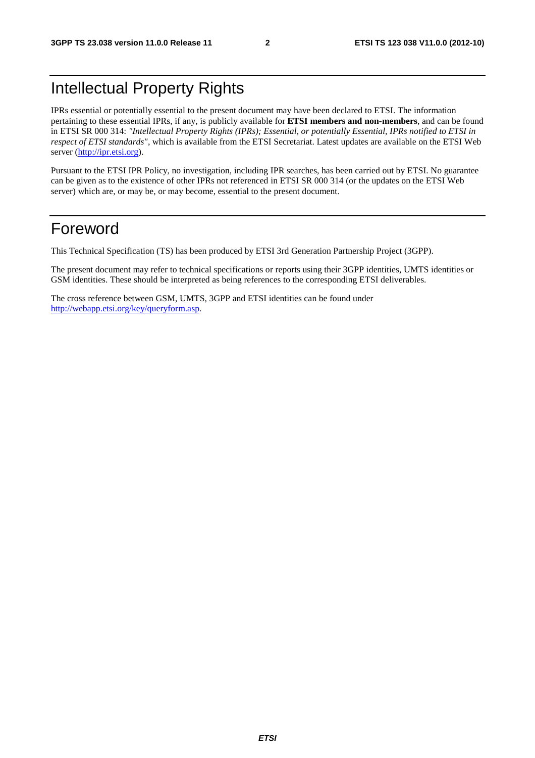# Intellectual Property Rights

IPRs essential or potentially essential to the present document may have been declared to ETSI. The information pertaining to these essential IPRs, if any, is publicly available for **ETSI members and non-members**, and can be found in ETSI SR 000 314: *"Intellectual Property Rights (IPRs); Essential, or potentially Essential, IPRs notified to ETSI in respect of ETSI standards"*, which is available from the ETSI Secretariat. Latest updates are available on the ETSI Web server (http://ipr.etsi.org).

Pursuant to the ETSI IPR Policy, no investigation, including IPR searches, has been carried out by ETSI. No guarantee can be given as to the existence of other IPRs not referenced in ETSI SR 000 314 (or the updates on the ETSI Web server) which are, or may be, or may become, essential to the present document.

# Foreword

This Technical Specification (TS) has been produced by ETSI 3rd Generation Partnership Project (3GPP).

The present document may refer to technical specifications or reports using their 3GPP identities, UMTS identities or GSM identities. These should be interpreted as being references to the corresponding ETSI deliverables.

The cross reference between GSM, UMTS, 3GPP and ETSI identities can be found under http://webapp.etsi.org/key/queryform.asp.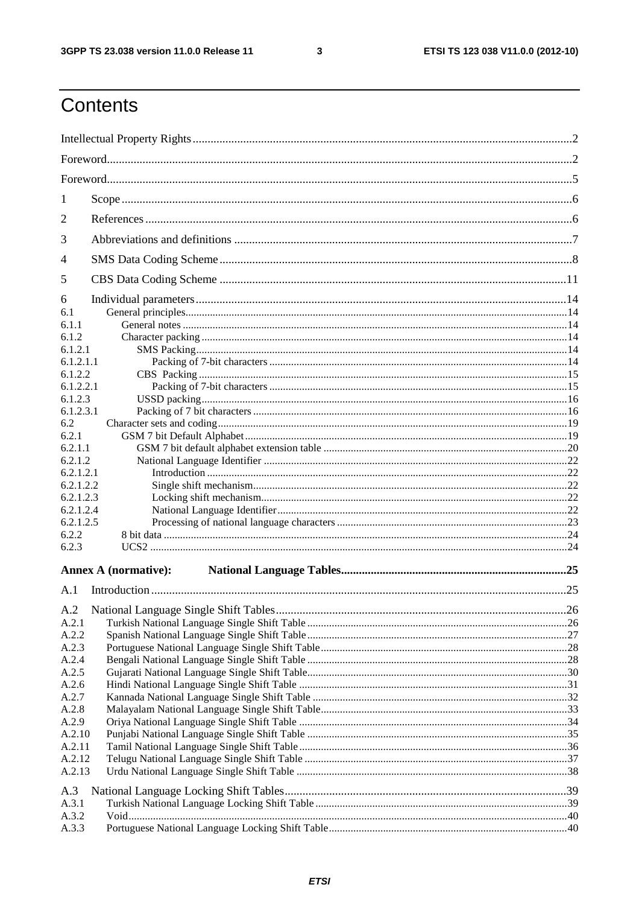# Contents

Intellectual Property Rights ........ 2
Foreword ........ 2
Foreword ........ 5
1 Scope ........ 6
2 References ........ 6
3 Abbreviations and definitions ........ 7
4 SMS Data Coding Scheme ........ 8
5 CBS Data Coding Scheme ........ 11
6 Individual parameters ........ 14
6.1 General principles ........ 14
6.1.1 General notes ........ 14
6.1.2 Character packing ........ 14
6.1.2.1 SMS Packing ........ 14
6.1.2.1.1 Packing of 7-bit characters ........ 14
6.1.2.2 CBS Packing ........ 15
6.1.2.2.1 Packing of 7-bit characters ........ 15
6.1.2.3 USSD packing ........ 16
6.1.2.3.1 Packing of 7 bit characters ........ 16
6.2 Character sets and coding ........ 19
6.2.1 GSM 7 bit Default Alphabet ........ 19
6.2.1.1 GSM 7 bit default alphabet extension table ........ 20
6.2.1.2 National Language Identifier ........ 22
6.2.1.2.1 Introduction ........ 22
6.2.1.2.2 Single shift mechanism ........ 22
6.2.1.2.3 Locking shift mechanism ........ 22
6.2.1.2.4 National Language Identifier ........ 22
6.2.1.2.5 Processing of national language characters ........ 23
6.2.2 8 bit data ........ 24
6.2.3 UCS2 ........ 24

**Annex A (normative): National Language Tables ........ 25**

A.1 Introduction ........ 25

A.2 National Language Single Shift Tables ........ 26
A.2.1 Turkish National Language Single Shift Table ........ 26
A.2.2 Spanish National Language Single Shift Table ........ 27
A.2.3 Portuguese National Language Single Shift Table ........ 28
A.2.4 Bengali National Language Single Shift Table ........ 28
A.2.5 Gujarati National Language Single Shift Table ........ 30
A.2.6 Hindi National Language Single Shift Table ........ 31
A.2.7 Kannada National Language Single Shift Table ........ 32
A.2.8 Malayalam National Language Single Shift Table ........ 33
A.2.9 Oriya National Language Single Shift Table ........ 34
A.2.10 Punjabi National Language Single Shift Table ........ 35
A.2.11 Tamil National Language Single Shift Table ........ 36
A.2.12 Telugu National Language Single Shift Table ........ 37
A.2.13 Urdu National Language Single Shift Table ........ 38

A.3 National Language Locking Shift Tables ........ 39
A.3.1 Turkish National Language Locking Shift Table ........ 39
A.3.2 Void ........ 40
A.3.3 Portuguese National Language Locking Shift Table ........ 40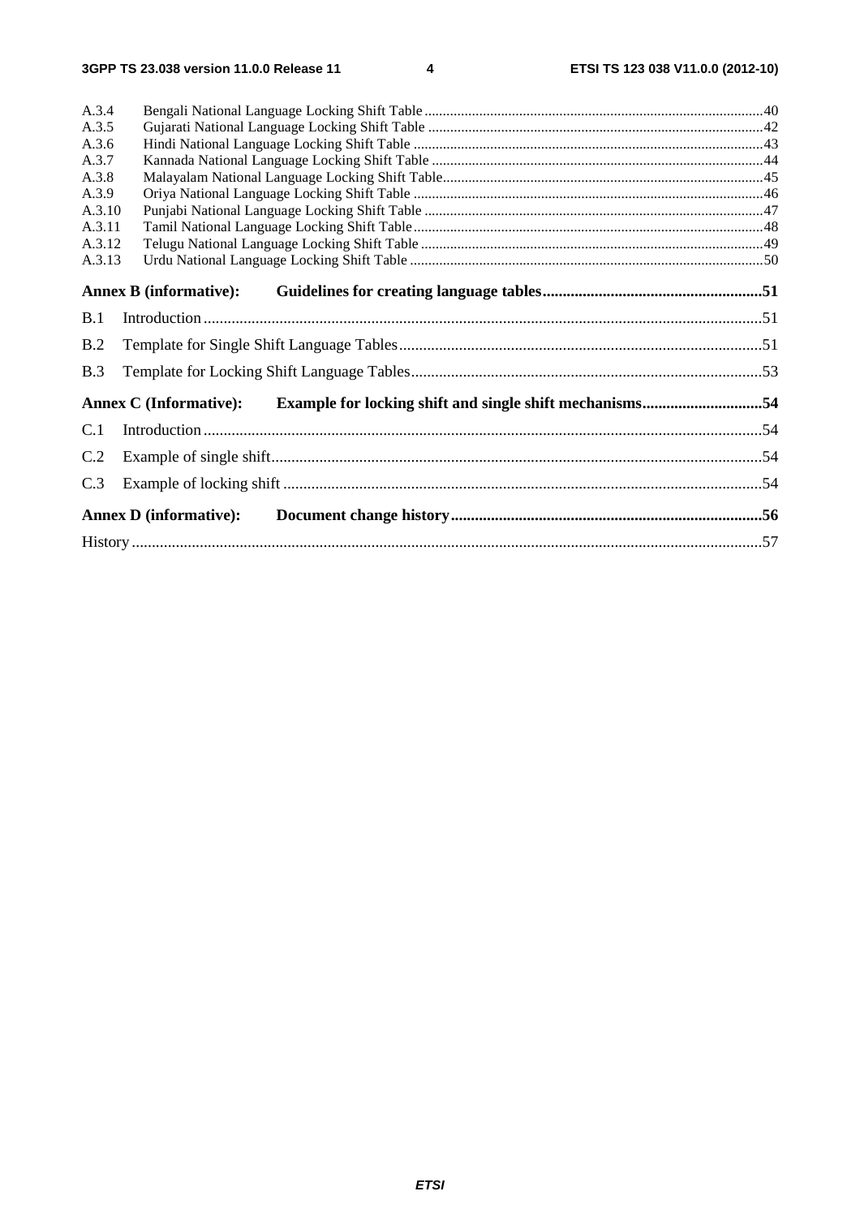A.3.4 Bengali National Language Locking Shift Table ....................................................................................................40
A.3.5 Gujarati National Language Locking Shift Table ....................................................................................................42
A.3.6 Hindi National Language Locking Shift Table ........................................................................................................43
A.3.7 Kannada National Language Locking Shift Table ....................................................................................................44
A.3.8 Malayalam National Language Locking Shift Table.................................................................................................45
A.3.9 Oriya National Language Locking Shift Table .........................................................................................................46
A.3.10 Punjabi National Language Locking Shift Table ....................................................................................................47
A.3.11 Tamil National Language Locking Shift Table........................................................................................................48
A.3.12 Telugu National Language Locking Shift Table ......................................................................................................49
A.3.13 Urdu National Language Locking Shift Table .........................................................................................................50

**Annex B (informative): Guidelines for creating language tables.......................................................51**

B.1 Introduction ...........................................................................................................................................51

B.2 Template for Single Shift Language Tables...........................................................................................51

B.3 Template for Locking Shift Language Tables........................................................................................53

**Annex C (Informative): Example for locking shift and single shift mechanisms..............................54**

C.1 Introduction ...........................................................................................................................................54

C.2 Example of single shift..........................................................................................................................54

C.3 Example of locking shift .......................................................................................................................54

**Annex D (informative): Document change history.............................................................................56**

History .............................................................................................................................................................57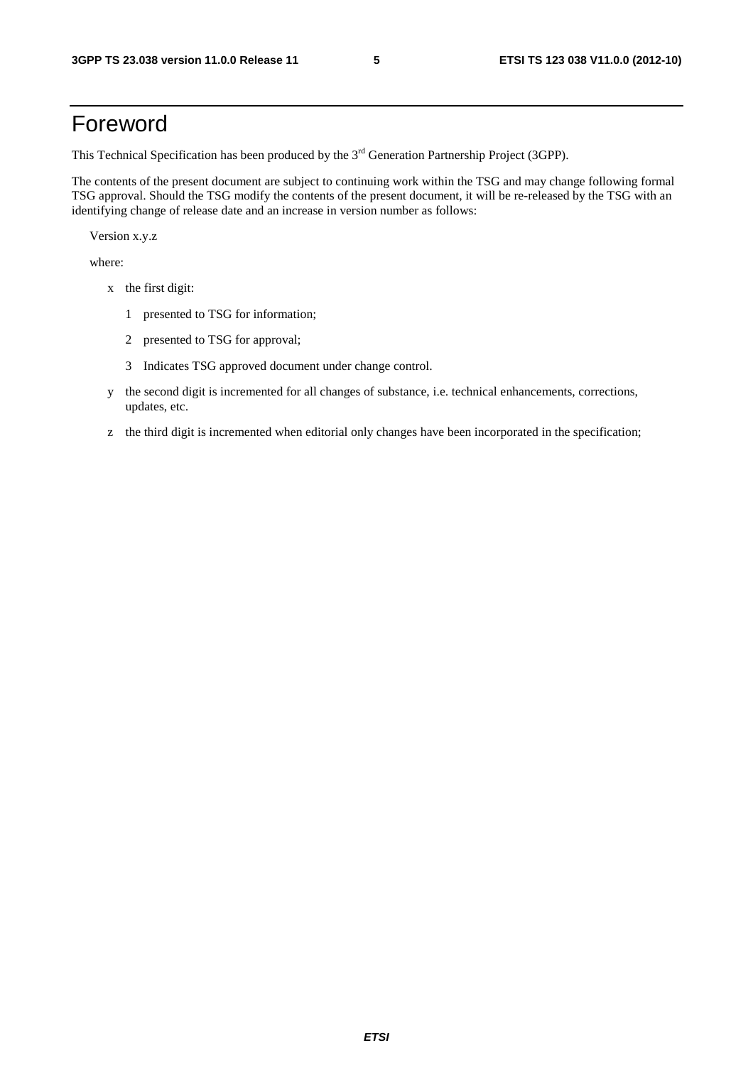# Foreword

This Technical Specification has been produced by the 3rd Generation Partnership Project (3GPP).

The contents of the present document are subject to continuing work within the TSG and may change following formal TSG approval. Should the TSG modify the contents of the present document, it will be re-released by the TSG with an identifying change of release date and an increase in version number as follows:

Version x.y.z

where:

- x the first digit:
  - 1 presented to TSG for information;
  - 2 presented to TSG for approval;
  - 3 Indicates TSG approved document under change control.
- y the second digit is incremented for all changes of substance, i.e. technical enhancements, corrections, updates, etc.
- z the third digit is incremented when editorial only changes have been incorporated in the specification;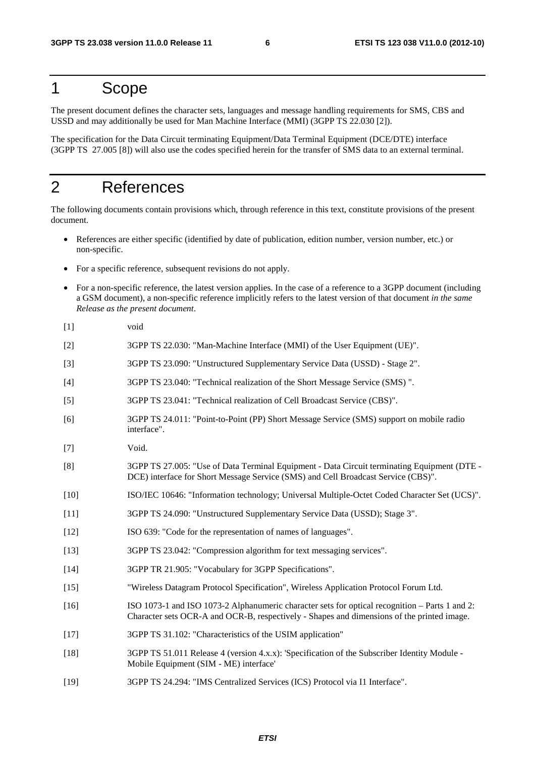# 1 Scope

The present document defines the character sets, languages and message handling requirements for SMS, CBS and USSD and may additionally be used for Man Machine Interface (MMI) (3GPP TS 22.030 [2]).

The specification for the Data Circuit terminating Equipment/Data Terminal Equipment (DCE/DTE) interface (3GPP TS 27.005 [8]) will also use the codes specified herein for the transfer of SMS data to an external terminal.

# 2 References

The following documents contain provisions which, through reference in this text, constitute provisions of the present document.

- References are either specific (identified by date of publication, edition number, version number, etc.) or non-specific.
- For a specific reference, subsequent revisions do not apply.
- For a non-specific reference, the latest version applies. In the case of a reference to a 3GPP document (including a GSM document), a non-specific reference implicitly refers to the latest version of that document *in the same Release as the present document*.

[1] void

[2] 3GPP TS 22.030: "Man-Machine Interface (MMI) of the User Equipment (UE)".

[3] 3GPP TS 23.090: "Unstructured Supplementary Service Data (USSD) - Stage 2".

[4] 3GPP TS 23.040: "Technical realization of the Short Message Service (SMS) ".

[5] 3GPP TS 23.041: "Technical realization of Cell Broadcast Service (CBS)".

[6] 3GPP TS 24.011: "Point-to-Point (PP) Short Message Service (SMS) support on mobile radio interface".

[7] Void.

[8] 3GPP TS 27.005: "Use of Data Terminal Equipment - Data Circuit terminating Equipment (DTE - DCE) interface for Short Message Service (SMS) and Cell Broadcast Service (CBS)".

[10] ISO/IEC 10646: "Information technology; Universal Multiple-Octet Coded Character Set (UCS)".

[11] 3GPP TS 24.090: "Unstructured Supplementary Service Data (USSD); Stage 3".

[12] ISO 639: "Code for the representation of names of languages".

[13] 3GPP TS 23.042: "Compression algorithm for text messaging services".

[14] 3GPP TR 21.905: "Vocabulary for 3GPP Specifications".

[15] "Wireless Datagram Protocol Specification", Wireless Application Protocol Forum Ltd.

[16] ISO 1073-1 and ISO 1073-2 Alphanumeric character sets for optical recognition – Parts 1 and 2: Character sets OCR-A and OCR-B, respectively - Shapes and dimensions of the printed image.

[17] 3GPP TS 31.102: "Characteristics of the USIM application"

[18] 3GPP TS 51.011 Release 4 (version 4.x.x): 'Specification of the Subscriber Identity Module - Mobile Equipment (SIM - ME) interface'

[19] 3GPP TS 24.294: "IMS Centralized Services (ICS) Protocol via I1 Interface".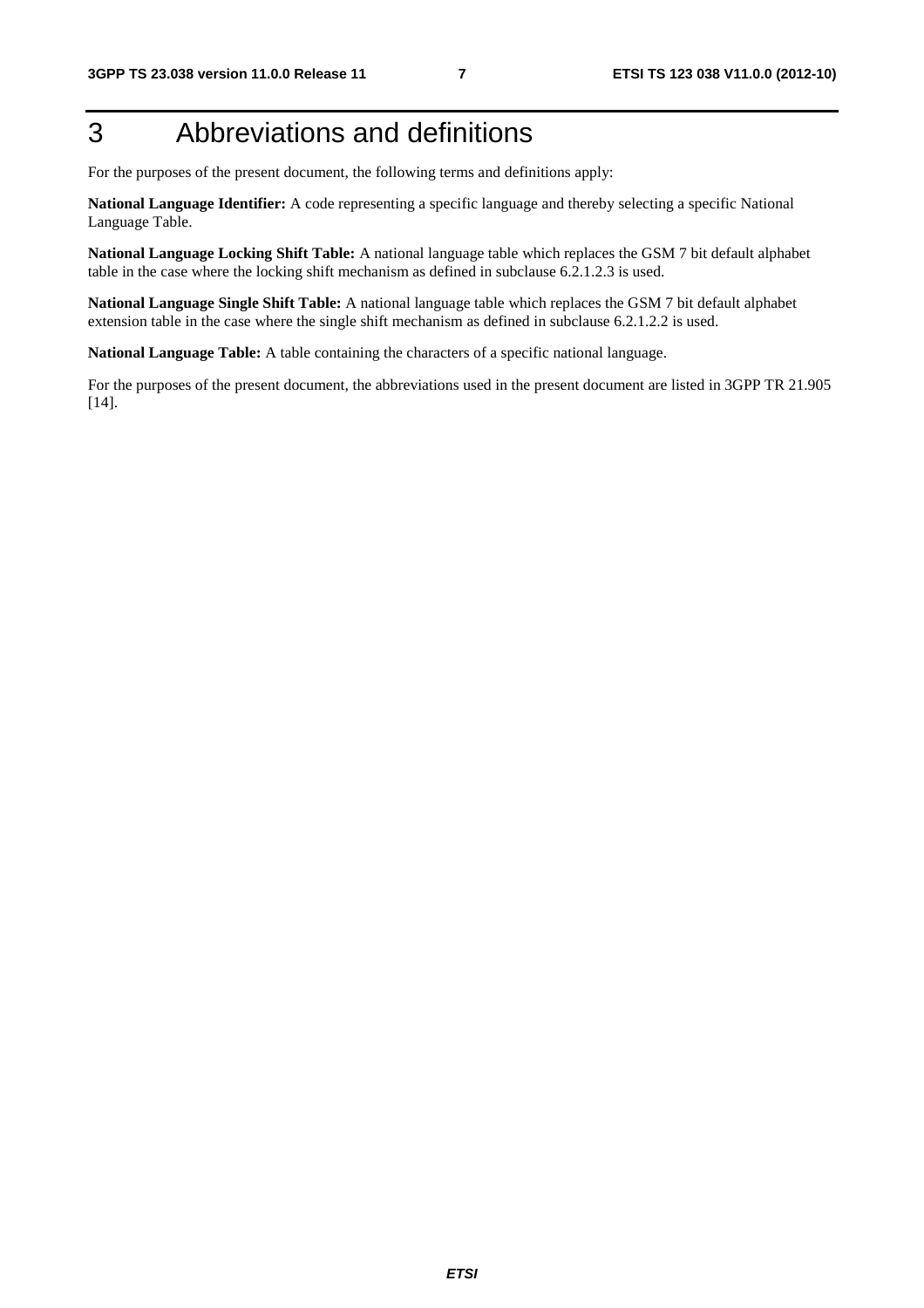# 3 Abbreviations and definitions

For the purposes of the present document, the following terms and definitions apply:

**National Language Identifier:** A code representing a specific language and thereby selecting a specific National Language Table.

**National Language Locking Shift Table:** A national language table which replaces the GSM 7 bit default alphabet table in the case where the locking shift mechanism as defined in subclause 6.2.1.2.3 is used.

**National Language Single Shift Table:** A national language table which replaces the GSM 7 bit default alphabet extension table in the case where the single shift mechanism as defined in subclause 6.2.1.2.2 is used.

**National Language Table:** A table containing the characters of a specific national language.

For the purposes of the present document, the abbreviations used in the present document are listed in 3GPP TR 21.905 [14].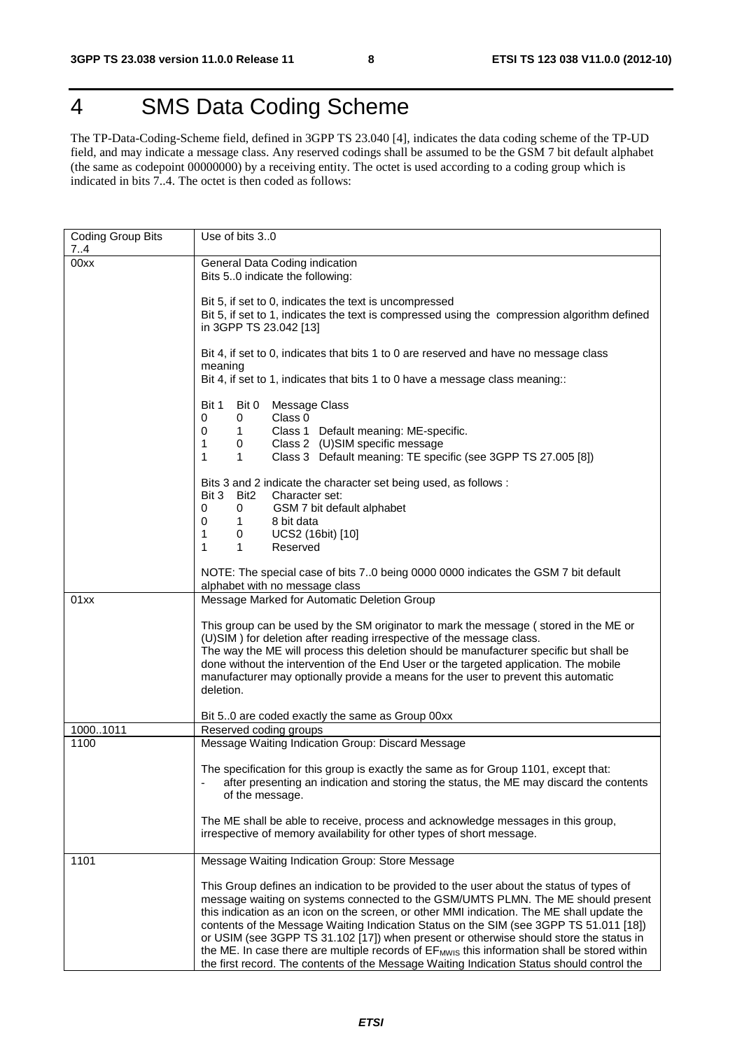# 4 SMS Data Coding Scheme

The TP-Data-Coding-Scheme field, defined in 3GPP TS 23.040 [4], indicates the data coding scheme of the TP-UD field, and may indicate a message class. Any reserved codings shall be assumed to be the GSM 7 bit default alphabet (the same as codepoint 00000000) by a receiving entity. The octet is used according to a coding group which is indicated in bits 7..4. The octet is then coded as follows:

| Coding Group Bits 7..4 | Use of bits 3..0 |
|---|---|
| 00xx | General Data Coding indication<br>Bits 5..0 indicate the following:<br><br>Bit 5, if set to 0, indicates the text is uncompressed<br>Bit 5, if set to 1, indicates the text is compressed using the compression algorithm defined in 3GPP TS 23.042 [13]<br><br>Bit 4, if set to 0, indicates that bits 1 to 0 are reserved and have no message class meaning<br>Bit 4, if set to 1, indicates that bits 1 to 0 have a message class meaning::<br><br>Bit 1 Bit 0 Message Class<br>0 0 Class 0<br>0 1 Class 1 Default meaning: ME-specific.<br>1 0 Class 2 (U)SIM specific message<br>1 1 Class 3 Default meaning: TE specific (see 3GPP TS 27.005 [8])<br><br>Bits 3 and 2 indicate the character set being used, as follows :<br>Bit 3 Bit2 Character set:<br>0 0 GSM 7 bit default alphabet<br>0 1 8 bit data<br>1 0 UCS2 (16bit) [10]<br>1 1 Reserved<br><br>NOTE: The special case of bits 7..0 being 0000 0000 indicates the GSM 7 bit default alphabet with no message class |
| 01xx | Message Marked for Automatic Deletion Group<br><br>This group can be used by the SM originator to mark the message ( stored in the ME or (U)SIM ) for deletion after reading irrespective of the message class.<br>The way the ME will process this deletion should be manufacturer specific but shall be done without the intervention of the End User or the targeted application. The mobile manufacturer may optionally provide a means for the user to prevent this automatic deletion.<br><br>Bit 5..0 are coded exactly the same as Group 00xx |
| 1000..1011 | Reserved coding groups |
| 1100 | Message Waiting Indication Group: Discard Message<br><br>The specification for this group is exactly the same as for Group 1101, except that:<br>- after presenting an indication and storing the status, the ME may discard the contents of the message.<br><br>The ME shall be able to receive, process and acknowledge messages in this group, irrespective of memory availability for other types of short message. |
| 1101 | Message Waiting Indication Group: Store Message<br><br>This Group defines an indication to be provided to the user about the status of types of message waiting on systems connected to the GSM/UMTS PLMN. The ME should present this indication as an icon on the screen, or other MMI indication. The ME shall update the contents of the Message Waiting Indication Status on the SIM (see 3GPP TS 51.011 [18]) or USIM (see 3GPP TS 31.102 [17]) when present or otherwise should store the status in the ME. In case there are multiple records of $EF_{MWIS}$ this information shall be stored within the first record. The contents of the Message Waiting Indication Status should control the |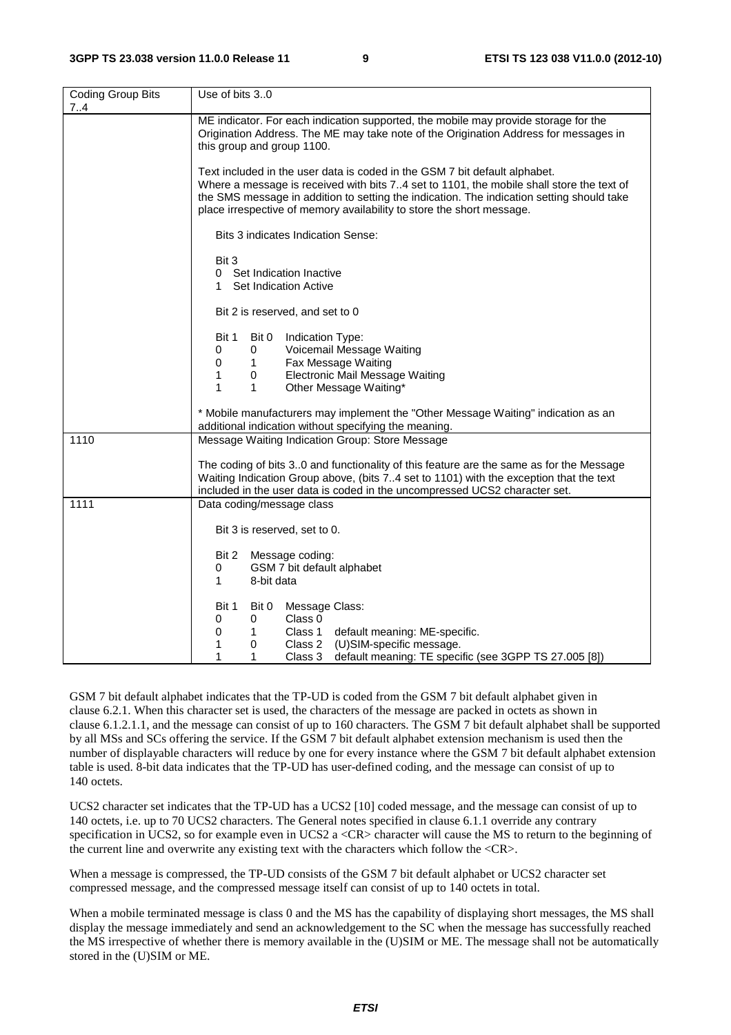| Coding Group Bits 7..4 | Use of bits 3..0 |
| --- | --- |
| | ME indicator. For each indication supported, the mobile may provide storage for the Origination Address. The ME may take note of the Origination Address for messages in this group and group 1100.<br><br>Text included in the user data is coded in the GSM 7 bit default alphabet.<br>Where a message is received with bits 7..4 set to 1101, the mobile shall store the text of the SMS message in addition to setting the indication. The indication setting should take place irrespective of memory availability to store the short message.<br><br>Bits 3 indicates Indication Sense:<br><br>Bit 3<br>0 Set Indication Inactive<br>1 Set Indication Active<br><br>Bit 2 is reserved, and set to 0<br><br>Bit 1 Bit 0 Indication Type:<br>0 0 Voicemail Message Waiting<br>0 1 Fax Message Waiting<br>1 0 Electronic Mail Message Waiting<br>1 1 Other Message Waiting*<br><br>* Mobile manufacturers may implement the "Other Message Waiting" indication as an additional indication without specifying the meaning. |
| 1110 | Message Waiting Indication Group: Store Message<br><br>The coding of bits 3..0 and functionality of this feature are the same as for the Message Waiting Indication Group above, (bits 7..4 set to 1101) with the exception that the text included in the user data is coded in the uncompressed UCS2 character set. |
| 1111 | Data coding/message class<br><br>Bit 3 is reserved, set to 0.<br><br>Bit 2 Message coding:<br>0 GSM 7 bit default alphabet<br>1 8-bit data<br><br>Bit 1 Bit 0 Message Class:<br>0 0 Class 0<br>0 1 Class 1 default meaning: ME-specific.<br>1 0 Class 2 (U)SIM-specific message.<br>1 1 Class 3 default meaning: TE specific (see 3GPP TS 27.005 [8]) |

GSM 7 bit default alphabet indicates that the TP-UD is coded from the GSM 7 bit default alphabet given in clause 6.2.1. When this character set is used, the characters of the message are packed in octets as shown in clause 6.1.2.1.1, and the message can consist of up to 160 characters. The GSM 7 bit default alphabet shall be supported by all MSs and SCs offering the service. If the GSM 7 bit default alphabet extension mechanism is used then the number of displayable characters will reduce by one for every instance where the GSM 7 bit default alphabet extension table is used. 8-bit data indicates that the TP-UD has user-defined coding, and the message can consist of up to 140 octets.

UCS2 character set indicates that the TP-UD has a UCS2 [10] coded message, and the message can consist of up to 140 octets, i.e. up to 70 UCS2 characters. The General notes specified in clause 6.1.1 override any contrary specification in UCS2, so for example even in UCS2 a <CR> character will cause the MS to return to the beginning of the current line and overwrite any existing text with the characters which follow the <CR>.

When a message is compressed, the TP-UD consists of the GSM 7 bit default alphabet or UCS2 character set compressed message, and the compressed message itself can consist of up to 140 octets in total.

When a mobile terminated message is class 0 and the MS has the capability of displaying short messages, the MS shall display the message immediately and send an acknowledgement to the SC when the message has successfully reached the MS irrespective of whether there is memory available in the (U)SIM or ME. The message shall not be automatically stored in the (U)SIM or ME.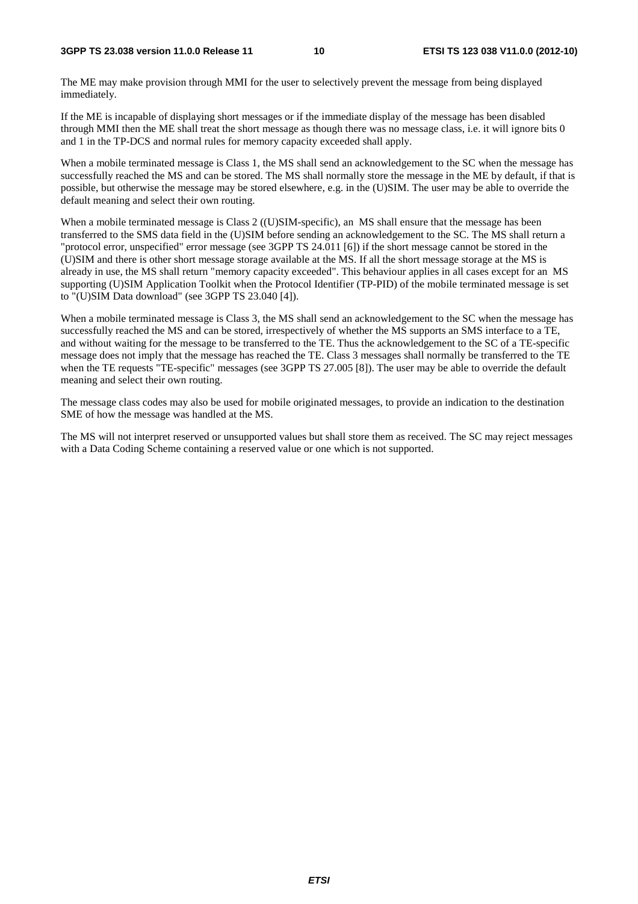The ME may make provision through MMI for the user to selectively prevent the message from being displayed immediately.

If the ME is incapable of displaying short messages or if the immediate display of the message has been disabled through MMI then the ME shall treat the short message as though there was no message class, i.e. it will ignore bits 0 and 1 in the TP-DCS and normal rules for memory capacity exceeded shall apply.

When a mobile terminated message is Class 1, the MS shall send an acknowledgement to the SC when the message has successfully reached the MS and can be stored. The MS shall normally store the message in the ME by default, if that is possible, but otherwise the message may be stored elsewhere, e.g. in the (U)SIM. The user may be able to override the default meaning and select their own routing.

When a mobile terminated message is Class 2 ((U)SIM-specific), an MS shall ensure that the message has been transferred to the SMS data field in the (U)SIM before sending an acknowledgement to the SC. The MS shall return a "protocol error, unspecified" error message (see 3GPP TS 24.011 [6]) if the short message cannot be stored in the (U)SIM and there is other short message storage available at the MS. If all the short message storage at the MS is already in use, the MS shall return "memory capacity exceeded". This behaviour applies in all cases except for an MS supporting (U)SIM Application Toolkit when the Protocol Identifier (TP-PID) of the mobile terminated message is set to "(U)SIM Data download" (see 3GPP TS 23.040 [4]).

When a mobile terminated message is Class 3, the MS shall send an acknowledgement to the SC when the message has successfully reached the MS and can be stored, irrespectively of whether the MS supports an SMS interface to a TE, and without waiting for the message to be transferred to the TE. Thus the acknowledgement to the SC of a TE-specific message does not imply that the message has reached the TE. Class 3 messages shall normally be transferred to the TE when the TE requests "TE-specific" messages (see 3GPP TS 27.005 [8]). The user may be able to override the default meaning and select their own routing.

The message class codes may also be used for mobile originated messages, to provide an indication to the destination SME of how the message was handled at the MS.

The MS will not interpret reserved or unsupported values but shall store them as received. The SC may reject messages with a Data Coding Scheme containing a reserved value or one which is not supported.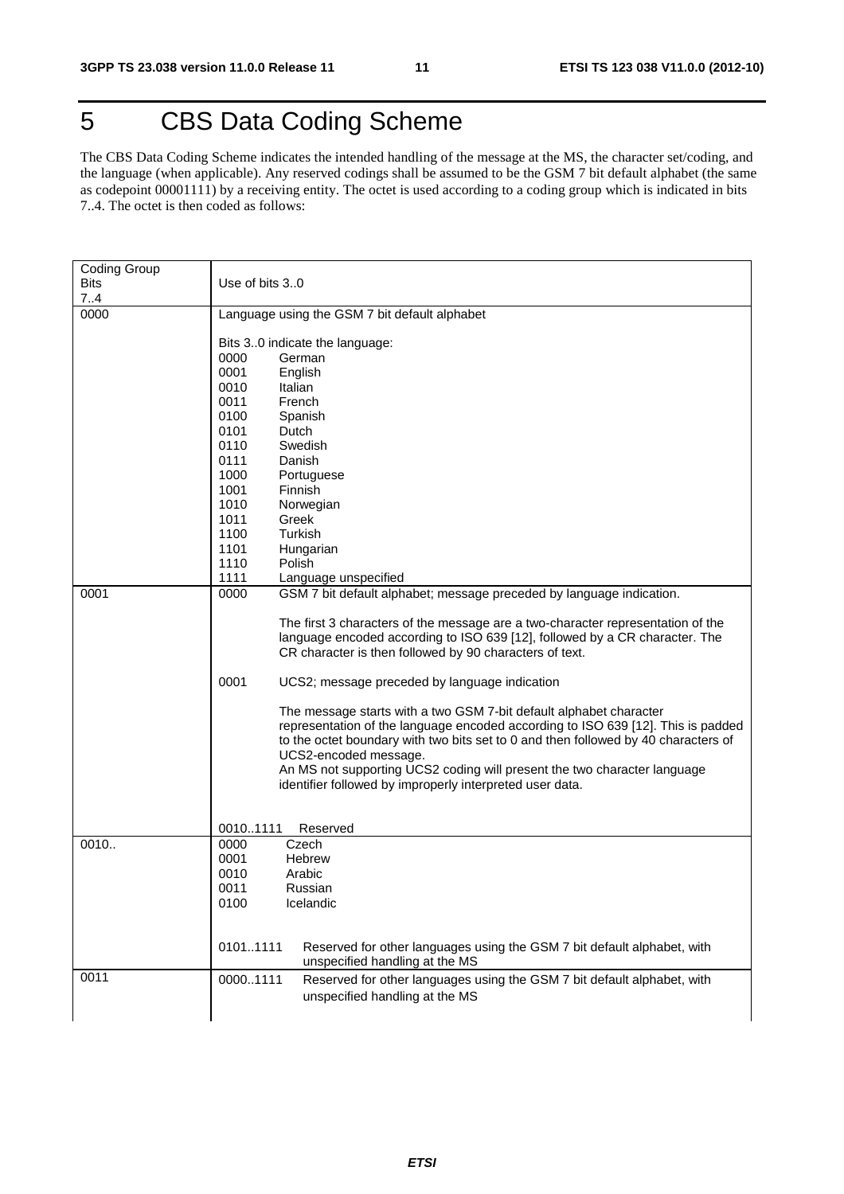# 5 CBS Data Coding Scheme

The CBS Data Coding Scheme indicates the intended handling of the message at the MS, the character set/coding, and the language (when applicable). Any reserved codings shall be assumed to be the GSM 7 bit default alphabet (the same as codepoint 00001111) by a receiving entity. The octet is used according to a coding group which is indicated in bits 7..4. The octet is then coded as follows:

| Coding Group Bits 7..4 | Use of bits 3..0 |
|---|---|
| 0000 | Language using the GSM 7 bit default alphabet<br><br>Bits 3..0 indicate the language:<br>0000 German<br>0001 English<br>0010 Italian<br>0011 French<br>0100 Spanish<br>0101 Dutch<br>0110 Swedish<br>0111 Danish<br>1000 Portuguese<br>1001 Finnish<br>1010 Norwegian<br>1011 Greek<br>1100 Turkish<br>1101 Hungarian<br>1110 Polish<br>1111 Language unspecified |
| 0001 | 0000 GSM 7 bit default alphabet; message preceded by language indication.<br><br>The first 3 characters of the message are a two-character representation of the language encoded according to ISO 639 [12], followed by a CR character. The CR character is then followed by 90 characters of text.<br><br>0001 UCS2; message preceded by language indication<br><br>The message starts with a two GSM 7-bit default alphabet character representation of the language encoded according to ISO 639 [12]. This is padded to the octet boundary with two bits set to 0 and then followed by 40 characters of UCS2-encoded message.<br>An MS not supporting UCS2 coding will present the two character language identifier followed by improperly interpreted user data.<br><br>0010..1111 Reserved |
| 0010.. | 0000 Czech<br>0001 Hebrew<br>0010 Arabic<br>0011 Russian<br>0100 Icelandic<br><br>0101..1111 Reserved for other languages using the GSM 7 bit default alphabet, with unspecified handling at the MS |
| 0011 | 0000..1111 Reserved for other languages using the GSM 7 bit default alphabet, with unspecified handling at the MS |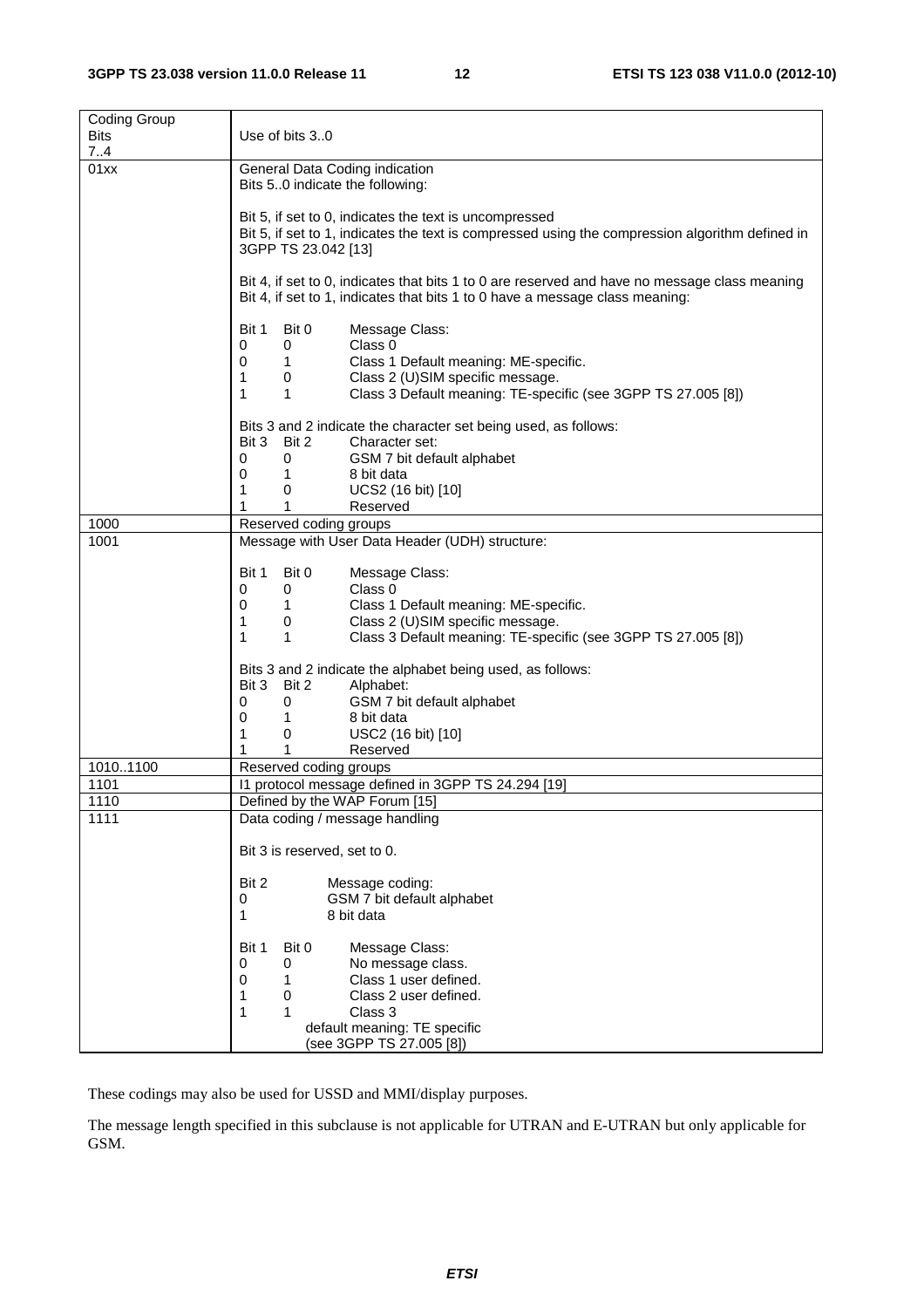| Coding Group Bits 7..4 | Use of bits 3..0 |
|---|---|
| 01xx | General Data Coding indication<br>Bits 5..0 indicate the following:<br><br>Bit 5, if set to 0, indicates the text is uncompressed<br>Bit 5, if set to 1, indicates the text is compressed using the compression algorithm defined in 3GPP TS 23.042 [13]<br><br>Bit 4, if set to 0, indicates that bits 1 to 0 are reserved and have no message class meaning<br>Bit 4, if set to 1, indicates that bits 1 to 0 have a message class meaning:<br><br>Bit 1 Bit 0 Message Class:<br>0 0 Class 0<br>0 1 Class 1 Default meaning: ME-specific.<br>1 0 Class 2 (U)SIM specific message.<br>1 1 Class 3 Default meaning: TE-specific (see 3GPP TS 27.005 [8])<br><br>Bits 3 and 2 indicate the character set being used, as follows:<br>Bit 3 Bit 2 Character set:<br>0 0 GSM 7 bit default alphabet<br>0 1 8 bit data<br>1 0 UCS2 (16 bit) [10]<br>1 1 Reserved |
| 1000 | Reserved coding groups |
| 1001 | Message with User Data Header (UDH) structure:<br><br>Bit 1 Bit 0 Message Class:<br>0 0 Class 0<br>0 1 Class 1 Default meaning: ME-specific.<br>1 0 Class 2 (U)SIM specific message.<br>1 1 Class 3 Default meaning: TE-specific (see 3GPP TS 27.005 [8])<br><br>Bits 3 and 2 indicate the alphabet being used, as follows:<br>Bit 3 Bit 2 Alphabet:<br>0 0 GSM 7 bit default alphabet<br>0 1 8 bit data<br>1 0 USC2 (16 bit) [10]<br>1 1 Reserved |
| 1010..1100 | Reserved coding groups |
| 1101 | I1 protocol message defined in 3GPP TS 24.294 [19] |
| 1110 | Defined by the WAP Forum [15] |
| 1111 | Data coding / message handling<br><br>Bit 3 is reserved, set to 0.<br><br>Bit 2 Message coding:<br>0 GSM 7 bit default alphabet<br>1 8 bit data<br><br>Bit 1 Bit 0 Message Class:<br>0 0 No message class.<br>0 1 Class 1 user defined.<br>1 0 Class 2 user defined.<br>1 1 Class 3<br>default meaning: TE specific<br>(see 3GPP TS 27.005 [8]) |

These codings may also be used for USSD and MMI/display purposes.

The message length specified in this subclause is not applicable for UTRAN and E-UTRAN but only applicable for GSM.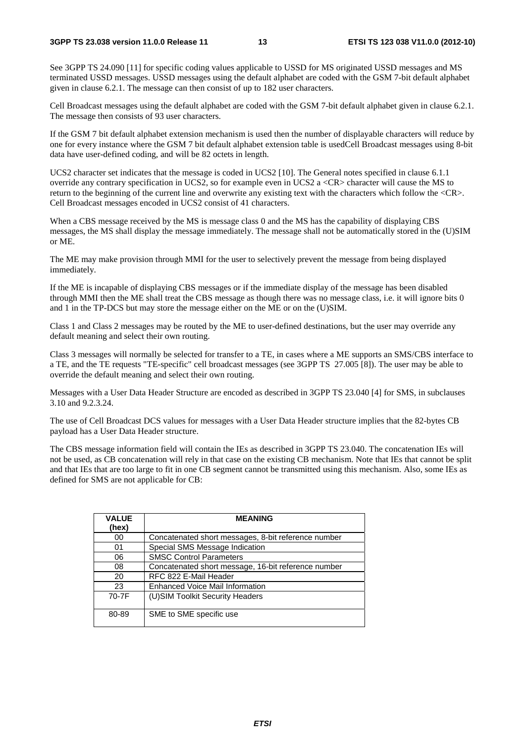See 3GPP TS 24.090 [11] for specific coding values applicable to USSD for MS originated USSD messages and MS terminated USSD messages. USSD messages using the default alphabet are coded with the GSM 7-bit default alphabet given in clause 6.2.1. The message can then consist of up to 182 user characters.

Cell Broadcast messages using the default alphabet are coded with the GSM 7-bit default alphabet given in clause 6.2.1. The message then consists of 93 user characters.

If the GSM 7 bit default alphabet extension mechanism is used then the number of displayable characters will reduce by one for every instance where the GSM 7 bit default alphabet extension table is usedCell Broadcast messages using 8-bit data have user-defined coding, and will be 82 octets in length.

UCS2 character set indicates that the message is coded in UCS2 [10]. The General notes specified in clause 6.1.1 override any contrary specification in UCS2, so for example even in UCS2 a <CR> character will cause the MS to return to the beginning of the current line and overwrite any existing text with the characters which follow the <CR>. Cell Broadcast messages encoded in UCS2 consist of 41 characters.

When a CBS message received by the MS is message class 0 and the MS has the capability of displaying CBS messages, the MS shall display the message immediately. The message shall not be automatically stored in the (U)SIM or ME.

The ME may make provision through MMI for the user to selectively prevent the message from being displayed immediately.

If the ME is incapable of displaying CBS messages or if the immediate display of the message has been disabled through MMI then the ME shall treat the CBS message as though there was no message class, i.e. it will ignore bits 0 and 1 in the TP-DCS but may store the message either on the ME or on the (U)SIM.

Class 1 and Class 2 messages may be routed by the ME to user-defined destinations, but the user may override any default meaning and select their own routing.

Class 3 messages will normally be selected for transfer to a TE, in cases where a ME supports an SMS/CBS interface to a TE, and the TE requests "TE-specific" cell broadcast messages (see 3GPP TS 27.005 [8]). The user may be able to override the default meaning and select their own routing.

Messages with a User Data Header Structure are encoded as described in 3GPP TS 23.040 [4] for SMS, in subclauses 3.10 and 9.2.3.24.

The use of Cell Broadcast DCS values for messages with a User Data Header structure implies that the 82-bytes CB payload has a User Data Header structure.

The CBS message information field will contain the IEs as described in 3GPP TS 23.040. The concatenation IEs will not be used, as CB concatenation will rely in that case on the existing CB mechanism. Note that IEs that cannot be split and that IEs that are too large to fit in one CB segment cannot be transmitted using this mechanism. Also, some IEs as defined for SMS are not applicable for CB:

| VALUE (hex) | MEANING |
|---|---|
| 00 | Concatenated short messages, 8-bit reference number |
| 01 | Special SMS Message Indication |
| 06 | SMSC Control Parameters |
| 08 | Concatenated short message, 16-bit reference number |
| 20 | RFC 822 E-Mail Header |
| 23 | Enhanced Voice Mail Information |
| 70-7F | (U)SIM Toolkit Security Headers |
| 80-89 | SME to SME specific use |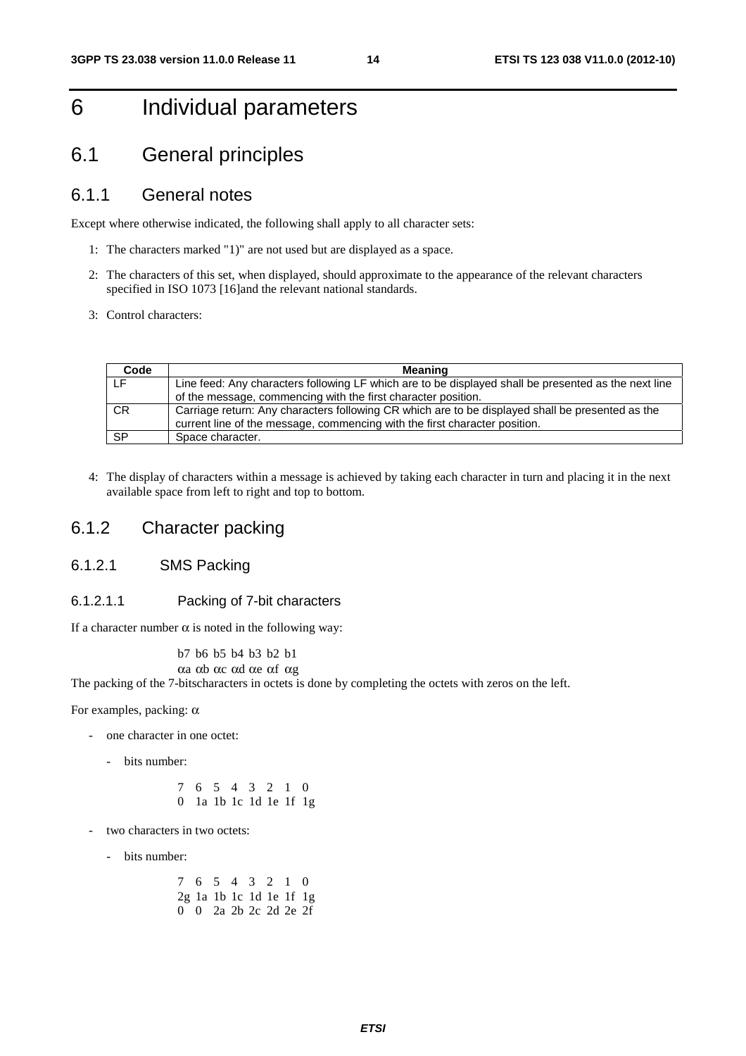# 6 Individual parameters

## 6.1 General principles

### 6.1.1 General notes

Except where otherwise indicated, the following shall apply to all character sets:

1: The characters marked "1)" are not used but are displayed as a space.

2: The characters of this set, when displayed, should approximate to the appearance of the relevant characters specified in ISO 1073 [16]and the relevant national standards.

3: Control characters:

| Code | Meaning |
|---|---|
| LF | Line feed: Any characters following LF which are to be displayed shall be presented as the next line of the message, commencing with the first character position. |
| CR | Carriage return: Any characters following CR which are to be displayed shall be presented as the current line of the message, commencing with the first character position. |
| SP | Space character. |

4: The display of characters within a message is achieved by taking each character in turn and placing it in the next available space from left to right and top to bottom.

### 6.1.2 Character packing

#### 6.1.2.1 SMS Packing

##### 6.1.2.1.1 Packing of 7-bit characters

If a character number $\alpha$ is noted in the following way:

```
b7 b6 b5 b4 b3 b2 b1
αa αb αc αd αe αf αg
```

The packing of the 7-bitscharacters in octets is done by completing the octets with zeros on the left.

For examples, packing: $\alpha$

- one character in one octet:
  - bits number:

```
7  6  5  4  3  2  1  0
0  1a 1b 1c 1d 1e 1f 1g
```

- two characters in two octets:
  - bits number:

```
7  6  5  4  3  2  1  0
2g 1a 1b 1c 1d 1e 1f 1g
0  0  2a 2b 2c 2d 2e 2f
```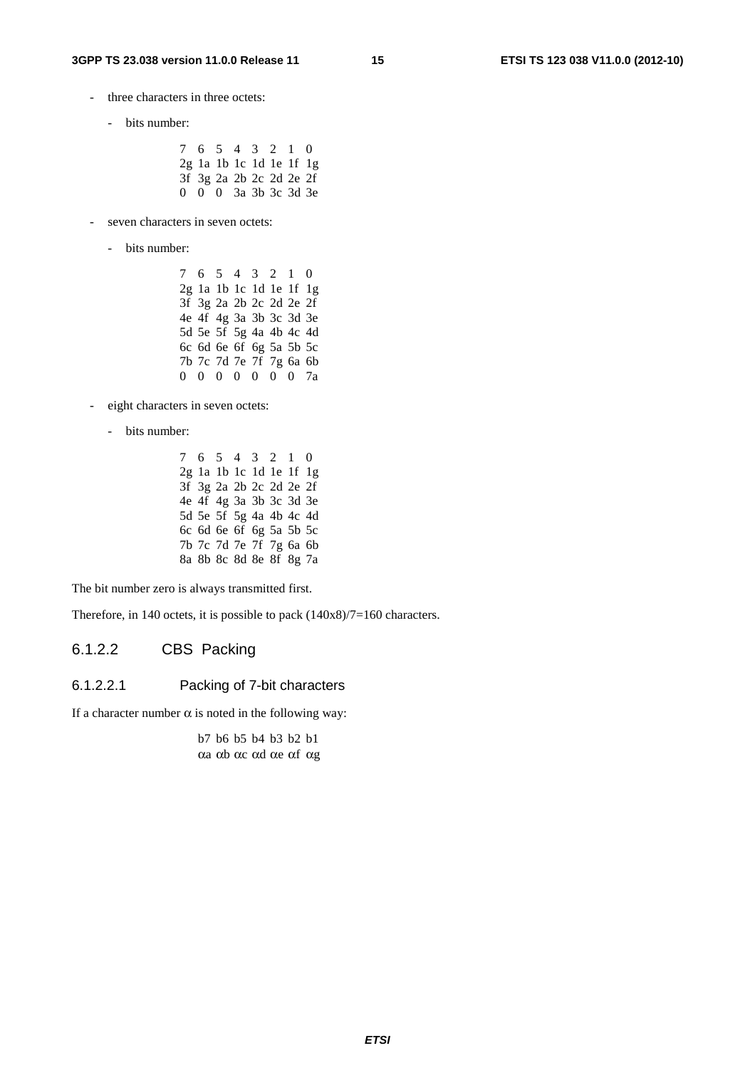- three characters in three octets:
  - bits number:

```
7  6  5  4  3  2  1  0
2g 1a 1b 1c 1d 1e 1f 1g
3f 3g 2a 2b 2c 2d 2e 2f
0  0  0  3a 3b 3c 3d 3e
```

- seven characters in seven octets:
  - bits number:

```
7  6  5  4  3  2  1  0
2g 1a 1b 1c 1d 1e 1f 1g
3f 3g 2a 2b 2c 2d 2e 2f
4e 4f 4g 3a 3b 3c 3d 3e
5d 5e 5f 5g 4a 4b 4c 4d
6c 6d 6e 6f 6g 5a 5b 5c
7b 7c 7d 7e 7f 7g 6a 6b
0  0  0  0  0  0  0  7a
```

- eight characters in seven octets:
  - bits number:

```
7  6  5  4  3  2  1  0
2g 1a 1b 1c 1d 1e 1f 1g
3f 3g 2a 2b 2c 2d 2e 2f
4e 4f 4g 3a 3b 3c 3d 3e
5d 5e 5f 5g 4a 4b 4c 4d
6c 6d 6e 6f 6g 5a 5b 5c
7b 7c 7d 7e 7f 7g 6a 6b
8a 8b 8c 8d 8e 8f 8g 7a
```

The bit number zero is always transmitted first.

Therefore, in 140 octets, it is possible to pack (140x8)/7=160 characters.

### 6.1.2.2 CBS Packing

#### 6.1.2.2.1 Packing of 7-bit characters

If a character number α is noted in the following way:

```
b7 b6 b5 b4 b3 b2 b1
αa αb αc αd αe αf αg
```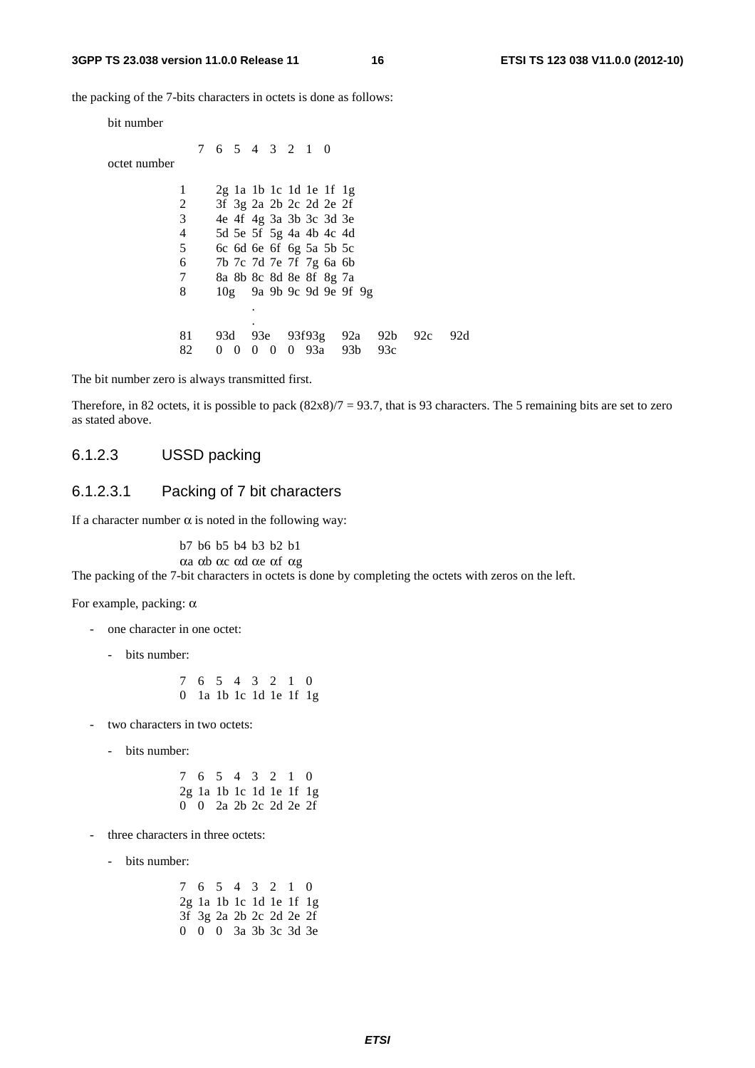the packing of the 7-bits characters in octets is done as follows:

```
bit number

                 7  6  5  4  3  2  1  0
octet number

          1      2g 1a 1b 1c 1d 1e 1f 1g
          2      3f 3g 2a 2b 2c 2d 2e 2f
          3      4e 4f 4g 3a 3b 3c 3d 3e
          4      5d 5e 5f 5g 4a 4b 4c 4d
          5      6c 6d 6e 6f 6g 5a 5b 5c
          6      7b 7c 7d 7e 7f 7g 6a 6b
          7      8a 8b 8c 8d 8e 8f 8g 7a
          8      10g  9a 9b 9c 9d 9e 9f 9g
                         .
                         .
          81     93d   93e   93f93g   92a   92b   92c   92d
          82     0  0  0  0  0  93a   93b   93c
```

The bit number zero is always transmitted first.

Therefore, in 82 octets, it is possible to pack (82x8)/7 = 93.7, that is 93 characters. The 5 remaining bits are set to zero as stated above.

### 6.1.2.3 USSD packing

#### 6.1.2.3.1 Packing of 7 bit characters

If a character number $\alpha$ is noted in the following way:

```
b7  b6  b5  b4  b3  b2  b1
αa  αb  αc  αd  αe  αf  αg
```

The packing of the 7-bit characters in octets is done by completing the octets with zeros on the left.

For example, packing: $\alpha$

- one character in one octet:
  - bits number:

```
7  6  5  4  3  2  1  0
0  1a 1b 1c 1d 1e 1f 1g
```

- two characters in two octets:
  - bits number:

```
7  6  5  4  3  2  1  0
2g 1a 1b 1c 1d 1e 1f 1g
0  0  2a 2b 2c 2d 2e 2f
```

- three characters in three octets:
  - bits number:

```
7  6  5  4  3  2  1  0
2g 1a 1b 1c 1d 1e 1f 1g
3f 3g 2a 2b 2c 2d 2e 2f
0  0  0  3a 3b 3c 3d 3e
```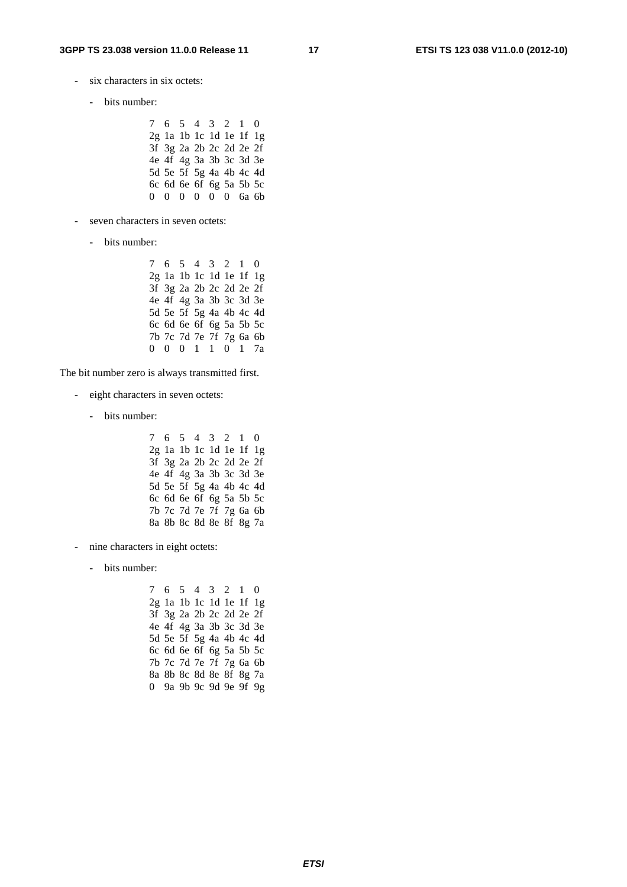- six characters in six octets:

  - bits number:

```
7  6  5  4  3  2  1  0
2g 1a 1b 1c 1d 1e 1f 1g
3f 3g 2a 2b 2c 2d 2e 2f
4e 4f 4g 3a 3b 3c 3d 3e
5d 5e 5f 5g 4a 4b 4c 4d
6c 6d 6e 6f 6g 5a 5b 5c
0  0  0  0  0  0  6a 6b
```

- seven characters in seven octets:

  - bits number:

```
7  6  5  4  3  2  1  0
2g 1a 1b 1c 1d 1e 1f 1g
3f 3g 2a 2b 2c 2d 2e 2f
4e 4f 4g 3a 3b 3c 3d 3e
5d 5e 5f 5g 4a 4b 4c 4d
6c 6d 6e 6f 6g 5a 5b 5c
7b 7c 7d 7e 7f 7g 6a 6b
0  0  0  1  1  0  1  7a
```

The bit number zero is always transmitted first.

- eight characters in seven octets:

  - bits number:

```
7  6  5  4  3  2  1  0
2g 1a 1b 1c 1d 1e 1f 1g
3f 3g 2a 2b 2c 2d 2e 2f
4e 4f 4g 3a 3b 3c 3d 3e
5d 5e 5f 5g 4a 4b 4c 4d
6c 6d 6e 6f 6g 5a 5b 5c
7b 7c 7d 7e 7f 7g 6a 6b
8a 8b 8c 8d 8e 8f 8g 7a
```

- nine characters in eight octets:

  - bits number:

```
7  6  5  4  3  2  1  0
2g 1a 1b 1c 1d 1e 1f 1g
3f 3g 2a 2b 2c 2d 2e 2f
4e 4f 4g 3a 3b 3c 3d 3e
5d 5e 5f 5g 4a 4b 4c 4d
6c 6d 6e 6f 6g 5a 5b 5c
7b 7c 7d 7e 7f 7g 6a 6b
8a 8b 8c 8d 8e 8f 8g 7a
0  9a 9b 9c 9d 9e 9f 9g
```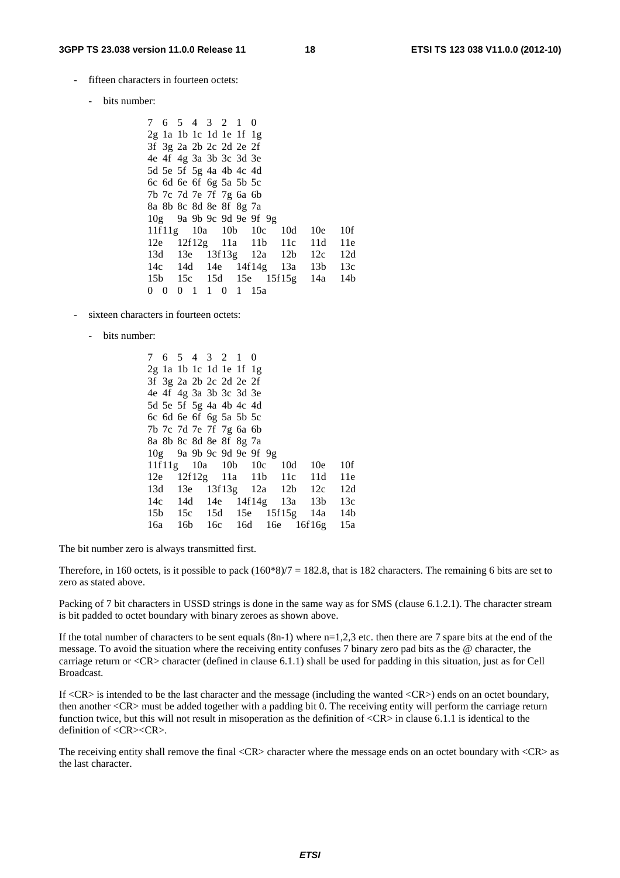- fifteen characters in fourteen octets:

  - bits number:

```
7   6   5   4   3   2   1   0
2g  1a  1b  1c  1d  1e  1f  1g
3f  3g  2a  2b  2c  2d  2e  2f
4e  4f  4g  3a  3b  3c  3d  3e
5d  5e  5f  5g  4a  4b  4c  4d
6c  6d  6e  6f  6g  5a  5b  5c
7b  7c  7d  7e  7f  7g  6a  6b
8a  8b  8c  8d  8e  8f  8g  7a
10g     9a  9b  9c  9d  9e  9f  9g
11f11g  10a     10b     10c     10d     10e     10f
12e     12f12g  11a     11b     11c     11d     11e
13d     13e     13f13g  12a     12b     12c     12d
14c     14d     14e     14f14g  13a     13b     13c
15b     15c     15d     15e     15f15g  14a     14b
0   0   0   1   1   0   1   15a
```

- sixteen characters in fourteen octets:

  - bits number:

```
7   6   5   4   3   2   1   0
2g  1a  1b  1c  1d  1e  1f  1g
3f  3g  2a  2b  2c  2d  2e  2f
4e  4f  4g  3a  3b  3c  3d  3e
5d  5e  5f  5g  4a  4b  4c  4d
6c  6d  6e  6f  6g  5a  5b  5c
7b  7c  7d  7e  7f  7g  6a  6b
8a  8b  8c  8d  8e  8f  8g  7a
10g     9a  9b  9c  9d  9e  9f  9g
11f11g  10a     10b     10c     10d     10e     10f
12e     12f12g  11a     11b     11c     11d     11e
13d     13e     13f13g  12a     12b     12c     12d
14c     14d     14e     14f14g  13a     13b     13c
15b     15c     15d     15e     15f15g  14a     14b
16a     16b     16c     16d     16e     16f16g  15a
```

The bit number zero is always transmitted first.

Therefore, in 160 octets, is it possible to pack (160*8)/7 = 182.8, that is 182 characters. The remaining 6 bits are set to zero as stated above.

Packing of 7 bit characters in USSD strings is done in the same way as for SMS (clause 6.1.2.1). The character stream is bit padded to octet boundary with binary zeroes as shown above.

If the total number of characters to be sent equals (8n-1) where n=1,2,3 etc. then there are 7 spare bits at the end of the message. To avoid the situation where the receiving entity confuses 7 binary zero pad bits as the @ character, the carriage return or <CR> character (defined in clause 6.1.1) shall be used for padding in this situation, just as for Cell Broadcast.

If <CR> is intended to be the last character and the message (including the wanted <CR>) ends on an octet boundary, then another <CR> must be added together with a padding bit 0. The receiving entity will perform the carriage return function twice, but this will not result in misoperation as the definition of <CR> in clause 6.1.1 is identical to the definition of <CR><CR>.

The receiving entity shall remove the final <CR> character where the message ends on an octet boundary with <CR> as the last character.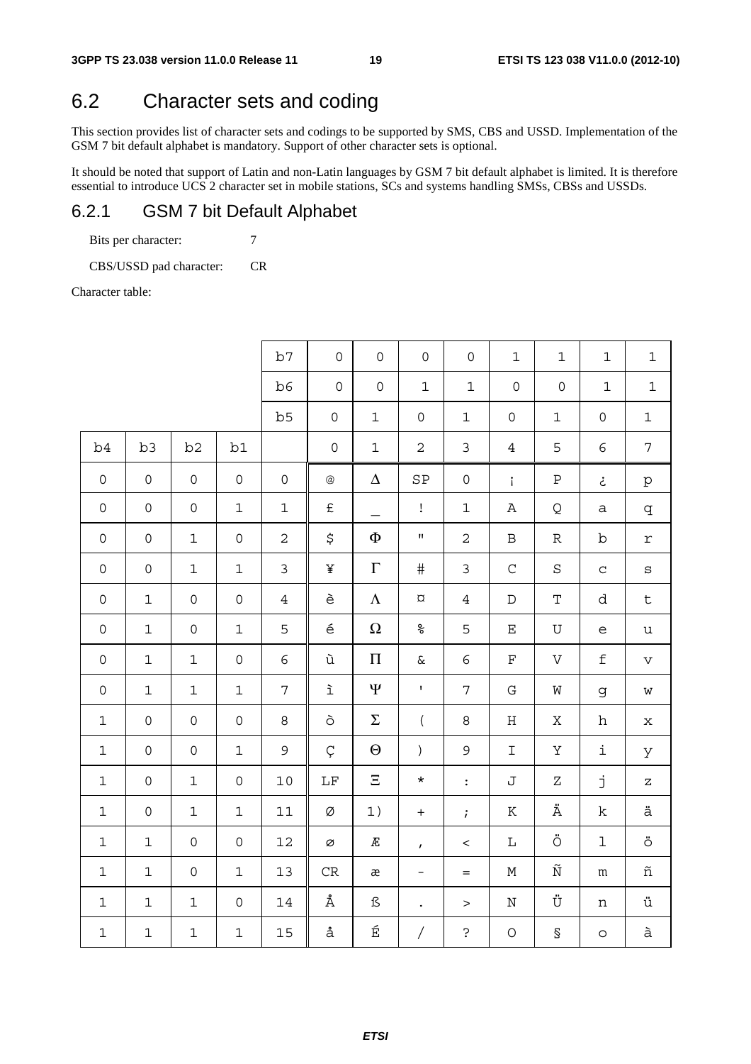## 6.2 Character sets and coding

This section provides list of character sets and codings to be supported by SMS, CBS and USSD. Implementation of the GSM 7 bit default alphabet is mandatory. Support of other character sets is optional.

It should be noted that support of Latin and non-Latin languages by GSM 7 bit default alphabet is limited. It is therefore essential to introduce UCS 2 character set in mobile stations, SCs and systems handling SMSs, CBSs and USSDs.

### 6.2.1 GSM 7 bit Default Alphabet

Bits per character: 7

CBS/USSD pad character: CR

Character table:

| | | | | b7 | 0 | 0 | 0 | 0 | 1 | 1 | 1 | 1 |
|---|---|---|---|---|---|---|---|---|---|---|---|---|
| | | | | b6 | 0 | 0 | 1 | 1 | 0 | 0 | 1 | 1 |
| | | | | b5 | 0 | 1 | 0 | 1 | 0 | 1 | 0 | 1 |
| b4 | b3 | b2 | b1 | | 0 | 1 | 2 | 3 | 4 | 5 | 6 | 7 |
| 0 | 0 | 0 | 0 | 0 | @ | Δ | SP | 0 | ¡ | P | ¿ | p |
| 0 | 0 | 0 | 1 | 1 | £ | _ | ! | 1 | A | Q | a | q |
| 0 | 0 | 1 | 0 | 2 | $ | Φ | " | 2 | B | R | b | r |
| 0 | 0 | 1 | 1 | 3 | ¥ | Γ | # | 3 | C | S | c | s |
| 0 | 1 | 0 | 0 | 4 | è | Λ | ¤ | 4 | D | T | d | t |
| 0 | 1 | 0 | 1 | 5 | é | Ω | % | 5 | E | U | e | u |
| 0 | 1 | 1 | 0 | 6 | ù | Π | & | 6 | F | V | f | v |
| 0 | 1 | 1 | 1 | 7 | ì | Ψ | ' | 7 | G | W | g | w |
| 1 | 0 | 0 | 0 | 8 | ò | Σ | ( | 8 | H | X | h | x |
| 1 | 0 | 0 | 1 | 9 | Ç | Θ | ) | 9 | I | Y | i | y |
| 1 | 0 | 1 | 0 | 10 | LF | Ξ | * | : | J | Z | j | z |
| 1 | 0 | 1 | 1 | 11 | Ø | 1) | + | ; | K | Ä | k | ä |
| 1 | 1 | 0 | 0 | 12 | ø | Æ | , | < | L | Ö | l | ö |
| 1 | 1 | 0 | 1 | 13 | CR | æ | - | = | M | Ñ | m | ñ |
| 1 | 1 | 1 | 0 | 14 | Å | ß | . | > | N | Ü | n | ü |
| 1 | 1 | 1 | 1 | 15 | å | É | / | ? | O | § | o | à |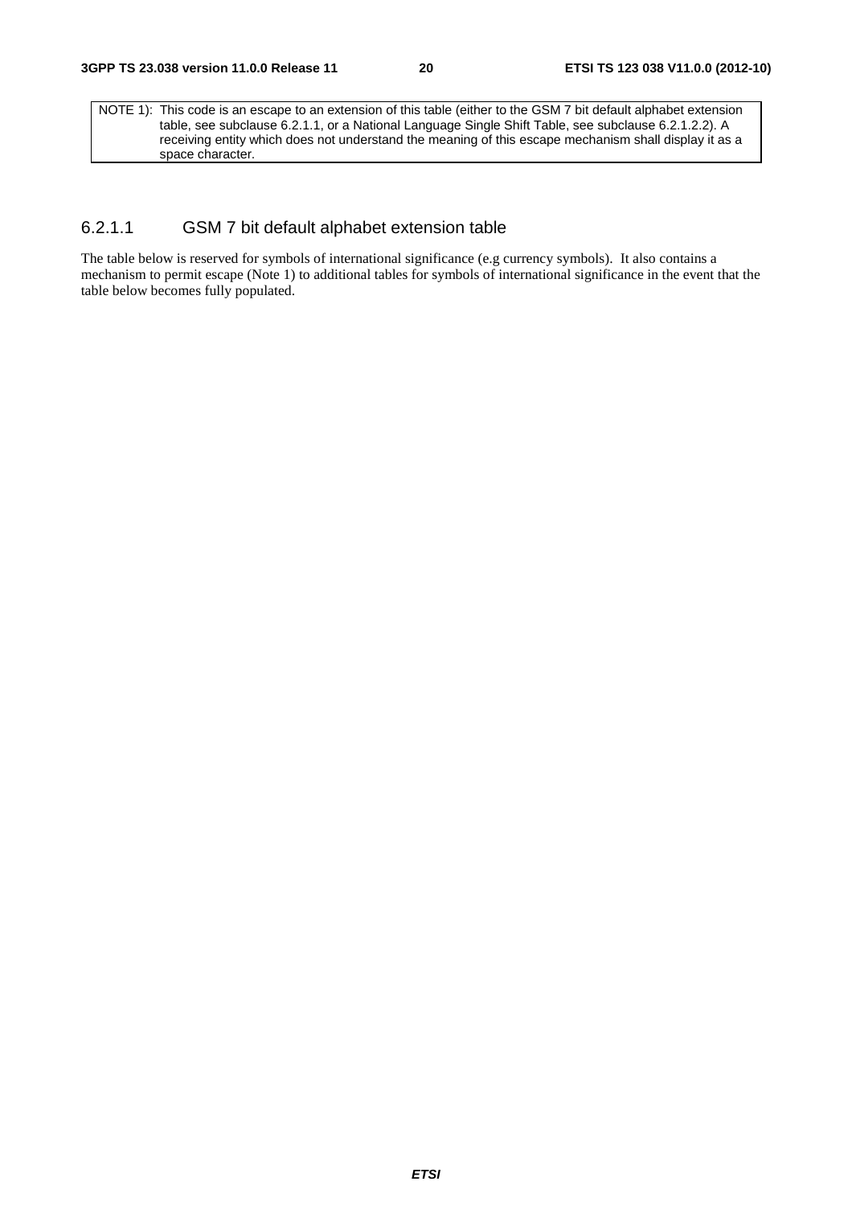| NOTE 1): | This code is an escape to an extension of this table (either to the GSM 7 bit default alphabet extension table, see subclause 6.2.1.1, or a National Language Single Shift Table, see subclause 6.2.1.2.2). A receiving entity which does not understand the meaning of this escape mechanism shall display it as a space character. |
|---|---|

### 6.2.1.1 GSM 7 bit default alphabet extension table

The table below is reserved for symbols of international significance (e.g currency symbols). It also contains a mechanism to permit escape (Note 1) to additional tables for symbols of international significance in the event that the table below becomes fully populated.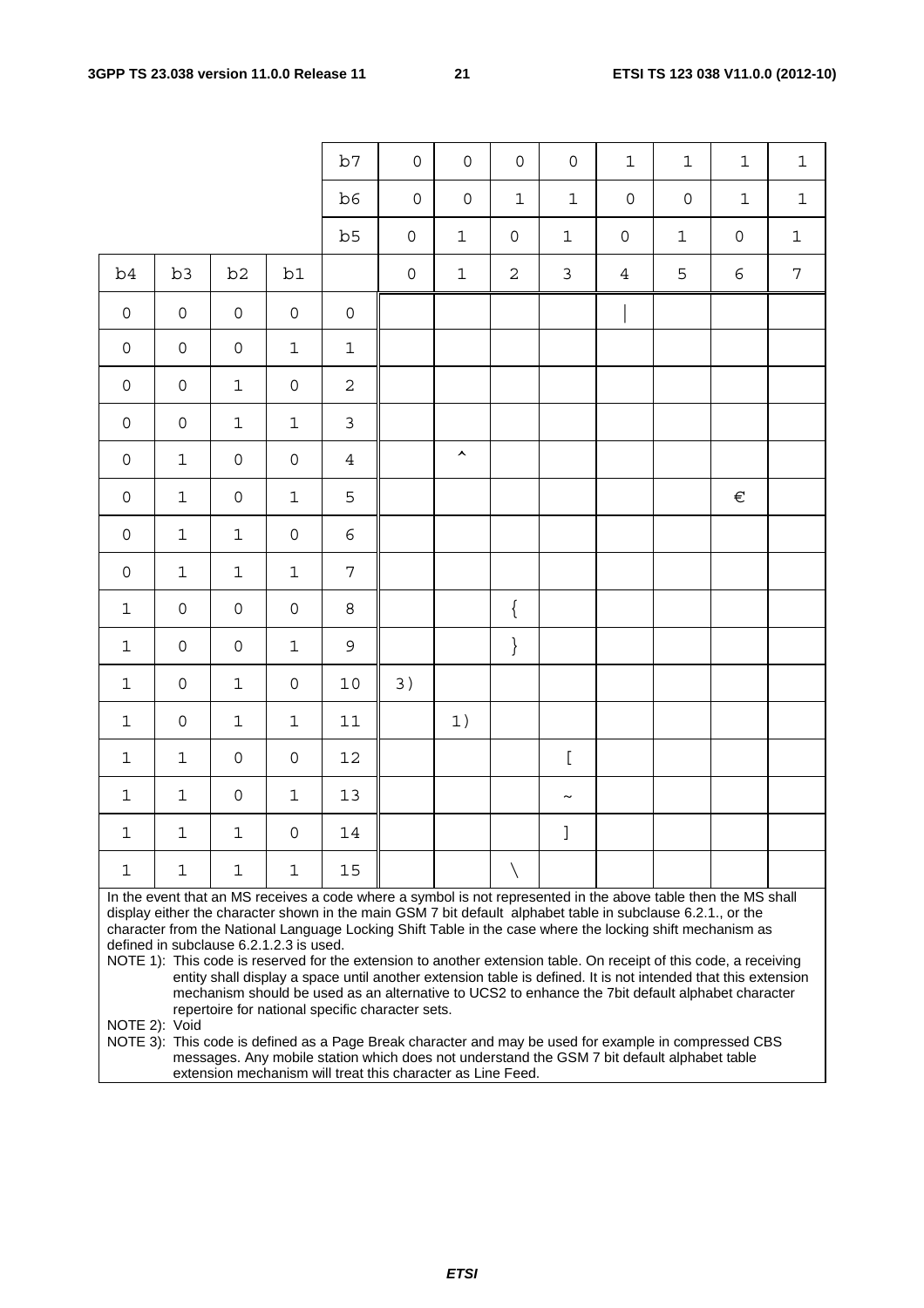|  |  |  |  | b7 | 0 | 0 | 0 | 0 | 1 | 1 | 1 | 1 |
|---|---|---|---|---|---|---|---|---|---|---|---|---|
|  |  |  |  | b6 | 0 | 0 | 1 | 1 | 0 | 0 | 1 | 1 |
|  |  |  |  | b5 | 0 | 1 | 0 | 1 | 0 | 1 | 0 | 1 |
| b4 | b3 | b2 | b1 |  | 0 | 1 | 2 | 3 | 4 | 5 | 6 | 7 |
| 0 | 0 | 0 | 0 | 0 |  |  |  |  | \| |  |  |  |
| 0 | 0 | 0 | 1 | 1 |  |  |  |  |  |  |  |  |
| 0 | 0 | 1 | 0 | 2 |  |  |  |  |  |  |  |  |
| 0 | 0 | 1 | 1 | 3 |  |  |  |  |  |  |  |  |
| 0 | 1 | 0 | 0 | 4 |  | ^ |  |  |  |  |  |  |
| 0 | 1 | 0 | 1 | 5 |  |  |  |  |  |  | € |  |
| 0 | 1 | 1 | 0 | 6 |  |  |  |  |  |  |  |  |
| 0 | 1 | 1 | 1 | 7 |  |  |  |  |  |  |  |  |
| 1 | 0 | 0 | 0 | 8 |  |  | { |  |  |  |  |  |
| 1 | 0 | 0 | 1 | 9 |  |  | } |  |  |  |  |  |
| 1 | 0 | 1 | 0 | 10 | 3) |  |  |  |  |  |  |  |
| 1 | 0 | 1 | 1 | 11 |  | 1) |  |  |  |  |  |  |
| 1 | 1 | 0 | 0 | 12 |  |  |  | [ |  |  |  |  |
| 1 | 1 | 0 | 1 | 13 |  |  |  | ~ |  |  |  |  |
| 1 | 1 | 1 | 0 | 14 |  |  |  | ] |  |  |  |  |
| 1 | 1 | 1 | 1 | 15 |  |  | \ |  |  |  |  |  |

In the event that an MS receives a code where a symbol is not represented in the above table then the MS shall display either the character shown in the main GSM 7 bit default alphabet table in subclause 6.2.1., or the character from the National Language Locking Shift Table in the case where the locking shift mechanism as defined in subclause 6.2.1.2.3 is used.

NOTE 1): This code is reserved for the extension to another extension table. On receipt of this code, a receiving entity shall display a space until another extension table is defined. It is not intended that this extension mechanism should be used as an alternative to UCS2 to enhance the 7bit default alphabet character repertoire for national specific character sets.

NOTE 2): Void

NOTE 3): This code is defined as a Page Break character and may be used for example in compressed CBS messages. Any mobile station which does not understand the GSM 7 bit default alphabet table extension mechanism will treat this character as Line Feed.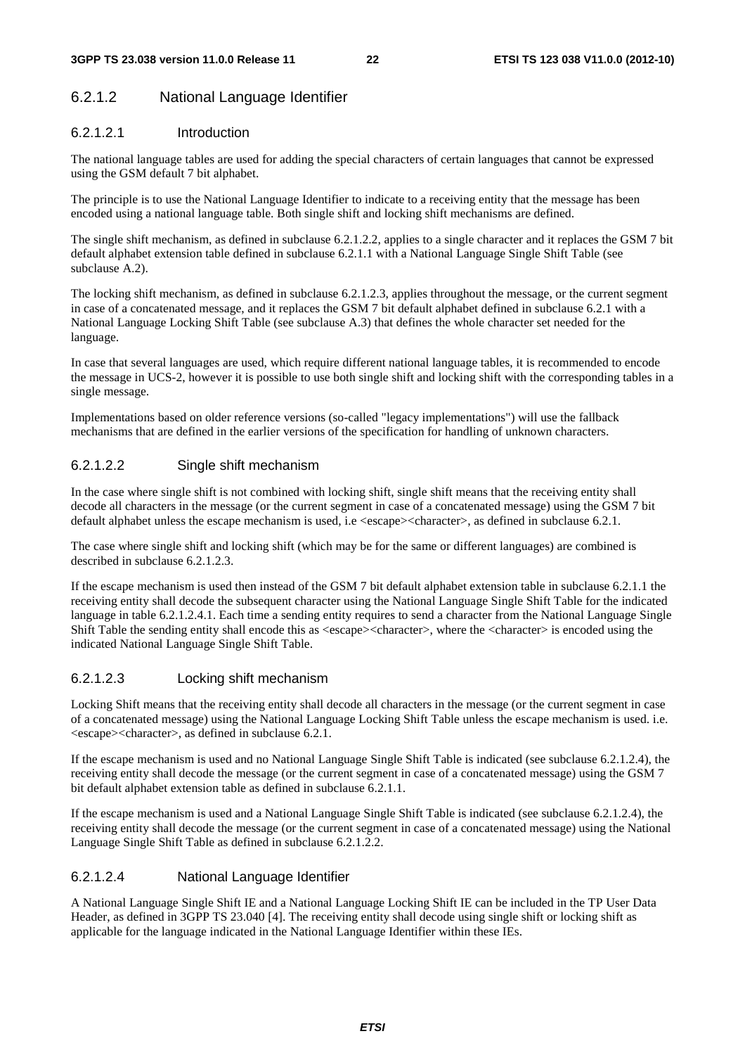### 6.2.1.2 National Language Identifier

#### 6.2.1.2.1 Introduction

The national language tables are used for adding the special characters of certain languages that cannot be expressed using the GSM default 7 bit alphabet.

The principle is to use the National Language Identifier to indicate to a receiving entity that the message has been encoded using a national language table. Both single shift and locking shift mechanisms are defined.

The single shift mechanism, as defined in subclause 6.2.1.2.2, applies to a single character and it replaces the GSM 7 bit default alphabet extension table defined in subclause 6.2.1.1 with a National Language Single Shift Table (see subclause A.2).

The locking shift mechanism, as defined in subclause 6.2.1.2.3, applies throughout the message, or the current segment in case of a concatenated message, and it replaces the GSM 7 bit default alphabet defined in subclause 6.2.1 with a National Language Locking Shift Table (see subclause A.3) that defines the whole character set needed for the language.

In case that several languages are used, which require different national language tables, it is recommended to encode the message in UCS-2, however it is possible to use both single shift and locking shift with the corresponding tables in a single message.

Implementations based on older reference versions (so-called "legacy implementations") will use the fallback mechanisms that are defined in the earlier versions of the specification for handling of unknown characters.

#### 6.2.1.2.2 Single shift mechanism

In the case where single shift is not combined with locking shift, single shift means that the receiving entity shall decode all characters in the message (or the current segment in case of a concatenated message) using the GSM 7 bit default alphabet unless the escape mechanism is used, i.e <escape><character>, as defined in subclause 6.2.1.

The case where single shift and locking shift (which may be for the same or different languages) are combined is described in subclause 6.2.1.2.3.

If the escape mechanism is used then instead of the GSM 7 bit default alphabet extension table in subclause 6.2.1.1 the receiving entity shall decode the subsequent character using the National Language Single Shift Table for the indicated language in table 6.2.1.2.4.1. Each time a sending entity requires to send a character from the National Language Single Shift Table the sending entity shall encode this as <escape><character>, where the <character> is encoded using the indicated National Language Single Shift Table.

#### 6.2.1.2.3 Locking shift mechanism

Locking Shift means that the receiving entity shall decode all characters in the message (or the current segment in case of a concatenated message) using the National Language Locking Shift Table unless the escape mechanism is used. i.e. <escape><character>, as defined in subclause 6.2.1.

If the escape mechanism is used and no National Language Single Shift Table is indicated (see subclause 6.2.1.2.4), the receiving entity shall decode the message (or the current segment in case of a concatenated message) using the GSM 7 bit default alphabet extension table as defined in subclause 6.2.1.1.

If the escape mechanism is used and a National Language Single Shift Table is indicated (see subclause 6.2.1.2.4), the receiving entity shall decode the message (or the current segment in case of a concatenated message) using the National Language Single Shift Table as defined in subclause 6.2.1.2.2.

#### 6.2.1.2.4 National Language Identifier

A National Language Single Shift IE and a National Language Locking Shift IE can be included in the TP User Data Header, as defined in 3GPP TS 23.040 [4]. The receiving entity shall decode using single shift or locking shift as applicable for the language indicated in the National Language Identifier within these IEs.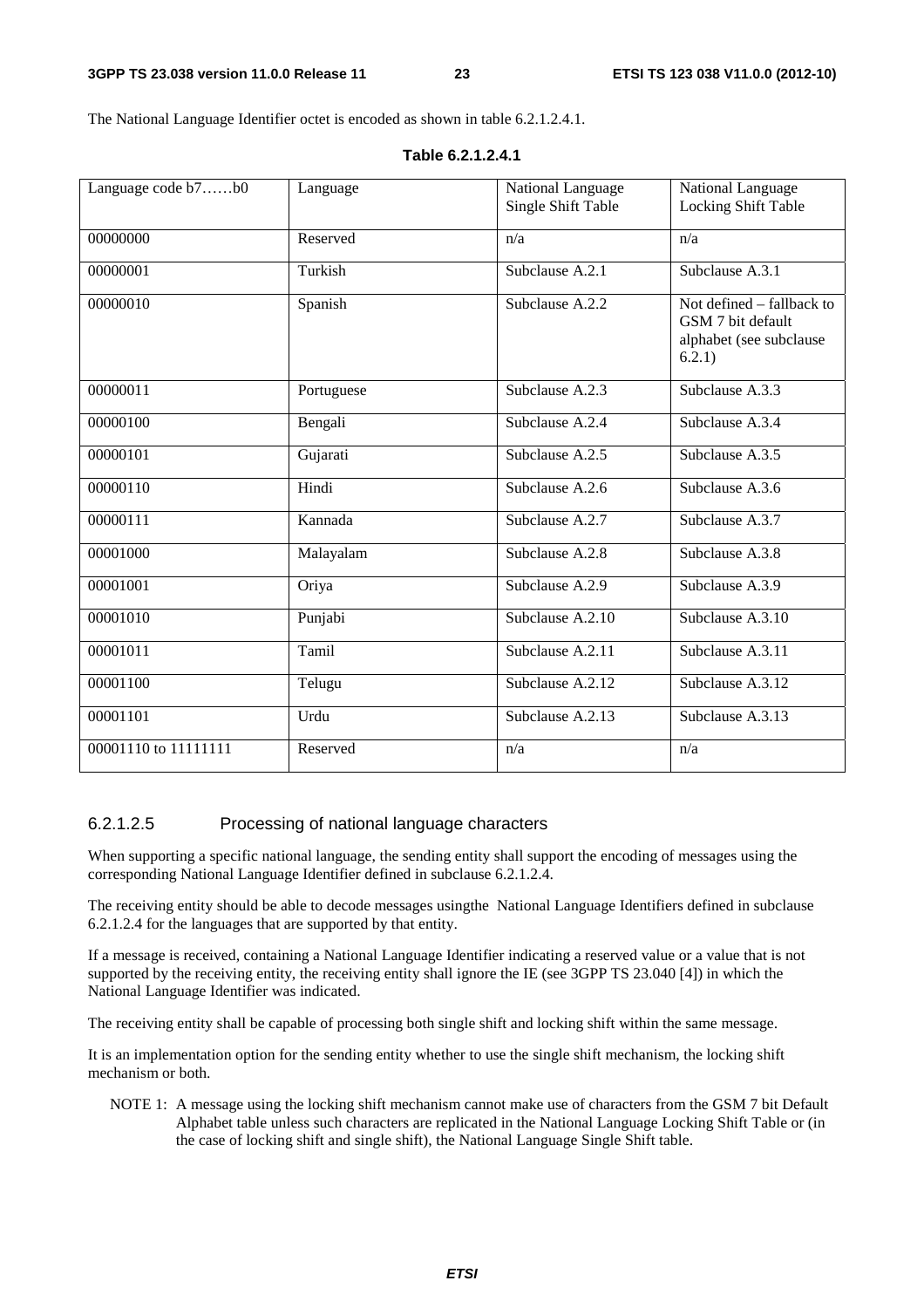The National Language Identifier octet is encoded as shown in table 6.2.1.2.4.1.

**Table 6.2.1.2.4.1**

| Language code b7……b0 | Language | National Language Single Shift Table | National Language Locking Shift Table |
|---|---|---|---|
| 00000000 | Reserved | n/a | n/a |
| 00000001 | Turkish | Subclause A.2.1 | Subclause A.3.1 |
| 00000010 | Spanish | Subclause A.2.2 | Not defined – fallback to GSM 7 bit default alphabet (see subclause 6.2.1) |
| 00000011 | Portuguese | Subclause A.2.3 | Subclause A.3.3 |
| 00000100 | Bengali | Subclause A.2.4 | Subclause A.3.4 |
| 00000101 | Gujarati | Subclause A.2.5 | Subclause A.3.5 |
| 00000110 | Hindi | Subclause A.2.6 | Subclause A.3.6 |
| 00000111 | Kannada | Subclause A.2.7 | Subclause A.3.7 |
| 00001000 | Malayalam | Subclause A.2.8 | Subclause A.3.8 |
| 00001001 | Oriya | Subclause A.2.9 | Subclause A.3.9 |
| 00001010 | Punjabi | Subclause A.2.10 | Subclause A.3.10 |
| 00001011 | Tamil | Subclause A.2.11 | Subclause A.3.11 |
| 00001100 | Telugu | Subclause A.2.12 | Subclause A.3.12 |
| 00001101 | Urdu | Subclause A.2.13 | Subclause A.3.13 |
| 00001110 to 11111111 | Reserved | n/a | n/a |

### 6.2.1.2.5 Processing of national language characters

When supporting a specific national language, the sending entity shall support the encoding of messages using the corresponding National Language Identifier defined in subclause 6.2.1.2.4.

The receiving entity should be able to decode messages usingthe National Language Identifiers defined in subclause 6.2.1.2.4 for the languages that are supported by that entity.

If a message is received, containing a National Language Identifier indicating a reserved value or a value that is not supported by the receiving entity, the receiving entity shall ignore the IE (see 3GPP TS 23.040 [4]) in which the National Language Identifier was indicated.

The receiving entity shall be capable of processing both single shift and locking shift within the same message.

It is an implementation option for the sending entity whether to use the single shift mechanism, the locking shift mechanism or both.

NOTE 1: A message using the locking shift mechanism cannot make use of characters from the GSM 7 bit Default Alphabet table unless such characters are replicated in the National Language Locking Shift Table or (in the case of locking shift and single shift), the National Language Single Shift table.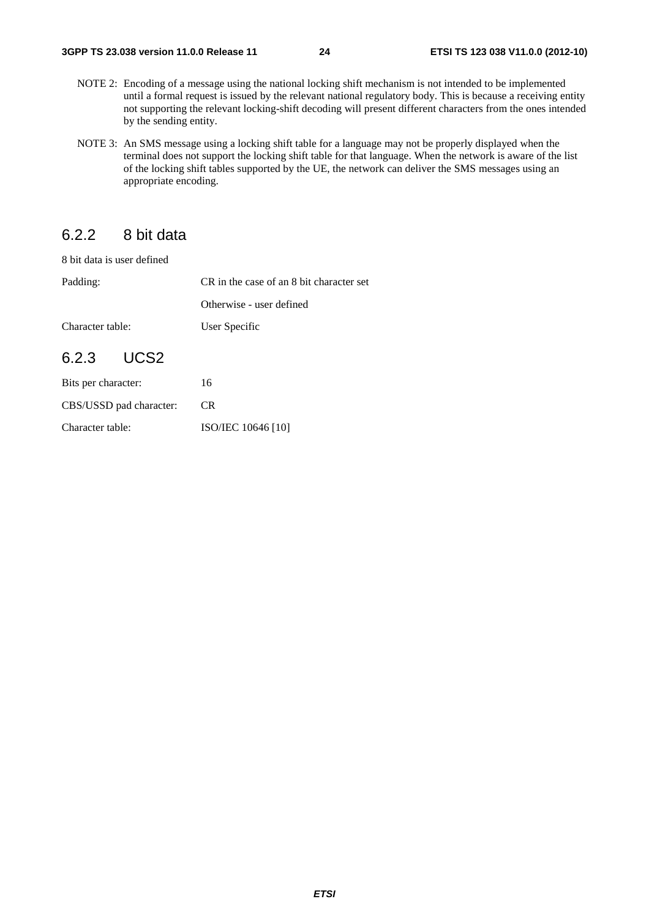NOTE 2: Encoding of a message using the national locking shift mechanism is not intended to be implemented until a formal request is issued by the relevant national regulatory body. This is because a receiving entity not supporting the relevant locking-shift decoding will present different characters from the ones intended by the sending entity.

NOTE 3: An SMS message using a locking shift table for a language may not be properly displayed when the terminal does not support the locking shift table for that language. When the network is aware of the list of the locking shift tables supported by the UE, the network can deliver the SMS messages using an appropriate encoding.

### 6.2.2 8 bit data

8 bit data is user defined

Padding: CR in the case of an 8 bit character set

Otherwise - user defined

Character table: User Specific

### 6.2.3 UCS2

Bits per character: 16

CBS/USSD pad character: CR

Character table: ISO/IEC 10646 [10]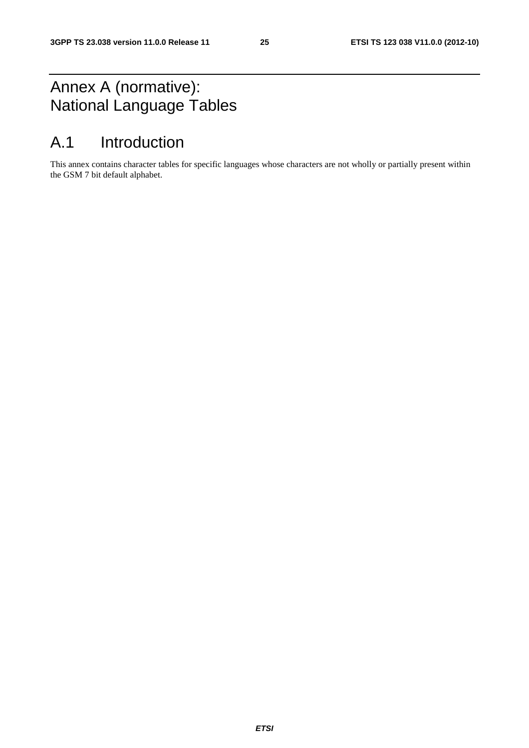# Annex A (normative): National Language Tables

# A.1 Introduction

This annex contains character tables for specific languages whose characters are not wholly or partially present within the GSM 7 bit default alphabet.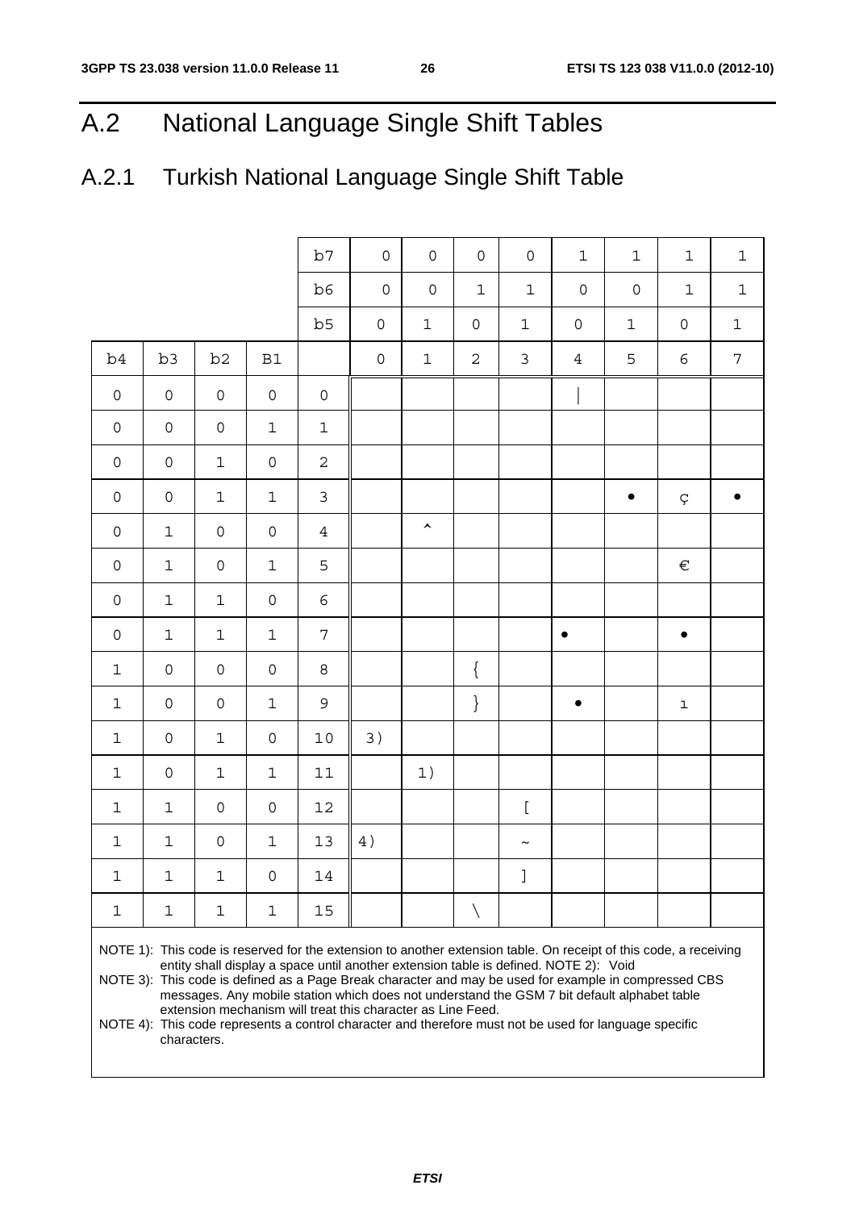# A.2 National Language Single Shift Tables

## A.2.1 Turkish National Language Single Shift Table

| | | | | b7 | 0 | 0 | 0 | 0 | 1 | 1 | 1 | 1 |
|---|---|---|---|---|---|---|---|---|---|---|---|---|
| | | | | b6 | 0 | 0 | 1 | 1 | 0 | 0 | 1 | 1 |
| | | | | b5 | 0 | 1 | 0 | 1 | 0 | 1 | 0 | 1 |
| b4 | b3 | b2 | B1 | | 0 | 1 | 2 | 3 | 4 | 5 | 6 | 7 |
| 0 | 0 | 0 | 0 | 0 | | | | | \| | | | |
| 0 | 0 | 0 | 1 | 1 | | | | | | | | |
| 0 | 0 | 1 | 0 | 2 | | | | | | | | |
| 0 | 0 | 1 | 1 | 3 | | | | | | • | ç | • |
| 0 | 1 | 0 | 0 | 4 | | ^ | | | | | | |
| 0 | 1 | 0 | 1 | 5 | | | | | | | € | |
| 0 | 1 | 1 | 0 | 6 | | | | | | | | |
| 0 | 1 | 1 | 1 | 7 | | | | | • | | • | |
| 1 | 0 | 0 | 0 | 8 | | | { | | | | | |
| 1 | 0 | 0 | 1 | 9 | | | } | | • | | ı | |
| 1 | 0 | 1 | 0 | 10 | 3) | | | | | | | |
| 1 | 0 | 1 | 1 | 11 | | 1) | | | | | | |
| 1 | 1 | 0 | 0 | 12 | | | | [ | | | | |
| 1 | 1 | 0 | 1 | 13 | 4) | | | ~ | | | | |
| 1 | 1 | 1 | 0 | 14 | | | | ] | | | | |
| 1 | 1 | 1 | 1 | 15 | | | \ | | | | | |

NOTE 1): This code is reserved for the extension to another extension table. On receipt of this code, a receiving entity shall display a space until another extension table is defined. NOTE 2): Void

NOTE 3): This code is defined as a Page Break character and may be used for example in compressed CBS messages. Any mobile station which does not understand the GSM 7 bit default alphabet table extension mechanism will treat this character as Line Feed.

NOTE 4): This code represents a control character and therefore must not be used for language specific characters.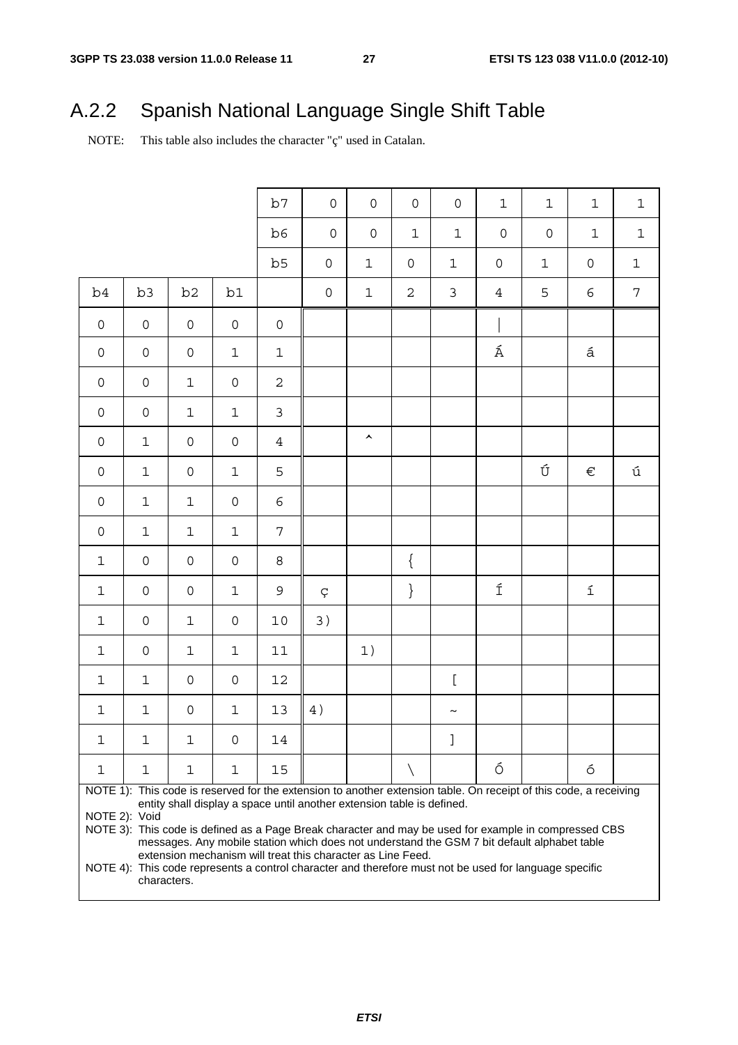# A.2.2 Spanish National Language Single Shift Table

NOTE: This table also includes the character "ç" used in Catalan.

| | | | | b7 | 0 | 0 | 0 | 0 | 1 | 1 | 1 | 1 |
|---|---|---|---|---|---|---|---|---|---|---|---|---|
| | | | | b6 | 0 | 0 | 1 | 1 | 0 | 0 | 1 | 1 |
| | | | | b5 | 0 | 1 | 0 | 1 | 0 | 1 | 0 | 1 |
| b4 | b3 | b2 | b1 | | 0 | 1 | 2 | 3 | 4 | 5 | 6 | 7 |
| 0 | 0 | 0 | 0 | 0 | | | | | \| | | | |
| 0 | 0 | 0 | 1 | 1 | | | | | Á | | á | |
| 0 | 0 | 1 | 0 | 2 | | | | | | | | |
| 0 | 0 | 1 | 1 | 3 | | | | | | | | |
| 0 | 1 | 0 | 0 | 4 | | ^ | | | | | | |
| 0 | 1 | 0 | 1 | 5 | | | | | | Ú | € | ú |
| 0 | 1 | 1 | 0 | 6 | | | | | | | | |
| 0 | 1 | 1 | 1 | 7 | | | | | | | | |
| 1 | 0 | 0 | 0 | 8 | | | { | | | | | |
| 1 | 0 | 0 | 1 | 9 | ç | | } | | Í | | í | |
| 1 | 0 | 1 | 0 | 10 | 3) | | | | | | | |
| 1 | 0 | 1 | 1 | 11 | | 1) | | | | | | |
| 1 | 1 | 0 | 0 | 12 | | | | [ | | | | |
| 1 | 1 | 0 | 1 | 13 | 4) | | | ~ | | | | |
| 1 | 1 | 1 | 0 | 14 | | | | ] | | | | |
| 1 | 1 | 1 | 1 | 15 | | | \ | | Ó | | ó | |

NOTE 1): This code is reserved for the extension to another extension table. On receipt of this code, a receiving entity shall display a space until another extension table is defined.

NOTE 2): Void

NOTE 3): This code is defined as a Page Break character and may be used for example in compressed CBS messages. Any mobile station which does not understand the GSM 7 bit default alphabet table extension mechanism will treat this character as Line Feed.

NOTE 4): This code represents a control character and therefore must not be used for language specific characters.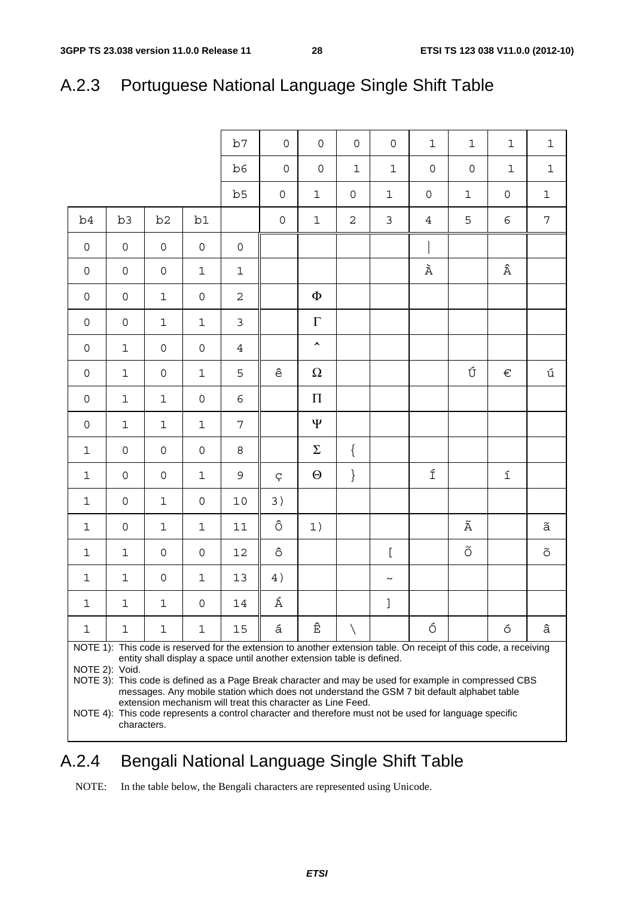## A.2.3 Portuguese National Language Single Shift Table

| | | | | b7 | 0 | 0 | 0 | 0 | 1 | 1 | 1 | 1 |
|---|---|---|---|---|---|---|---|---|---|---|---|---|
| | | | | b6 | 0 | 0 | 1 | 1 | 0 | 0 | 1 | 1 |
| | | | | b5 | 0 | 1 | 0 | 1 | 0 | 1 | 0 | 1 |
| b4 | b3 | b2 | b1 | | 0 | 1 | 2 | 3 | 4 | 5 | 6 | 7 |
| 0 | 0 | 0 | 0 | 0 | | | | | \| | | | |
| 0 | 0 | 0 | 1 | 1 | | | | | À | | Â | |
| 0 | 0 | 1 | 0 | 2 | | Φ | | | | | | |
| 0 | 0 | 1 | 1 | 3 | | Γ | | | | | | |
| 0 | 1 | 0 | 0 | 4 | | ^ | | | | | | |
| 0 | 1 | 0 | 1 | 5 | ê | Ω | | | | Ú | € | ú |
| 0 | 1 | 1 | 0 | 6 | | Π | | | | | | |
| 0 | 1 | 1 | 1 | 7 | | Ψ | | | | | | |
| 1 | 0 | 0 | 0 | 8 | | Σ | { | | | | | |
| 1 | 0 | 0 | 1 | 9 | ç | Θ | } | | Í | | í | |
| 1 | 0 | 1 | 0 | 10 | 3) | | | | | | | |
| 1 | 0 | 1 | 1 | 11 | Ô | 1) | | | | Ã | | ã |
| 1 | 1 | 0 | 0 | 12 | ô | | | [ | | Õ | | õ |
| 1 | 1 | 0 | 1 | 13 | 4) | | | ~ | | | | |
| 1 | 1 | 1 | 0 | 14 | Á | | | ] | | | | |
| 1 | 1 | 1 | 1 | 15 | á | Ê | \ | | Ó | | ó | â |

NOTE 1): This code is reserved for the extension to another extension table. On receipt of this code, a receiving entity shall display a space until another extension table is defined.

NOTE 2): Void.

NOTE 3): This code is defined as a Page Break character and may be used for example in compressed CBS messages. Any mobile station which does not understand the GSM 7 bit default alphabet table extension mechanism will treat this character as Line Feed.

NOTE 4): This code represents a control character and therefore must not be used for language specific characters.

## A.2.4 Bengali National Language Single Shift Table

NOTE: In the table below, the Bengali characters are represented using Unicode.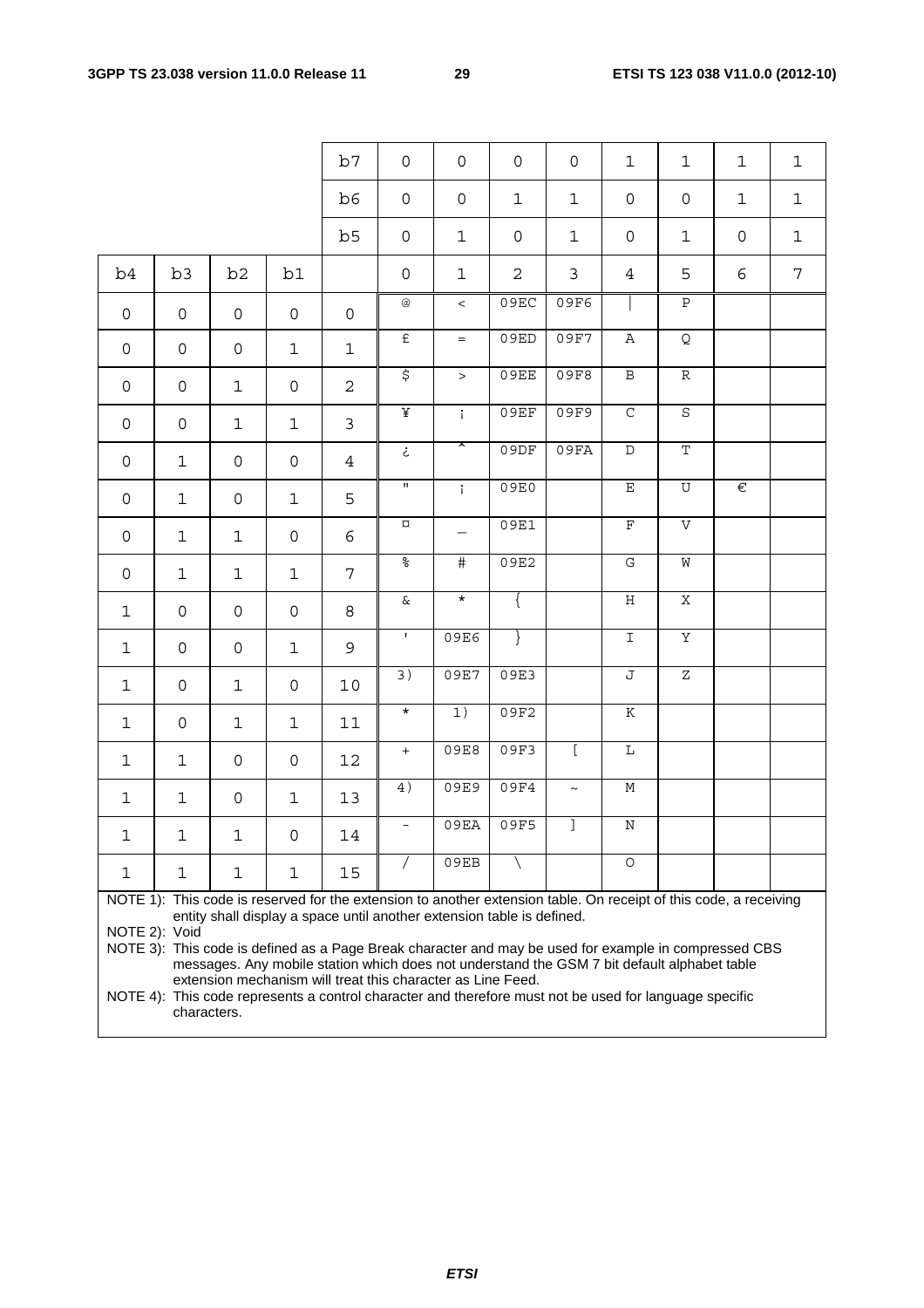| | | | | b7 | 0 | 0 | 0 | 0 | 1 | 1 | 1 | 1 |
|---|---|---|---|---|---|---|---|---|---|---|---|---|
| | | | | b6 | 0 | 0 | 1 | 1 | 0 | 0 | 1 | 1 |
| | | | | b5 | 0 | 1 | 0 | 1 | 0 | 1 | 0 | 1 |
| b4 | b3 | b2 | b1 | | 0 | 1 | 2 | 3 | 4 | 5 | 6 | 7 |
| 0 | 0 | 0 | 0 | 0 | @ | < | 09EC | 09F6 | \| | P | | |
| 0 | 0 | 0 | 1 | 1 | £ | = | 09ED | 09F7 | A | Q | | |
| 0 | 0 | 1 | 0 | 2 | $ | > | 09EE | 09F8 | B | R | | |
| 0 | 0 | 1 | 1 | 3 | ¥ | ¡ | 09EF | 09F9 | C | S | | |
| 0 | 1 | 0 | 0 | 4 | ¿ | ^ | 09DF | 09FA | D | T | | |
| 0 | 1 | 0 | 1 | 5 | " | ¡ | 09E0 | | E | U | € | |
| 0 | 1 | 1 | 0 | 6 | ¤ | _ | 09E1 | | F | V | | |
| 0 | 1 | 1 | 1 | 7 | % | # | 09E2 | | G | W | | |
| 1 | 0 | 0 | 0 | 8 | & | * | { | | H | X | | |
| 1 | 0 | 0 | 1 | 9 | ' | 09E6 | } | | I | Y | | |
| 1 | 0 | 1 | 0 | 10 | 3) | 09E7 | 09E3 | | J | Z | | |
| 1 | 0 | 1 | 1 | 11 | * | 1) | 09F2 | | K | | | |
| 1 | 1 | 0 | 0 | 12 | + | 09E8 | 09F3 | [ | L | | | |
| 1 | 1 | 0 | 1 | 13 | 4) | 09E9 | 09F4 | ~ | M | | | |
| 1 | 1 | 1 | 0 | 14 | - | 09EA | 09F5 | ] | N | | | |
| 1 | 1 | 1 | 1 | 15 | / | 09EB | \ | | O | | | |

NOTE 1): This code is reserved for the extension to another extension table. On receipt of this code, a receiving entity shall display a space until another extension table is defined.

NOTE 2): Void

NOTE 3): This code is defined as a Page Break character and may be used for example in compressed CBS messages. Any mobile station which does not understand the GSM 7 bit default alphabet table extension mechanism will treat this character as Line Feed.

NOTE 4): This code represents a control character and therefore must not be used for language specific characters.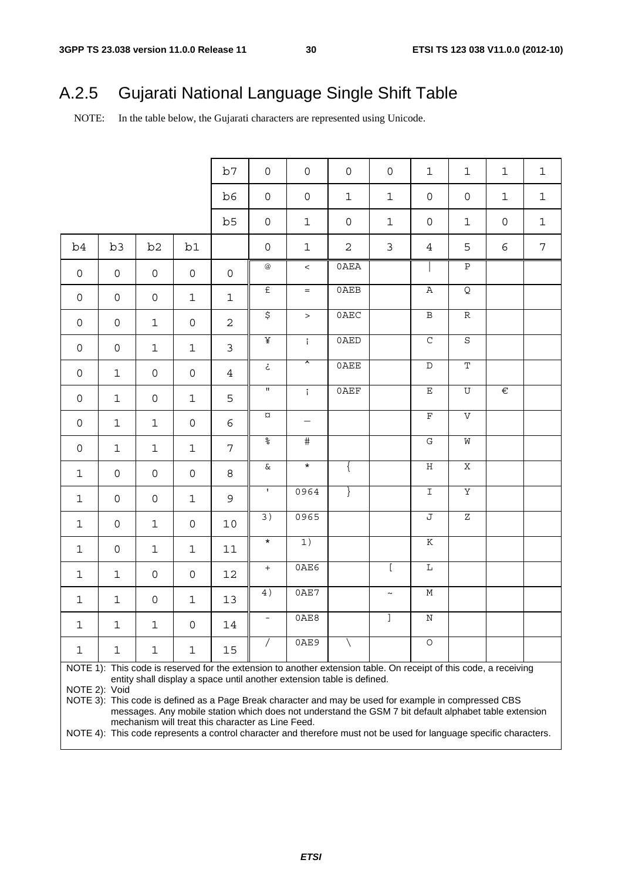## A.2.5 Gujarati National Language Single Shift Table

NOTE: In the table below, the Gujarati characters are represented using Unicode.

| | | | | b7 | 0 | 0 | 0 | 0 | 1 | 1 | 1 | 1 |
|---|---|---|---|---|---|---|---|---|---|---|---|---|
| | | | | b6 | 0 | 0 | 1 | 1 | 0 | 0 | 1 | 1 |
| | | | | b5 | 0 | 1 | 0 | 1 | 0 | 1 | 0 | 1 |
| b4 | b3 | b2 | b1 | | 0 | 1 | 2 | 3 | 4 | 5 | 6 | 7 |
| 0 | 0 | 0 | 0 | 0 | @ | < | 0AEA | | \| | P | | |
| 0 | 0 | 0 | 1 | 1 | £ | = | 0AEB | | A | Q | | |
| 0 | 0 | 1 | 0 | 2 | $ | > | 0AEC | | B | R | | |
| 0 | 0 | 1 | 1 | 3 | ¥ | ¡ | 0AED | | C | S | | |
| 0 | 1 | 0 | 0 | 4 | ¿ | ^ | 0AEE | | D | T | | |
| 0 | 1 | 0 | 1 | 5 | " | ¡ | 0AEF | | E | U | € | |
| 0 | 1 | 1 | 0 | 6 | ¤ | _ | | | F | V | | |
| 0 | 1 | 1 | 1 | 7 | % | # | | | G | W | | |
| 1 | 0 | 0 | 0 | 8 | & | * | { | | H | X | | |
| 1 | 0 | 0 | 1 | 9 | ' | 0964 | } | | I | Y | | |
| 1 | 0 | 1 | 0 | 10 | 3) | 0965 | | | J | Z | | |
| 1 | 0 | 1 | 1 | 11 | * | 1) | | | K | | | |
| 1 | 1 | 0 | 0 | 12 | + | 0AE6 | | [ | L | | | |
| 1 | 1 | 0 | 1 | 13 | 4) | 0AE7 | | ~ | M | | | |
| 1 | 1 | 1 | 0 | 14 | - | 0AE8 | | ] | N | | | |
| 1 | 1 | 1 | 1 | 15 | / | 0AE9 | \ | | O | | | |

NOTE 1): This code is reserved for the extension to another extension table. On receipt of this code, a receiving entity shall display a space until another extension table is defined.

NOTE 2): Void

NOTE 3): This code is defined as a Page Break character and may be used for example in compressed CBS messages. Any mobile station which does not understand the GSM 7 bit default alphabet table extension mechanism will treat this character as Line Feed.

NOTE 4): This code represents a control character and therefore must not be used for language specific characters.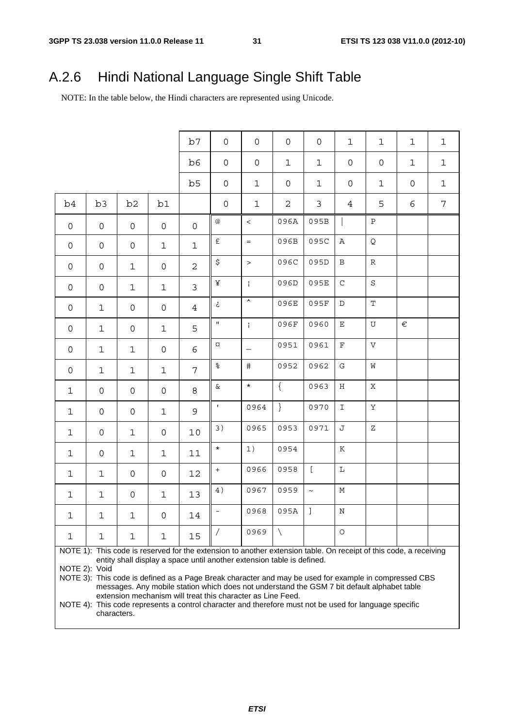## A.2.6 Hindi National Language Single Shift Table

NOTE: In the table below, the Hindi characters are represented using Unicode.

| | | | | b7 | 0 | 0 | 0 | 0 | 1 | 1 | 1 | 1 |
|---|---|---|---|---|---|---|---|---|---|---|---|---|
| | | | | **b6** | 0 | 0 | 1 | 1 | 0 | 0 | 1 | 1 |
| | | | | **b5** | 0 | 1 | 0 | 1 | 0 | 1 | 0 | 1 |
| **b4** | **b3** | **b2** | **b1** | | 0 | 1 | 2 | 3 | 4 | 5 | 6 | 7 |
| 0 | 0 | 0 | 0 | 0 | @ | < | 096A | 095B | \| | P | | |
| 0 | 0 | 0 | 1 | 1 | £ | = | 096B | 095C | A | Q | | |
| 0 | 0 | 1 | 0 | 2 | $ | > | 096C | 095D | B | R | | |
| 0 | 0 | 1 | 1 | 3 | ¥ | ¡ | 096D | 095E | C | S | | |
| 0 | 1 | 0 | 0 | 4 | ¿ | ^ | 096E | 095F | D | T | | |
| 0 | 1 | 0 | 1 | 5 | " | ¡ | 096F | 0960 | E | U | € | |
| 0 | 1 | 1 | 0 | 6 | ¤ | _ | 0951 | 0961 | F | V | | |
| 0 | 1 | 1 | 1 | 7 | % | # | 0952 | 0962 | G | W | | |
| 1 | 0 | 0 | 0 | 8 | & | * | { | 0963 | H | X | | |
| 1 | 0 | 0 | 1 | 9 | ' | 0964 | } | 0970 | I | Y | | |
| 1 | 0 | 1 | 0 | 10 | 3) | 0965 | 0953 | 0971 | J | Z | | |
| 1 | 0 | 1 | 1 | 11 | * | 1) | 0954 | | K | | | |
| 1 | 1 | 0 | 0 | 12 | + | 0966 | 0958 | [ | L | | | |
| 1 | 1 | 0 | 1 | 13 | 4) | 0967 | 0959 | ~ | M | | | |
| 1 | 1 | 1 | 0 | 14 | - | 0968 | 095A | ] | N | | | |
| 1 | 1 | 1 | 1 | 15 | / | 0969 | \ | | O | | | |

NOTE 1): This code is reserved for the extension to another extension table. On receipt of this code, a receiving entity shall display a space until another extension table is defined.

NOTE 2): Void

NOTE 3): This code is defined as a Page Break character and may be used for example in compressed CBS messages. Any mobile station which does not understand the GSM 7 bit default alphabet table extension mechanism will treat this character as Line Feed.

NOTE 4): This code represents a control character and therefore must not be used for language specific characters.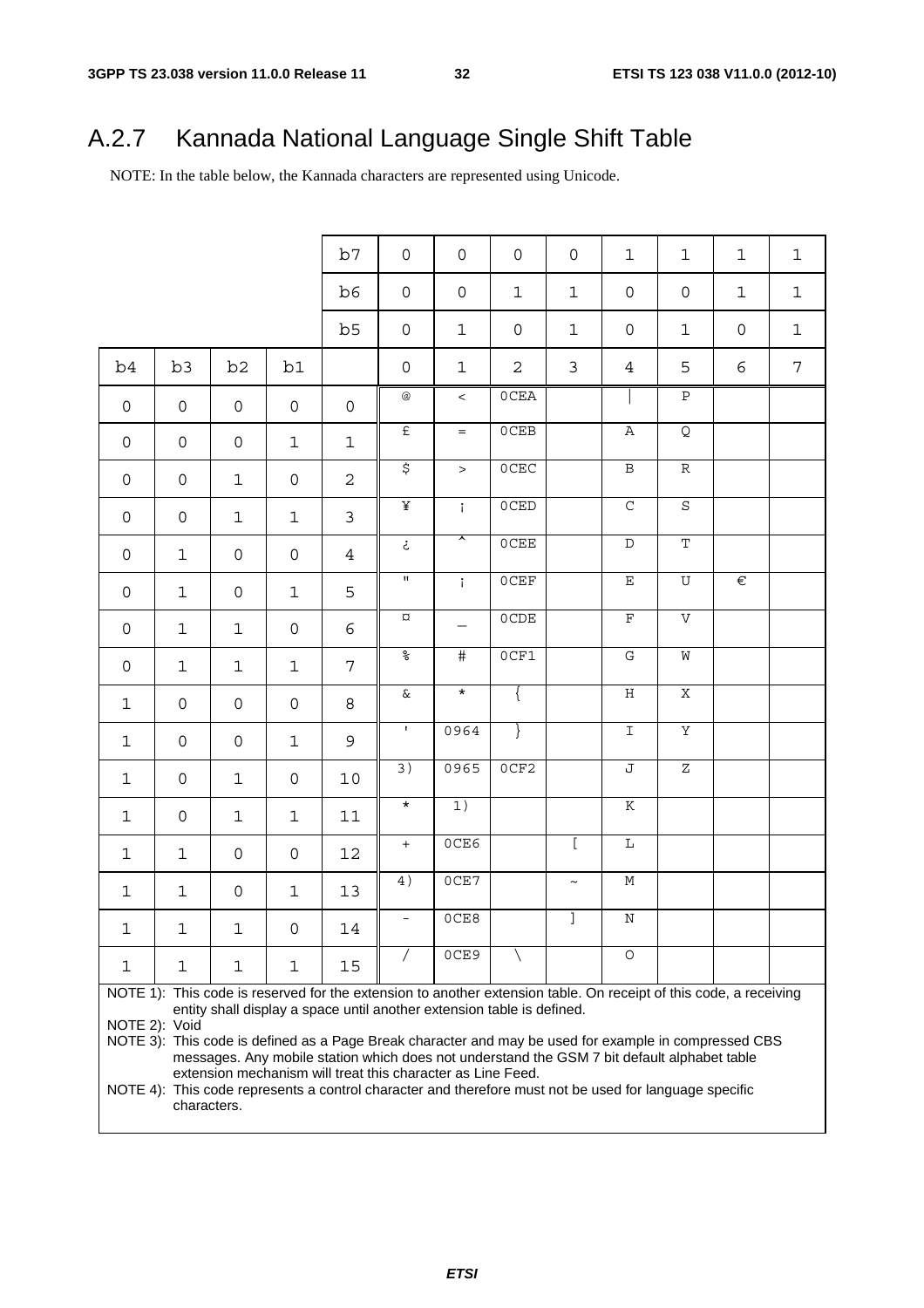# A.2.7 Kannada National Language Single Shift Table

NOTE: In the table below, the Kannada characters are represented using Unicode.

| | | | | b7 | 0 | 0 | 0 | 0 | 1 | 1 | 1 | 1 |
|---|---|---|---|---|---|---|---|---|---|---|---|---|
| | | | | b6 | 0 | 0 | 1 | 1 | 0 | 0 | 1 | 1 |
| | | | | b5 | 0 | 1 | 0 | 1 | 0 | 1 | 0 | 1 |
| b4 | b3 | b2 | b1 | | 0 | 1 | 2 | 3 | 4 | 5 | 6 | 7 |
| 0 | 0 | 0 | 0 | 0 | @ | < | 0CEA | | \| | P | | |
| 0 | 0 | 0 | 1 | 1 | £ | = | 0CEB | | A | Q | | |
| 0 | 0 | 1 | 0 | 2 | $ | > | 0CEC | | B | R | | |
| 0 | 0 | 1 | 1 | 3 | ¥ | ¡ | 0CED | | C | S | | |
| 0 | 1 | 0 | 0 | 4 | ¿ | ^ | 0CEE | | D | T | | |
| 0 | 1 | 0 | 1 | 5 | " | ¡ | 0CEF | | E | U | € | |
| 0 | 1 | 1 | 0 | 6 | ¤ | _ | 0CDE | | F | V | | |
| 0 | 1 | 1 | 1 | 7 | % | # | 0CF1 | | G | W | | |
| 1 | 0 | 0 | 0 | 8 | & | * | { | | H | X | | |
| 1 | 0 | 0 | 1 | 9 | ' | 0964 | } | | I | Y | | |
| 1 | 0 | 1 | 0 | 10 | 3) | 0965 | 0CF2 | | J | Z | | |
| 1 | 0 | 1 | 1 | 11 | * | 1) | | | K | | | |
| 1 | 1 | 0 | 0 | 12 | + | 0CE6 | | [ | L | | | |
| 1 | 1 | 0 | 1 | 13 | 4) | 0CE7 | | ~ | M | | | |
| 1 | 1 | 1 | 0 | 14 | - | 0CE8 | | ] | N | | | |
| 1 | 1 | 1 | 1 | 15 | / | 0CE9 | \ | | O | | | |

NOTE 1): This code is reserved for the extension to another extension table. On receipt of this code, a receiving entity shall display a space until another extension table is defined.

NOTE 2): Void

NOTE 3): This code is defined as a Page Break character and may be used for example in compressed CBS messages. Any mobile station which does not understand the GSM 7 bit default alphabet table extension mechanism will treat this character as Line Feed.

NOTE 4): This code represents a control character and therefore must not be used for language specific characters.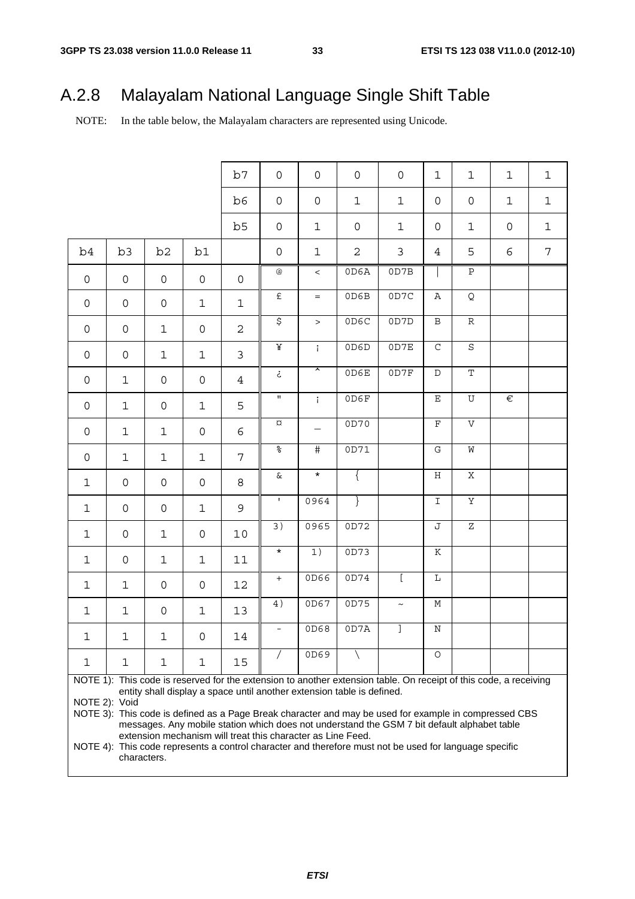# A.2.8 Malayalam National Language Single Shift Table

NOTE: In the table below, the Malayalam characters are represented using Unicode.

| | | | | b7 | 0 | 0 | 0 | 0 | 1 | 1 | 1 | 1 |
|---|---|---|---|---|---|---|---|---|---|---|---|---|
| | | | | b6 | 0 | 0 | 1 | 1 | 0 | 0 | 1 | 1 |
| | | | | b5 | 0 | 1 | 0 | 1 | 0 | 1 | 0 | 1 |
| b4 | b3 | b2 | b1 | | 0 | 1 | 2 | 3 | 4 | 5 | 6 | 7 |
| 0 | 0 | 0 | 0 | 0 | @ | < | 0D6A | 0D7B | \| | P | | |
| 0 | 0 | 0 | 1 | 1 | £ | = | 0D6B | 0D7C | A | Q | | |
| 0 | 0 | 1 | 0 | 2 | $ | > | 0D6C | 0D7D | B | R | | |
| 0 | 0 | 1 | 1 | 3 | ¥ | ¡ | 0D6D | 0D7E | C | S | | |
| 0 | 1 | 0 | 0 | 4 | ¿ | ^ | 0D6E | 0D7F | D | T | | |
| 0 | 1 | 0 | 1 | 5 | " | ¡ | 0D6F | | E | U | € | |
| 0 | 1 | 1 | 0 | 6 | ¤ | _ | 0D70 | | F | V | | |
| 0 | 1 | 1 | 1 | 7 | % | # | 0D71 | | G | W | | |
| 1 | 0 | 0 | 0 | 8 | & | * | { | | H | X | | |
| 1 | 0 | 0 | 1 | 9 | ' | 0964 | } | | I | Y | | |
| 1 | 0 | 1 | 0 | 10 | 3) | 0965 | 0D72 | | J | Z | | |
| 1 | 0 | 1 | 1 | 11 | * | 1) | 0D73 | | K | | | |
| 1 | 1 | 0 | 0 | 12 | + | 0D66 | 0D74 | [ | L | | | |
| 1 | 1 | 0 | 1 | 13 | 4) | 0D67 | 0D75 | ~ | M | | | |
| 1 | 1 | 1 | 0 | 14 | - | 0D68 | 0D7A | ] | N | | | |
| 1 | 1 | 1 | 1 | 15 | / | 0D69 | \ | | O | | | |

NOTE 1): This code is reserved for the extension to another extension table. On receipt of this code, a receiving entity shall display a space until another extension table is defined.

NOTE 2): Void

NOTE 3): This code is defined as a Page Break character and may be used for example in compressed CBS messages. Any mobile station which does not understand the GSM 7 bit default alphabet table extension mechanism will treat this character as Line Feed.

NOTE 4): This code represents a control character and therefore must not be used for language specific characters.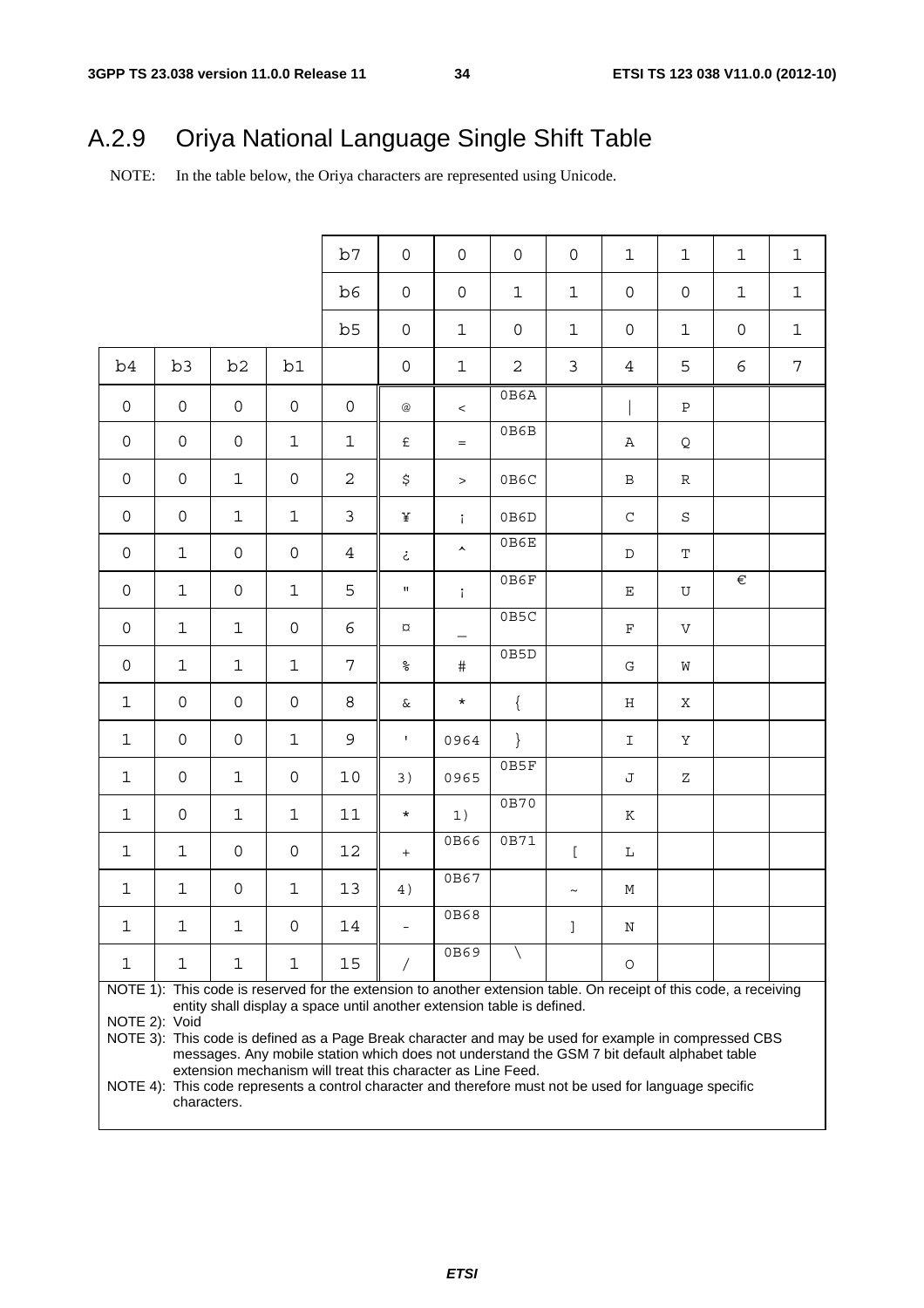## A.2.9 Oriya National Language Single Shift Table

NOTE: In the table below, the Oriya characters are represented using Unicode.

| | | | | b7 | 0 | 0 | 0 | 0 | 1 | 1 | 1 | 1 |
|---|---|---|---|---|---|---|---|---|---|---|---|---|
| | | | | b6 | 0 | 0 | 1 | 1 | 0 | 0 | 1 | 1 |
| | | | | b5 | 0 | 1 | 0 | 1 | 0 | 1 | 0 | 1 |
| b4 | b3 | b2 | b1 | | 0 | 1 | 2 | 3 | 4 | 5 | 6 | 7 |
| 0 | 0 | 0 | 0 | 0 | @ | < | 0B6A | | \| | P | | |
| 0 | 0 | 0 | 1 | 1 | £ | = | 0B6B | | A | Q | | |
| 0 | 0 | 1 | 0 | 2 | $ | > | 0B6C | | B | R | | |
| 0 | 0 | 1 | 1 | 3 | ¥ | ¡ | 0B6D | | C | S | | |
| 0 | 1 | 0 | 0 | 4 | ¿ | ^ | 0B6E | | D | T | | |
| 0 | 1 | 0 | 1 | 5 | " | ¡ | 0B6F | | E | U | € | |
| 0 | 1 | 1 | 0 | 6 | ¤ | _ | 0B5C | | F | V | | |
| 0 | 1 | 1 | 1 | 7 | % | # | 0B5D | | G | W | | |
| 1 | 0 | 0 | 0 | 8 | & | * | { | | H | X | | |
| 1 | 0 | 0 | 1 | 9 | ' | 0964 | } | | I | Y | | |
| 1 | 0 | 1 | 0 | 10 | 3) | 0965 | 0B5F | | J | Z | | |
| 1 | 0 | 1 | 1 | 11 | * | 1) | 0B70 | | K | | | |
| 1 | 1 | 0 | 0 | 12 | + | 0B66 | 0B71 | [ | L | | | |
| 1 | 1 | 0 | 1 | 13 | 4) | 0B67 | | ~ | M | | | |
| 1 | 1 | 1 | 0 | 14 | - | 0B68 | | ] | N | | | |
| 1 | 1 | 1 | 1 | 15 | / | 0B69 | \ | | O | | | |

NOTE 1): This code is reserved for the extension to another extension table. On receipt of this code, a receiving entity shall display a space until another extension table is defined.

NOTE 2): Void

NOTE 3): This code is defined as a Page Break character and may be used for example in compressed CBS messages. Any mobile station which does not understand the GSM 7 bit default alphabet table extension mechanism will treat this character as Line Feed.

NOTE 4): This code represents a control character and therefore must not be used for language specific characters.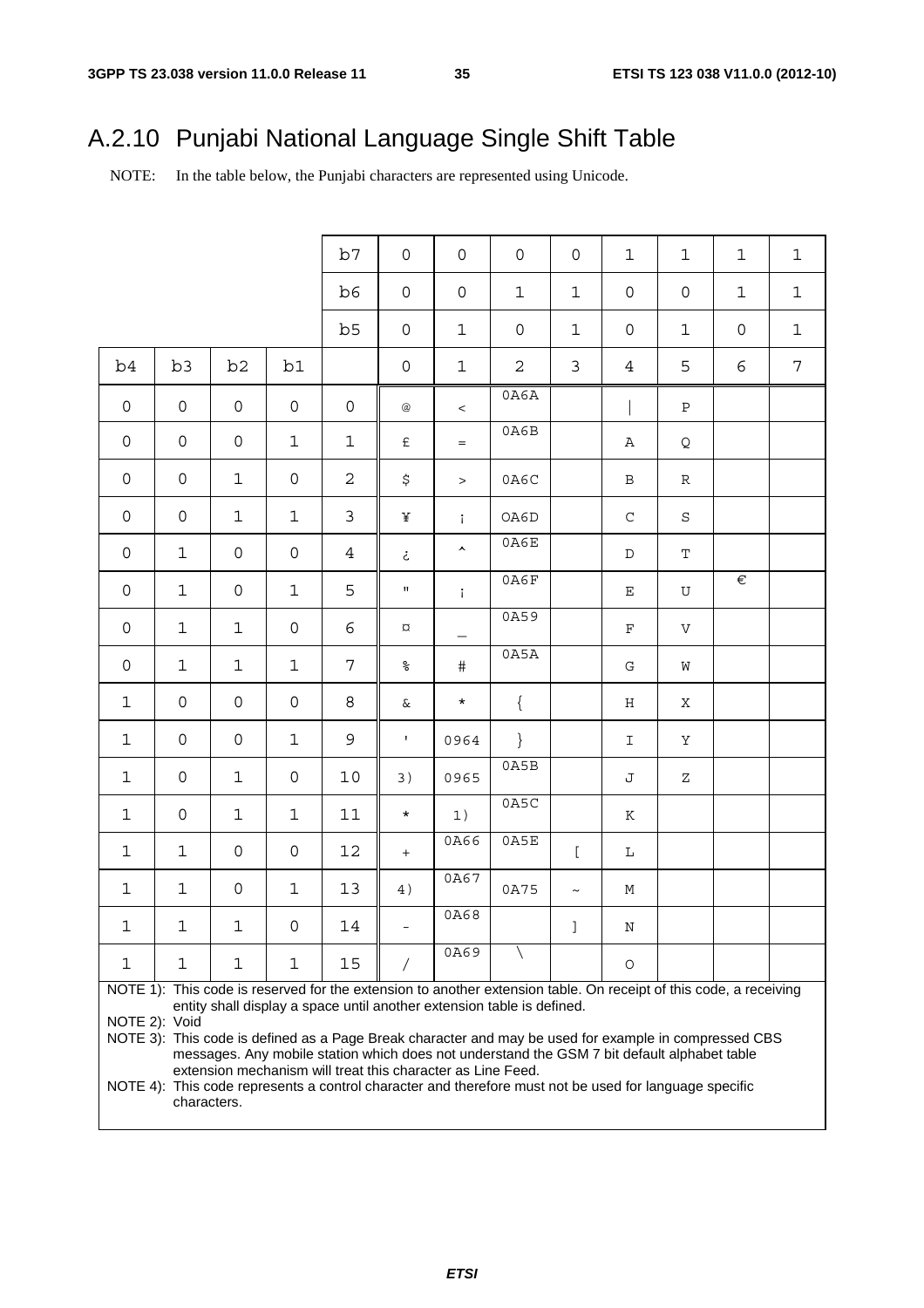## A.2.10 Punjabi National Language Single Shift Table

NOTE: In the table below, the Punjabi characters are represented using Unicode.

| | | | | b7 | 0 | 0 | 0 | 0 | 1 | 1 | 1 | 1 |
|---|---|---|---|---|---|---|---|---|---|---|---|---|
| | | | | b6 | 0 | 0 | 1 | 1 | 0 | 0 | 1 | 1 |
| | | | | b5 | 0 | 1 | 0 | 1 | 0 | 1 | 0 | 1 |
| b4 | b3 | b2 | b1 | | 0 | 1 | 2 | 3 | 4 | 5 | 6 | 7 |
| 0 | 0 | 0 | 0 | 0 | @ | < | 0A6A | | \| | P | | |
| 0 | 0 | 0 | 1 | 1 | £ | = | 0A6B | | A | Q | | |
| 0 | 0 | 1 | 0 | 2 | $ | > | 0A6C | | B | R | | |
| 0 | 0 | 1 | 1 | 3 | ¥ | ¡ | OA6D | | C | S | | |
| 0 | 1 | 0 | 0 | 4 | ¿ | ^ | 0A6E | | D | T | | |
| 0 | 1 | 0 | 1 | 5 | " | ¡ | 0A6F | | E | U | € | |
| 0 | 1 | 1 | 0 | 6 | ¤ | _ | 0A59 | | F | V | | |
| 0 | 1 | 1 | 1 | 7 | % | # | 0A5A | | G | W | | |
| 1 | 0 | 0 | 0 | 8 | & | * | { | | H | X | | |
| 1 | 0 | 0 | 1 | 9 | ' | 0964 | } | | I | Y | | |
| 1 | 0 | 1 | 0 | 10 | 3) | 0965 | 0A5B | | J | Z | | |
| 1 | 0 | 1 | 1 | 11 | * | 1) | 0A5C | | K | | | |
| 1 | 1 | 0 | 0 | 12 | + | 0A66 | 0A5E | [ | L | | | |
| 1 | 1 | 0 | 1 | 13 | 4) | 0A67 | 0A75 | ~ | M | | | |
| 1 | 1 | 1 | 0 | 14 | - | 0A68 | | ] | N | | | |
| 1 | 1 | 1 | 1 | 15 | / | 0A69 | \ | | O | | | |

NOTE 1): This code is reserved for the extension to another extension table. On receipt of this code, a receiving entity shall display a space until another extension table is defined.

NOTE 2): Void

NOTE 3): This code is defined as a Page Break character and may be used for example in compressed CBS messages. Any mobile station which does not understand the GSM 7 bit default alphabet table extension mechanism will treat this character as Line Feed.

NOTE 4): This code represents a control character and therefore must not be used for language specific characters.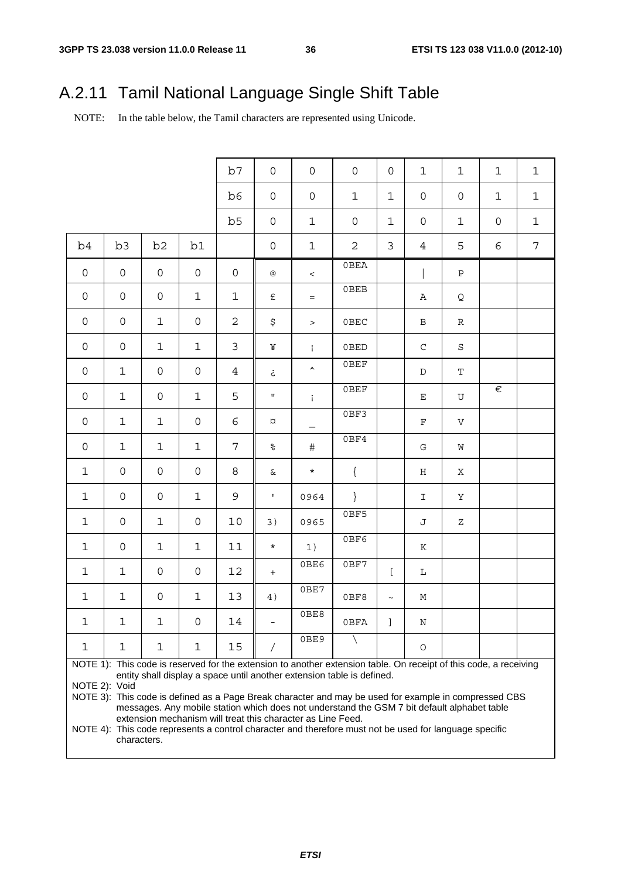# A.2.11 Tamil National Language Single Shift Table

NOTE: In the table below, the Tamil characters are represented using Unicode.

| | | | | b7 | 0 | 0 | 0 | 0 | 1 | 1 | 1 | 1 |
|---|---|---|---|---|---|---|---|---|---|---|---|---|
| | | | | b6 | 0 | 0 | 1 | 1 | 0 | 0 | 1 | 1 |
| | | | | b5 | 0 | 1 | 0 | 1 | 0 | 1 | 0 | 1 |
| b4 | b3 | b2 | b1 | | 0 | 1 | 2 | 3 | 4 | 5 | 6 | 7 |
| 0 | 0 | 0 | 0 | 0 | @ | < | 0BEA | | \| | P | | |
| 0 | 0 | 0 | 1 | 1 | £ | = | 0BEB | | A | Q | | |
| 0 | 0 | 1 | 0 | 2 | $ | > | 0BEC | | B | R | | |
| 0 | 0 | 1 | 1 | 3 | ¥ | ¡ | 0BED | | C | S | | |
| 0 | 1 | 0 | 0 | 4 | ¿ | ^ | 0BEF | | D | T | | |
| 0 | 1 | 0 | 1 | 5 | " | ¡ | 0BEF | | E | U | € | |
| 0 | 1 | 1 | 0 | 6 | ¤ | _ | 0BF3 | | F | V | | |
| 0 | 1 | 1 | 1 | 7 | % | # | 0BF4 | | G | W | | |
| 1 | 0 | 0 | 0 | 8 | & | * | { | | H | X | | |
| 1 | 0 | 0 | 1 | 9 | ' | 0964 | } | | I | Y | | |
| 1 | 0 | 1 | 0 | 10 | 3) | 0965 | 0BF5 | | J | Z | | |
| 1 | 0 | 1 | 1 | 11 | * | 1) | 0BF6 | | K | | | |
| 1 | 1 | 0 | 0 | 12 | + | 0BE6 | 0BF7 | [ | L | | | |
| 1 | 1 | 0 | 1 | 13 | 4) | 0BE7 | 0BF8 | ~ | M | | | |
| 1 | 1 | 1 | 0 | 14 | - | 0BE8 | 0BFA | ] | N | | | |
| 1 | 1 | 1 | 1 | 15 | / | 0BE9 | \ | | O | | | |

NOTE 1): This code is reserved for the extension to another extension table. On receipt of this code, a receiving entity shall display a space until another extension table is defined.

NOTE 2): Void

NOTE 3): This code is defined as a Page Break character and may be used for example in compressed CBS messages. Any mobile station which does not understand the GSM 7 bit default alphabet table extension mechanism will treat this character as Line Feed.

NOTE 4): This code represents a control character and therefore must not be used for language specific characters.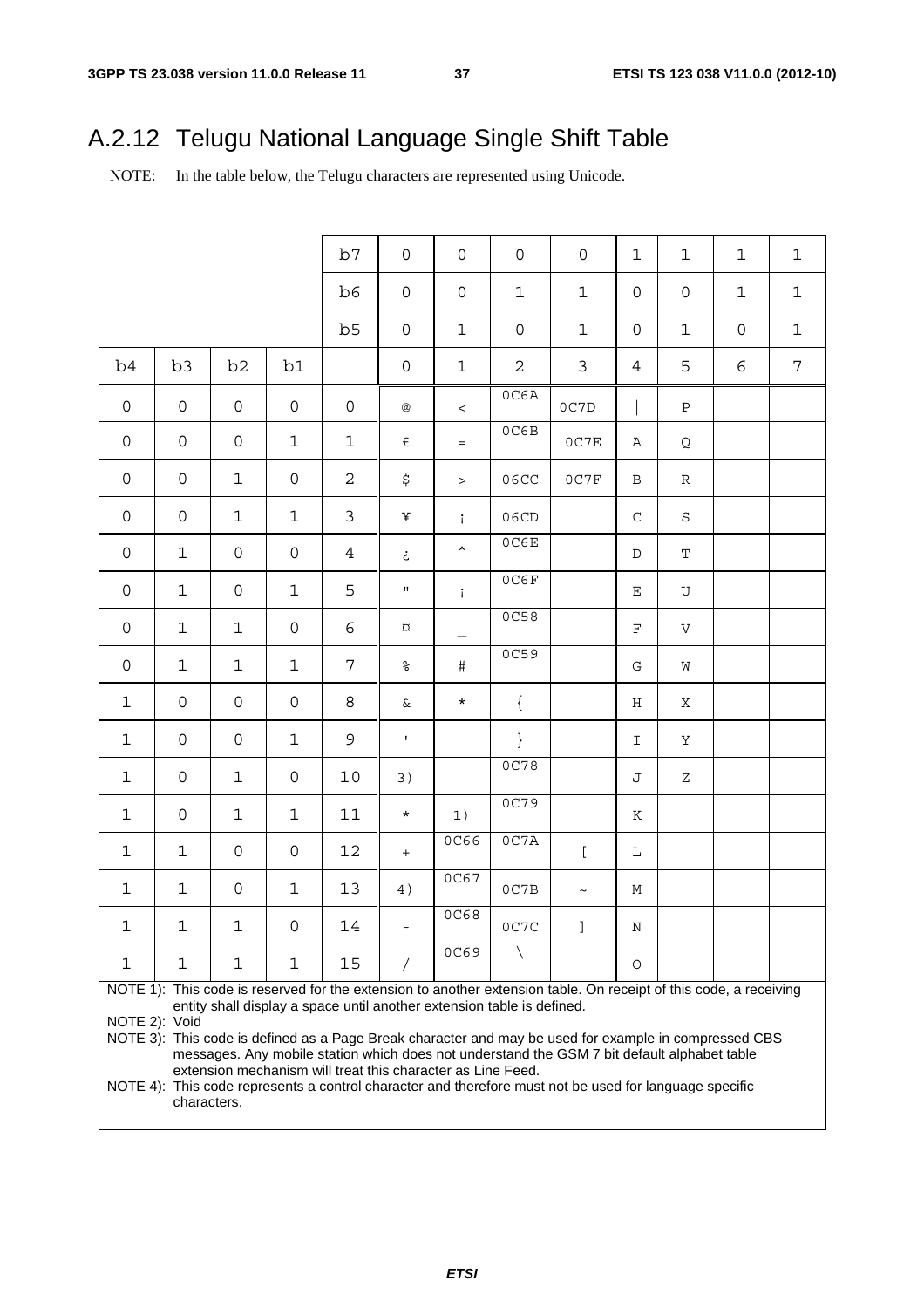## A.2.12 Telugu National Language Single Shift Table

NOTE: In the table below, the Telugu characters are represented using Unicode.

| | | | | b7 | 0 | 0 | 0 | 0 | 1 | 1 | 1 | 1 |
|---|---|---|---|---|---|---|---|---|---|---|---|---|
| | | | | b6 | 0 | 0 | 1 | 1 | 0 | 0 | 1 | 1 |
| | | | | b5 | 0 | 1 | 0 | 1 | 0 | 1 | 0 | 1 |
| b4 | b3 | b2 | b1 | | 0 | 1 | 2 | 3 | 4 | 5 | 6 | 7 |
| 0 | 0 | 0 | 0 | 0 | @ | < | 0C6A | 0C7D | \| | P | | |
| 0 | 0 | 0 | 1 | 1 | £ | = | 0C6B | 0C7E | A | Q | | |
| 0 | 0 | 1 | 0 | 2 | $ | > | 06CC | 0C7F | B | R | | |
| 0 | 0 | 1 | 1 | 3 | ¥ | ¡ | 06CD | | C | S | | |
| 0 | 1 | 0 | 0 | 4 | ¿ | ^ | 0C6E | | D | T | | |
| 0 | 1 | 0 | 1 | 5 | " | ¡ | 0C6F | | E | U | | |
| 0 | 1 | 1 | 0 | 6 | ¤ | _ | 0C58 | | F | V | | |
| 0 | 1 | 1 | 1 | 7 | % | # | 0C59 | | G | W | | |
| 1 | 0 | 0 | 0 | 8 | & | * | { | | H | X | | |
| 1 | 0 | 0 | 1 | 9 | ' | | } | | I | Y | | |
| 1 | 0 | 1 | 0 | 10 | 3) | | 0C78 | | J | Z | | |
| 1 | 0 | 1 | 1 | 11 | * | 1) | 0C79 | | K | | | |
| 1 | 1 | 0 | 0 | 12 | + | 0C66 | 0C7A | [ | L | | | |
| 1 | 1 | 0 | 1 | 13 | 4) | 0C67 | 0C7B | ~ | M | | | |
| 1 | 1 | 1 | 0 | 14 | - | 0C68 | 0C7C | ] | N | | | |
| 1 | 1 | 1 | 1 | 15 | / | 0C69 | \ | | O | | | |

NOTE 1): This code is reserved for the extension to another extension table. On receipt of this code, a receiving entity shall display a space until another extension table is defined.

NOTE 2): Void

NOTE 3): This code is defined as a Page Break character and may be used for example in compressed CBS messages. Any mobile station which does not understand the GSM 7 bit default alphabet table extension mechanism will treat this character as Line Feed.

NOTE 4): This code represents a control character and therefore must not be used for language specific characters.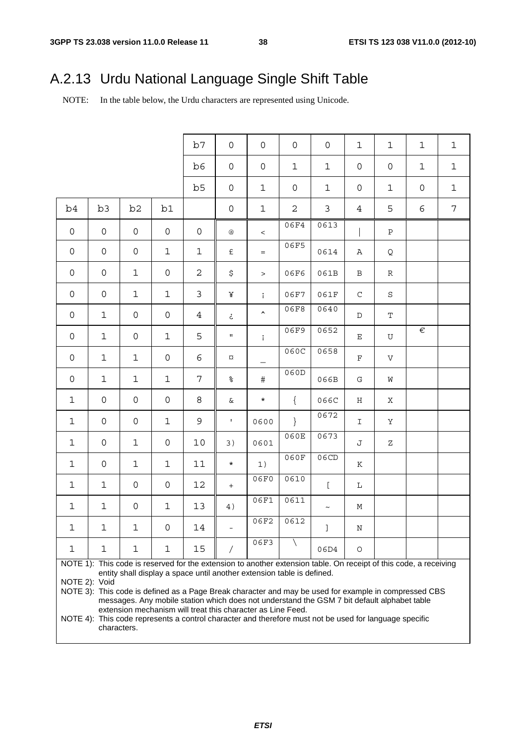# A.2.13 Urdu National Language Single Shift Table

NOTE: In the table below, the Urdu characters are represented using Unicode.

| | | | | b7 | 0 | 0 | 0 | 0 | 1 | 1 | 1 | 1 |
|---|---|---|---|---|---|---|---|---|---|---|---|---|
| | | | | **b6** | 0 | 0 | 1 | 1 | 0 | 0 | 1 | 1 |
| | | | | **b5** | 0 | 1 | 0 | 1 | 0 | 1 | 0 | 1 |
| **b4** | **b3** | **b2** | **b1** | | 0 | 1 | 2 | 3 | 4 | 5 | 6 | 7 |
| 0 | 0 | 0 | 0 | 0 | @ | < | 06F4 | 0613 | \| | P | | |
| 0 | 0 | 0 | 1 | 1 | £ | = | 06F5 | 0614 | A | Q | | |
| 0 | 0 | 1 | 0 | 2 | $ | > | 06F6 | 061B | B | R | | |
| 0 | 0 | 1 | 1 | 3 | ¥ | ¡ | 06F7 | 061F | C | S | | |
| 0 | 1 | 0 | 0 | 4 | ¿ | ^ | 06F8 | 0640 | D | T | | |
| 0 | 1 | 0 | 1 | 5 | " | ¡ | 06F9 | 0652 | E | U | € | |
| 0 | 1 | 1 | 0 | 6 | ¤ | _ | 060C | 0658 | F | V | | |
| 0 | 1 | 1 | 1 | 7 | % | # | 060D | 066B | G | W | | |
| 1 | 0 | 0 | 0 | 8 | & | * | { | 066C | H | X | | |
| 1 | 0 | 0 | 1 | 9 | ' | 0600 | } | 0672 | I | Y | | |
| 1 | 0 | 1 | 0 | 10 | 3) | 0601 | 060E | 0673 | J | Z | | |
| 1 | 0 | 1 | 1 | 11 | * | 1) | 060F | 06CD | K | | | |
| 1 | 1 | 0 | 0 | 12 | + | 06F0 | 0610 | [ | L | | | |
| 1 | 1 | 0 | 1 | 13 | 4) | 06F1 | 0611 | ~ | M | | | |
| 1 | 1 | 1 | 0 | 14 | - | 06F2 | 0612 | ] | N | | | |
| 1 | 1 | 1 | 1 | 15 | / | 06F3 | \ | 06D4 | O | | | |

NOTE 1): This code is reserved for the extension to another extension table. On receipt of this code, a receiving entity shall display a space until another extension table is defined.

NOTE 2): Void

NOTE 3): This code is defined as a Page Break character and may be used for example in compressed CBS messages. Any mobile station which does not understand the GSM 7 bit default alphabet table extension mechanism will treat this character as Line Feed.

NOTE 4): This code represents a control character and therefore must not be used for language specific characters.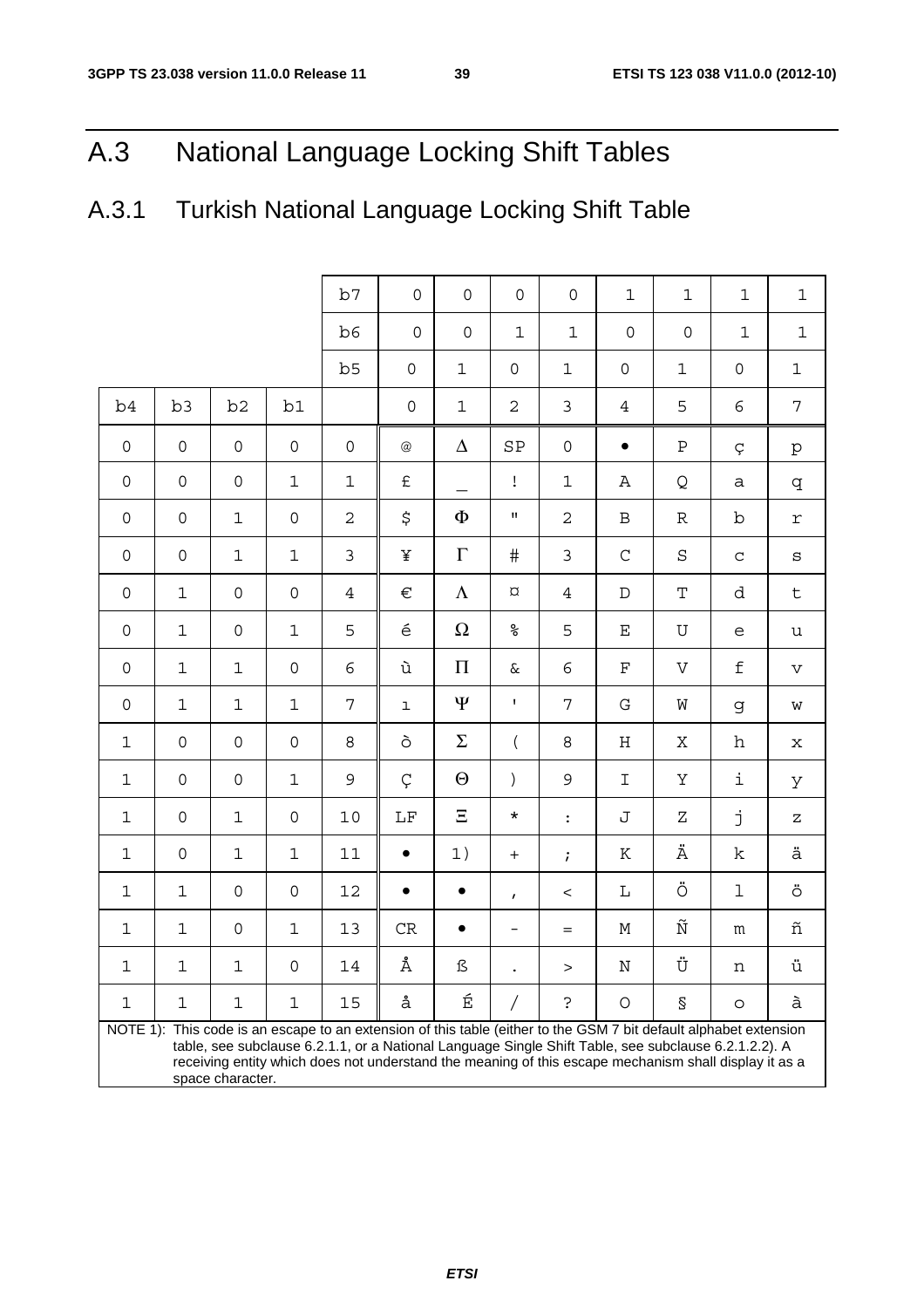# A.3 National Language Locking Shift Tables

## A.3.1 Turkish National Language Locking Shift Table

| | | | | b7 | 0 | 0 | 0 | 0 | 1 | 1 | 1 | 1 |
|---|---|---|---|---|---|---|---|---|---|---|---|---|
| | | | | b6 | 0 | 0 | 1 | 1 | 0 | 0 | 1 | 1 |
| | | | | b5 | 0 | 1 | 0 | 1 | 0 | 1 | 0 | 1 |
| b4 | b3 | b2 | b1 | | 0 | 1 | 2 | 3 | 4 | 5 | 6 | 7 |
| 0 | 0 | 0 | 0 | 0 | @ | Δ | SP | 0 | • | P | ç | p |
| 0 | 0 | 0 | 1 | 1 | £ | _ | ! | 1 | A | Q | a | q |
| 0 | 0 | 1 | 0 | 2 | $ | Φ | " | 2 | B | R | b | r |
| 0 | 0 | 1 | 1 | 3 | ¥ | Γ | # | 3 | C | S | c | s |
| 0 | 1 | 0 | 0 | 4 | € | Λ | ¤ | 4 | D | T | d | t |
| 0 | 1 | 0 | 1 | 5 | é | Ω | % | 5 | E | U | e | u |
| 0 | 1 | 1 | 0 | 6 | ù | Π | & | 6 | F | V | f | v |
| 0 | 1 | 1 | 1 | 7 | ı | Ψ | ' | 7 | G | W | g | w |
| 1 | 0 | 0 | 0 | 8 | ò | Σ | ( | 8 | H | X | h | x |
| 1 | 0 | 0 | 1 | 9 | Ç | Θ | ) | 9 | I | Y | i | y |
| 1 | 0 | 1 | 0 | 10 | LF | Ξ | * | : | J | Z | j | z |
| 1 | 0 | 1 | 1 | 11 | • | 1) | + | ; | K | Ä | k | ä |
| 1 | 1 | 0 | 0 | 12 | • | • | , | < | L | Ö | l | ö |
| 1 | 1 | 0 | 1 | 13 | CR | • | - | = | M | Ñ | m | ñ |
| 1 | 1 | 1 | 0 | 14 | Å | ß | . | > | N | Ü | n | ü |
| 1 | 1 | 1 | 1 | 15 | å | É | / | ? | O | § | o | à |

NOTE 1): This code is an escape to an extension of this table (either to the GSM 7 bit default alphabet extension table, see subclause 6.2.1.1, or a National Language Single Shift Table, see subclause 6.2.1.2.2). A receiving entity which does not understand the meaning of this escape mechanism shall display it as a space character.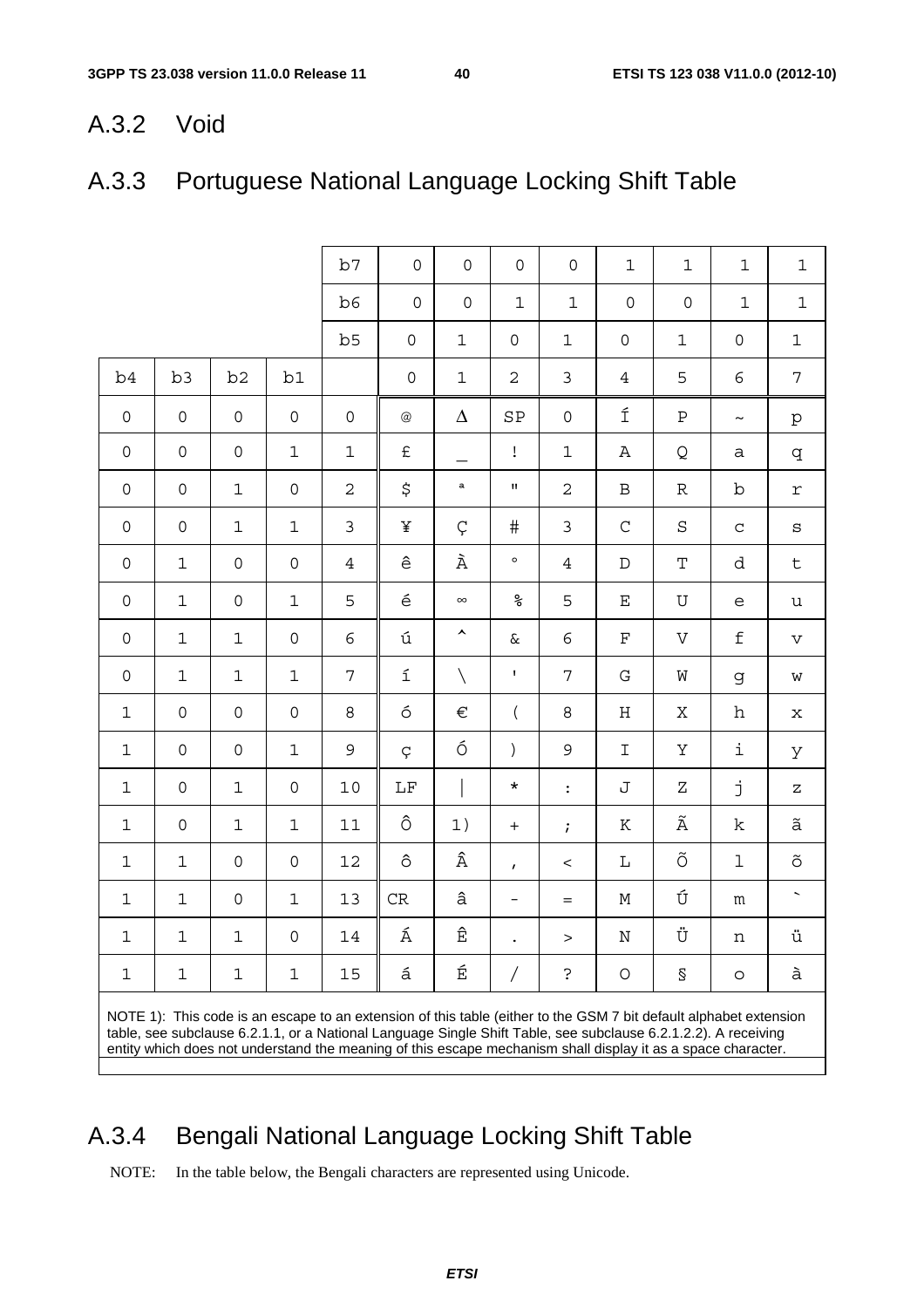## A.3.2 Void

## A.3.3 Portuguese National Language Locking Shift Table

| | | | | b7 | 0 | 0 | 0 | 0 | 1 | 1 | 1 | 1 |
|---|---|---|---|---|---|---|---|---|---|---|---|---|
| | | | | b6 | 0 | 0 | 1 | 1 | 0 | 0 | 1 | 1 |
| | | | | b5 | 0 | 1 | 0 | 1 | 0 | 1 | 0 | 1 |
| b4 | b3 | b2 | b1 | | 0 | 1 | 2 | 3 | 4 | 5 | 6 | 7 |
| 0 | 0 | 0 | 0 | 0 | @ | Δ | SP | 0 | Í | P | ~ | p |
| 0 | 0 | 0 | 1 | 1 | £ | _ | ! | 1 | A | Q | a | q |
| 0 | 0 | 1 | 0 | 2 | $ | ª | " | 2 | B | R | b | r |
| 0 | 0 | 1 | 1 | 3 | ¥ | Ç | # | 3 | C | S | c | s |
| 0 | 1 | 0 | 0 | 4 | ê | À | ° | 4 | D | T | d | t |
| 0 | 1 | 0 | 1 | 5 | é | ∞ | % | 5 | E | U | e | u |
| 0 | 1 | 1 | 0 | 6 | ú | ^ | & | 6 | F | V | f | v |
| 0 | 1 | 1 | 1 | 7 | í | \ | ' | 7 | G | W | g | w |
| 1 | 0 | 0 | 0 | 8 | ó | € | ( | 8 | H | X | h | x |
| 1 | 0 | 0 | 1 | 9 | ç | Ó | ) | 9 | I | Y | i | y |
| 1 | 0 | 1 | 0 | 10 | LF | \| | * | : | J | Z | j | z |
| 1 | 0 | 1 | 1 | 11 | Ô | 1) | + | ; | K | Ã | k | ã |
| 1 | 1 | 0 | 0 | 12 | ô | Â | , | < | L | Õ | l | õ |
| 1 | 1 | 0 | 1 | 13 | CR | â | - | = | M | Ú | m | ` |
| 1 | 1 | 1 | 0 | 14 | Á | Ê | . | > | N | Ü | n | ü |
| 1 | 1 | 1 | 1 | 15 | á | É | / | ? | O | § | o | à |

NOTE 1): This code is an escape to an extension of this table (either to the GSM 7 bit default alphabet extension table, see subclause 6.2.1.1, or a National Language Single Shift Table, see subclause 6.2.1.2.2). A receiving entity which does not understand the meaning of this escape mechanism shall display it as a space character.

## A.3.4 Bengali National Language Locking Shift Table

NOTE: In the table below, the Bengali characters are represented using Unicode.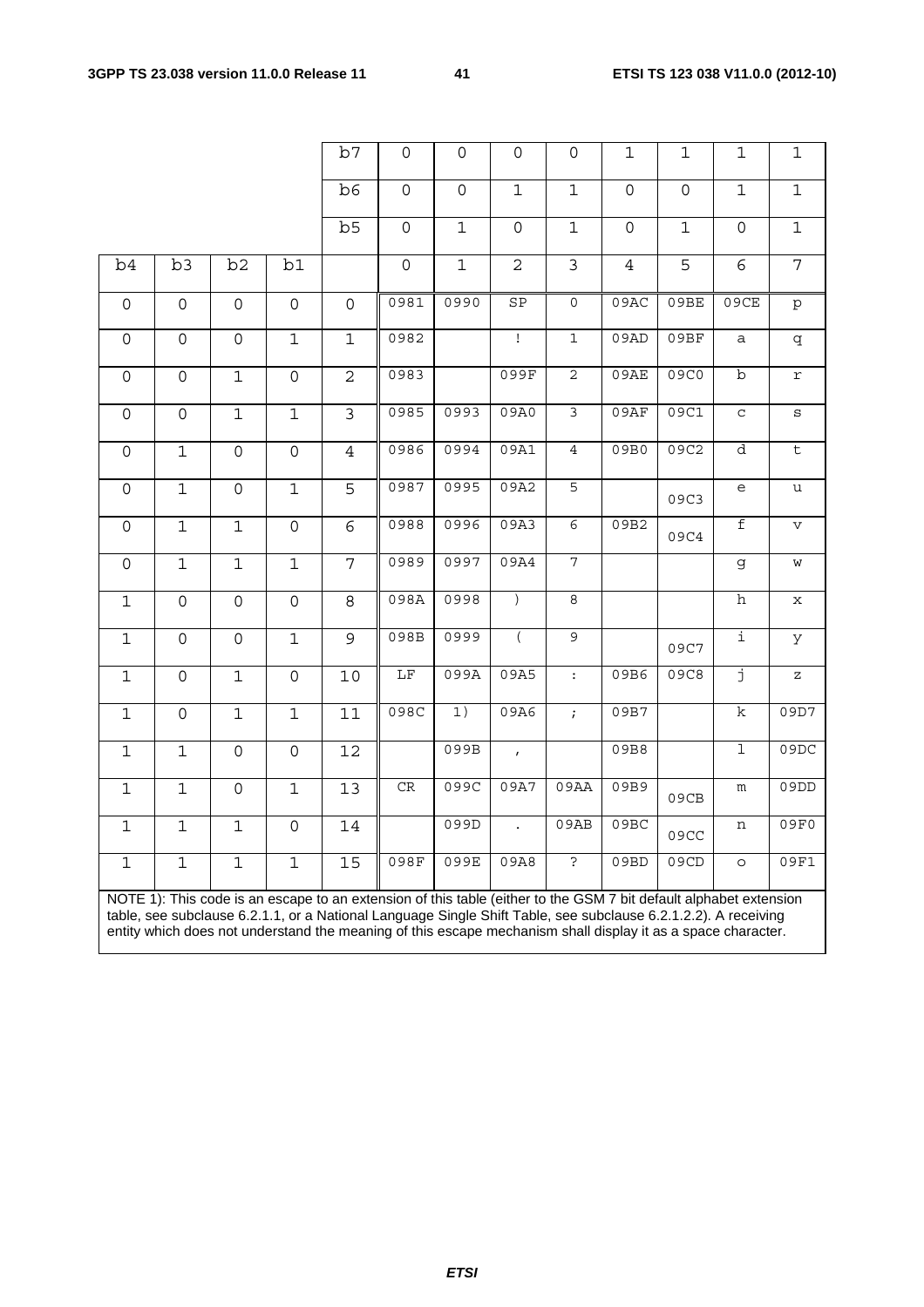| | | | b7 | 0 | 0 | 0 | 0 | 1 | 1 | 1 | 1 |
|---|---|---|---|---|---|---|---|---|---|---|---|
| | | | b6 | 0 | 0 | 1 | 1 | 0 | 0 | 1 | 1 |
| | | | b5 | 0 | 1 | 0 | 1 | 0 | 1 | 0 | 1 |
| b4 | b3 | b2 | b1 | | 0 | 1 | 2 | 3 | 4 | 5 | 6 | 7 |
| 0 | 0 | 0 | 0 | 0 | 0981 | 0990 | SP | 0 | 09AC | 09BE | 09CE | p |
| 0 | 0 | 0 | 1 | 1 | 0982 | | ! | 1 | 09AD | 09BF | a | q |
| 0 | 0 | 1 | 0 | 2 | 0983 | | 099F | 2 | 09AE | 09C0 | b | r |
| 0 | 0 | 1 | 1 | 3 | 0985 | 0993 | 09A0 | 3 | 09AF | 09C1 | c | s |
| 0 | 1 | 0 | 0 | 4 | 0986 | 0994 | 09A1 | 4 | 09B0 | 09C2 | d | t |
| 0 | 1 | 0 | 1 | 5 | 0987 | 0995 | 09A2 | 5 | | 09C3 | e | u |
| 0 | 1 | 1 | 0 | 6 | 0988 | 0996 | 09A3 | 6 | 09B2 | 09C4 | f | v |
| 0 | 1 | 1 | 1 | 7 | 0989 | 0997 | 09A4 | 7 | | | g | w |
| 1 | 0 | 0 | 0 | 8 | 098A | 0998 | ) | 8 | | | h | x |
| 1 | 0 | 0 | 1 | 9 | 098B | 0999 | ( | 9 | | 09C7 | i | y |
| 1 | 0 | 1 | 0 | 10 | LF | 099A | 09A5 | : | 09B6 | 09C8 | j | z |
| 1 | 0 | 1 | 1 | 11 | 098C | 1) | 09A6 | ; | 09B7 | | k | 09D7 |
| 1 | 1 | 0 | 0 | 12 | | 099B | , | | 09B8 | | l | 09DC |
| 1 | 1 | 0 | 1 | 13 | CR | 099C | 09A7 | 09AA | 09B9 | 09CB | m | 09DD |
| 1 | 1 | 1 | 0 | 14 | | 099D | . | 09AB | 09BC | 09CC | n | 09F0 |
| 1 | 1 | 1 | 1 | 15 | 098F | 099E | 09A8 | ? | 09BD | 09CD | o | 09F1 |

NOTE 1): This code is an escape to an extension of this table (either to the GSM 7 bit default alphabet extension table, see subclause 6.2.1.1, or a National Language Single Shift Table, see subclause 6.2.1.2.2). A receiving entity which does not understand the meaning of this escape mechanism shall display it as a space character.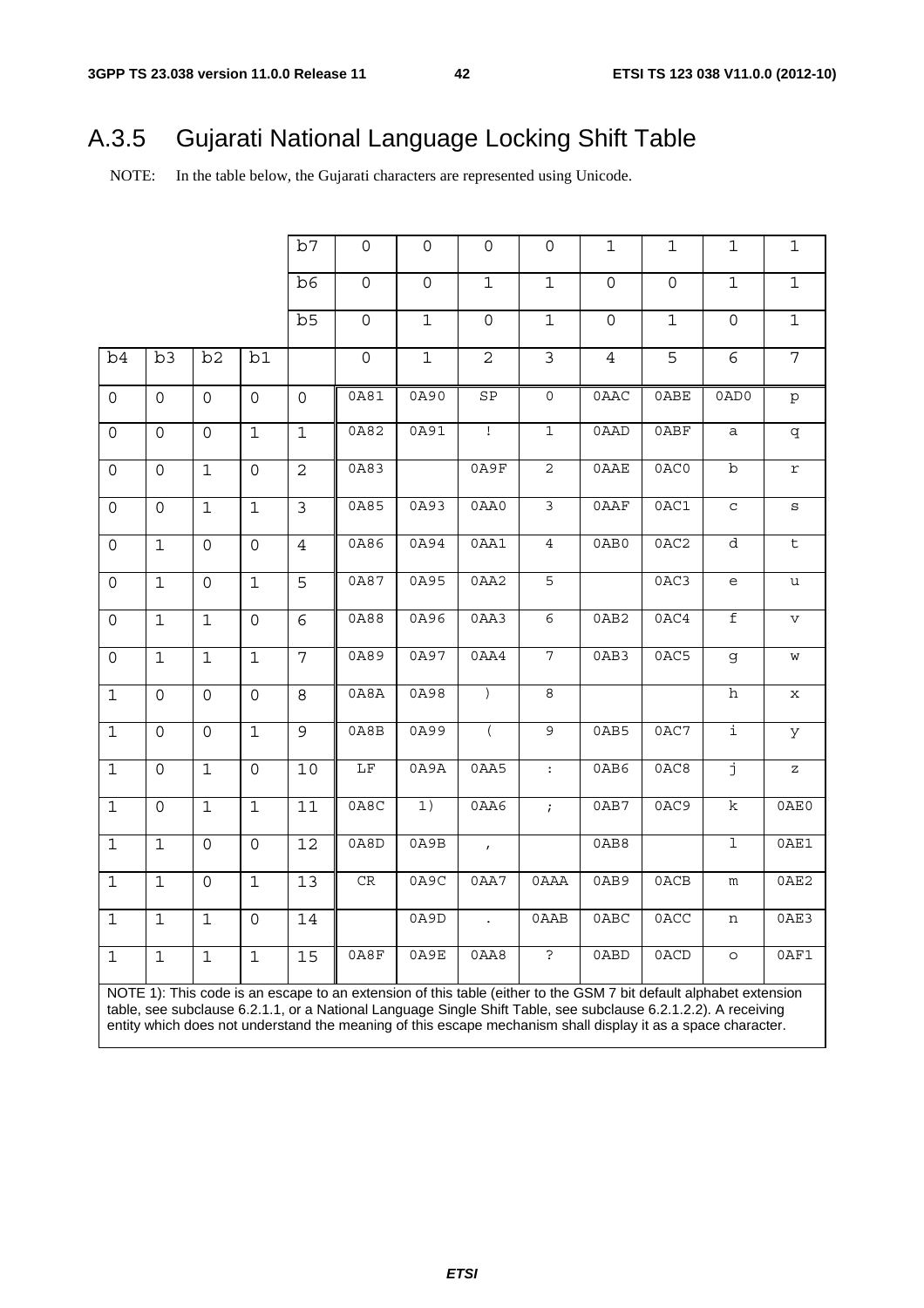# A.3.5 Gujarati National Language Locking Shift Table

NOTE: In the table below, the Gujarati characters are represented using Unicode.

| | | | | b7 | 0 | 0 | 0 | 0 | 1 | 1 | 1 | 1 |
|---|---|---|---|---|---|---|---|---|---|---|---|---|
| | | | | b6 | 0 | 0 | 1 | 1 | 0 | 0 | 1 | 1 |
| | | | | b5 | 0 | 1 | 0 | 1 | 0 | 1 | 0 | 1 |
| b4 | b3 | b2 | b1 | | 0 | 1 | 2 | 3 | 4 | 5 | 6 | 7 |
| 0 | 0 | 0 | 0 | 0 | 0A81 | 0A90 | SP | 0 | 0AAC | 0ABE | 0AD0 | p |
| 0 | 0 | 0 | 1 | 1 | 0A82 | 0A91 | ! | 1 | 0AAD | 0ABF | a | q |
| 0 | 0 | 1 | 0 | 2 | 0A83 | | 0A9F | 2 | 0AAE | 0AC0 | b | r |
| 0 | 0 | 1 | 1 | 3 | 0A85 | 0A93 | 0AA0 | 3 | 0AAF | 0AC1 | c | s |
| 0 | 1 | 0 | 0 | 4 | 0A86 | 0A94 | 0AA1 | 4 | 0AB0 | 0AC2 | d | t |
| 0 | 1 | 0 | 1 | 5 | 0A87 | 0A95 | 0AA2 | 5 | | 0AC3 | e | u |
| 0 | 1 | 1 | 0 | 6 | 0A88 | 0A96 | 0AA3 | 6 | 0AB2 | 0AC4 | f | v |
| 0 | 1 | 1 | 1 | 7 | 0A89 | 0A97 | 0AA4 | 7 | 0AB3 | 0AC5 | g | w |
| 1 | 0 | 0 | 0 | 8 | 0A8A | 0A98 | ) | 8 | | | h | x |
| 1 | 0 | 0 | 1 | 9 | 0A8B | 0A99 | ( | 9 | 0AB5 | 0AC7 | i | y |
| 1 | 0 | 1 | 0 | 10 | LF | 0A9A | 0AA5 | : | 0AB6 | 0AC8 | j | z |
| 1 | 0 | 1 | 1 | 11 | 0A8C | 1) | 0AA6 | ; | 0AB7 | 0AC9 | k | 0AE0 |
| 1 | 1 | 0 | 0 | 12 | 0A8D | 0A9B | , | | 0AB8 | | l | 0AE1 |
| 1 | 1 | 0 | 1 | 13 | CR | 0A9C | 0AA7 | 0AAA | 0AB9 | 0ACB | m | 0AE2 |
| 1 | 1 | 1 | 0 | 14 | | 0A9D | . | 0AAB | 0ABC | 0ACC | n | 0AE3 |
| 1 | 1 | 1 | 1 | 15 | 0A8F | 0A9E | 0AA8 | ? | 0ABD | 0ACD | o | 0AF1 |

NOTE 1): This code is an escape to an extension of this table (either to the GSM 7 bit default alphabet extension table, see subclause 6.2.1.1, or a National Language Single Shift Table, see subclause 6.2.1.2.2). A receiving entity which does not understand the meaning of this escape mechanism shall display it as a space character.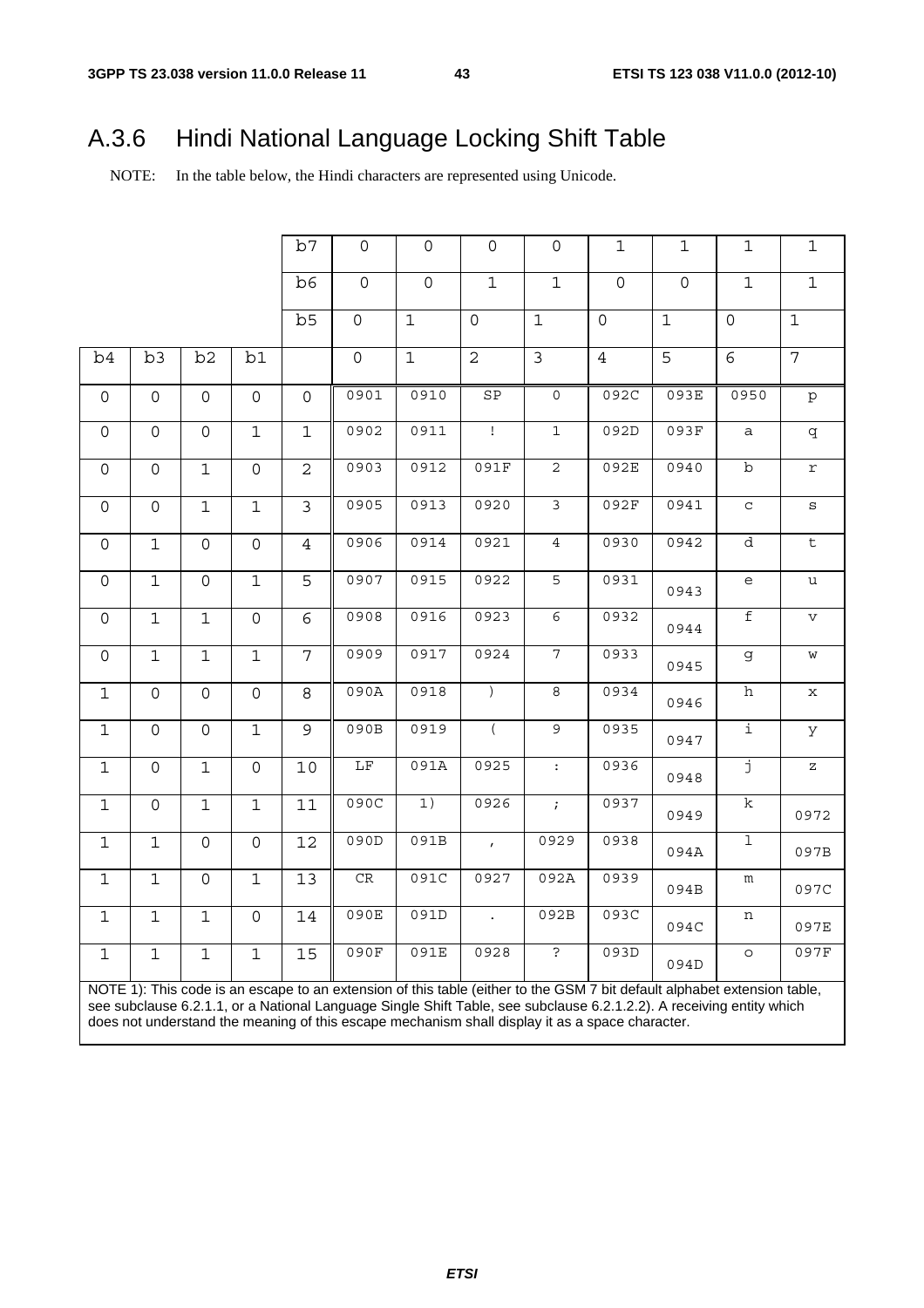# A.3.6 Hindi National Language Locking Shift Table

NOTE: In the table below, the Hindi characters are represented using Unicode.

| | | | | b7 | 0 | 0 | 0 | 0 | 1 | 1 | 1 | 1 |
|---|---|---|---|---|---|---|---|---|---|---|---|---|
| | | | | b6 | 0 | 0 | 1 | 1 | 0 | 0 | 1 | 1 |
| | | | | b5 | 0 | 1 | 0 | 1 | 0 | 1 | 0 | 1 |
| b4 | b3 | b2 | b1 | | 0 | 1 | 2 | 3 | 4 | 5 | 6 | 7 |
| 0 | 0 | 0 | 0 | 0 | 0901 | 0910 | SP | 0 | 092C | 093E | 0950 | p |
| 0 | 0 | 0 | 1 | 1 | 0902 | 0911 | ! | 1 | 092D | 093F | a | q |
| 0 | 0 | 1 | 0 | 2 | 0903 | 0912 | 091F | 2 | 092E | 0940 | b | r |
| 0 | 0 | 1 | 1 | 3 | 0905 | 0913 | 0920 | 3 | 092F | 0941 | c | s |
| 0 | 1 | 0 | 0 | 4 | 0906 | 0914 | 0921 | 4 | 0930 | 0942 | d | t |
| 0 | 1 | 0 | 1 | 5 | 0907 | 0915 | 0922 | 5 | 0931 | 0943 | e | u |
| 0 | 1 | 1 | 0 | 6 | 0908 | 0916 | 0923 | 6 | 0932 | 0944 | f | v |
| 0 | 1 | 1 | 1 | 7 | 0909 | 0917 | 0924 | 7 | 0933 | 0945 | g | w |
| 1 | 0 | 0 | 0 | 8 | 090A | 0918 | ) | 8 | 0934 | 0946 | h | x |
| 1 | 0 | 0 | 1 | 9 | 090B | 0919 | ( | 9 | 0935 | 0947 | i | y |
| 1 | 0 | 1 | 0 | 10 | LF | 091A | 0925 | : | 0936 | 0948 | j | z |
| 1 | 0 | 1 | 1 | 11 | 090C | 1) | 0926 | ; | 0937 | 0949 | k | 0972 |
| 1 | 1 | 0 | 0 | 12 | 090D | 091B | , | 0929 | 0938 | 094A | l | 097B |
| 1 | 1 | 0 | 1 | 13 | CR | 091C | 0927 | 092A | 0939 | 094B | m | 097C |
| 1 | 1 | 1 | 0 | 14 | 090E | 091D | . | 092B | 093C | 094C | n | 097E |
| 1 | 1 | 1 | 1 | 15 | 090F | 091E | 0928 | ? | 093D | 094D | o | 097F |

NOTE 1): This code is an escape to an extension of this table (either to the GSM 7 bit default alphabet extension table, see subclause 6.2.1.1, or a National Language Single Shift Table, see subclause 6.2.1.2.2). A receiving entity which does not understand the meaning of this escape mechanism shall display it as a space character.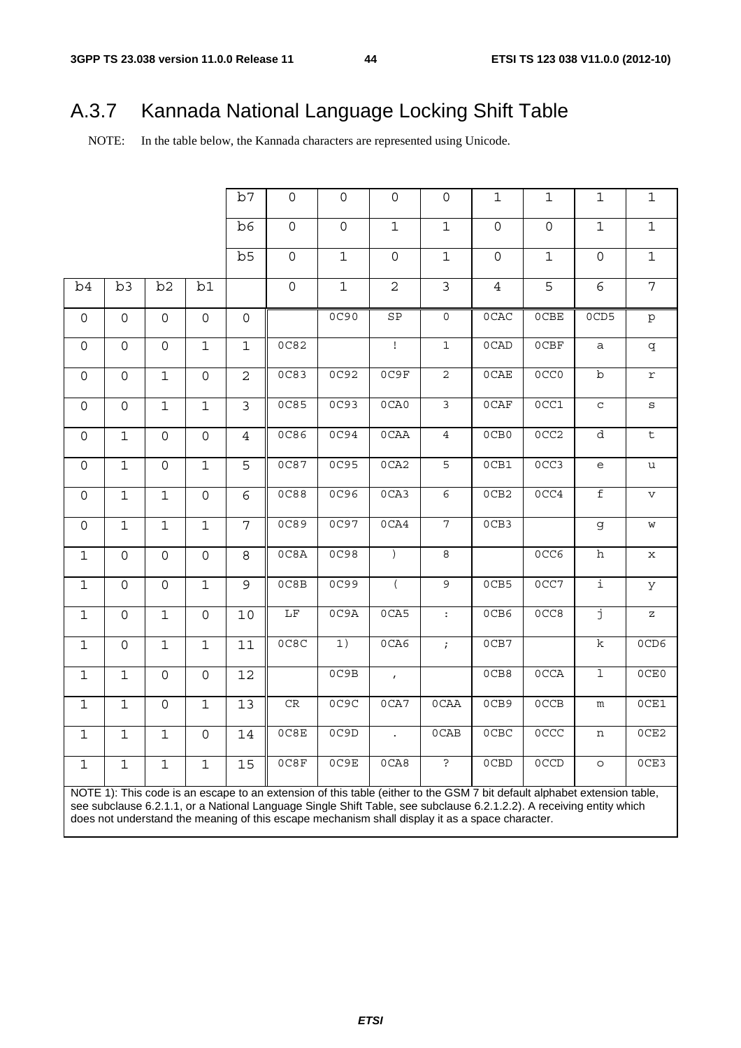# A.3.7 Kannada National Language Locking Shift Table

NOTE: In the table below, the Kannada characters are represented using Unicode.

| | | | | b7 | 0 | 0 | 0 | 0 | 1 | 1 | 1 | 1 |
|---|---|---|---|---|---|---|---|---|---|---|---|---|
| | | | | b6 | 0 | 0 | 1 | 1 | 0 | 0 | 1 | 1 |
| | | | | b5 | 0 | 1 | 0 | 1 | 0 | 1 | 0 | 1 |
| b4 | b3 | b2 | b1 | | 0 | 1 | 2 | 3 | 4 | 5 | 6 | 7 |
| 0 | 0 | 0 | 0 | 0 | | 0C90 | SP | 0 | 0CAC | 0CBE | 0CD5 | p |
| 0 | 0 | 0 | 1 | 1 | 0C82 | | ! | 1 | 0CAD | 0CBF | a | q |
| 0 | 0 | 1 | 0 | 2 | 0C83 | 0C92 | 0C9F | 2 | 0CAE | 0CC0 | b | r |
| 0 | 0 | 1 | 1 | 3 | 0C85 | 0C93 | 0CA0 | 3 | 0CAF | 0CC1 | c | s |
| 0 | 1 | 0 | 0 | 4 | 0C86 | 0C94 | 0CAA | 4 | 0CB0 | 0CC2 | d | t |
| 0 | 1 | 0 | 1 | 5 | 0C87 | 0C95 | 0CA2 | 5 | 0CB1 | 0CC3 | e | u |
| 0 | 1 | 1 | 0 | 6 | 0C88 | 0C96 | 0CA3 | 6 | 0CB2 | 0CC4 | f | v |
| 0 | 1 | 1 | 1 | 7 | 0C89 | 0C97 | 0CA4 | 7 | 0CB3 | | g | w |
| 1 | 0 | 0 | 0 | 8 | 0C8A | 0C98 | ) | 8 | | 0CC6 | h | x |
| 1 | 0 | 0 | 1 | 9 | 0C8B | 0C99 | ( | 9 | 0CB5 | 0CC7 | i | y |
| 1 | 0 | 1 | 0 | 10 | LF | 0C9A | 0CA5 | : | 0CB6 | 0CC8 | j | z |
| 1 | 0 | 1 | 1 | 11 | 0C8C | 1) | 0CA6 | ; | 0CB7 | | k | 0CD6 |
| 1 | 1 | 0 | 0 | 12 | | 0C9B | , | | 0CB8 | 0CCA | l | 0CE0 |
| 1 | 1 | 0 | 1 | 13 | CR | 0C9C | 0CA7 | 0CAA | 0CB9 | 0CCB | m | 0CE1 |
| 1 | 1 | 1 | 0 | 14 | 0C8E | 0C9D | . | 0CAB | 0CBC | 0CCC | n | 0CE2 |
| 1 | 1 | 1 | 1 | 15 | 0C8F | 0C9E | 0CA8 | ? | 0CBD | 0CCD | o | 0CE3 |

NOTE 1): This code is an escape to an extension of this table (either to the GSM 7 bit default alphabet extension table, see subclause 6.2.1.1, or a National Language Single Shift Table, see subclause 6.2.1.2.2). A receiving entity which does not understand the meaning of this escape mechanism shall display it as a space character.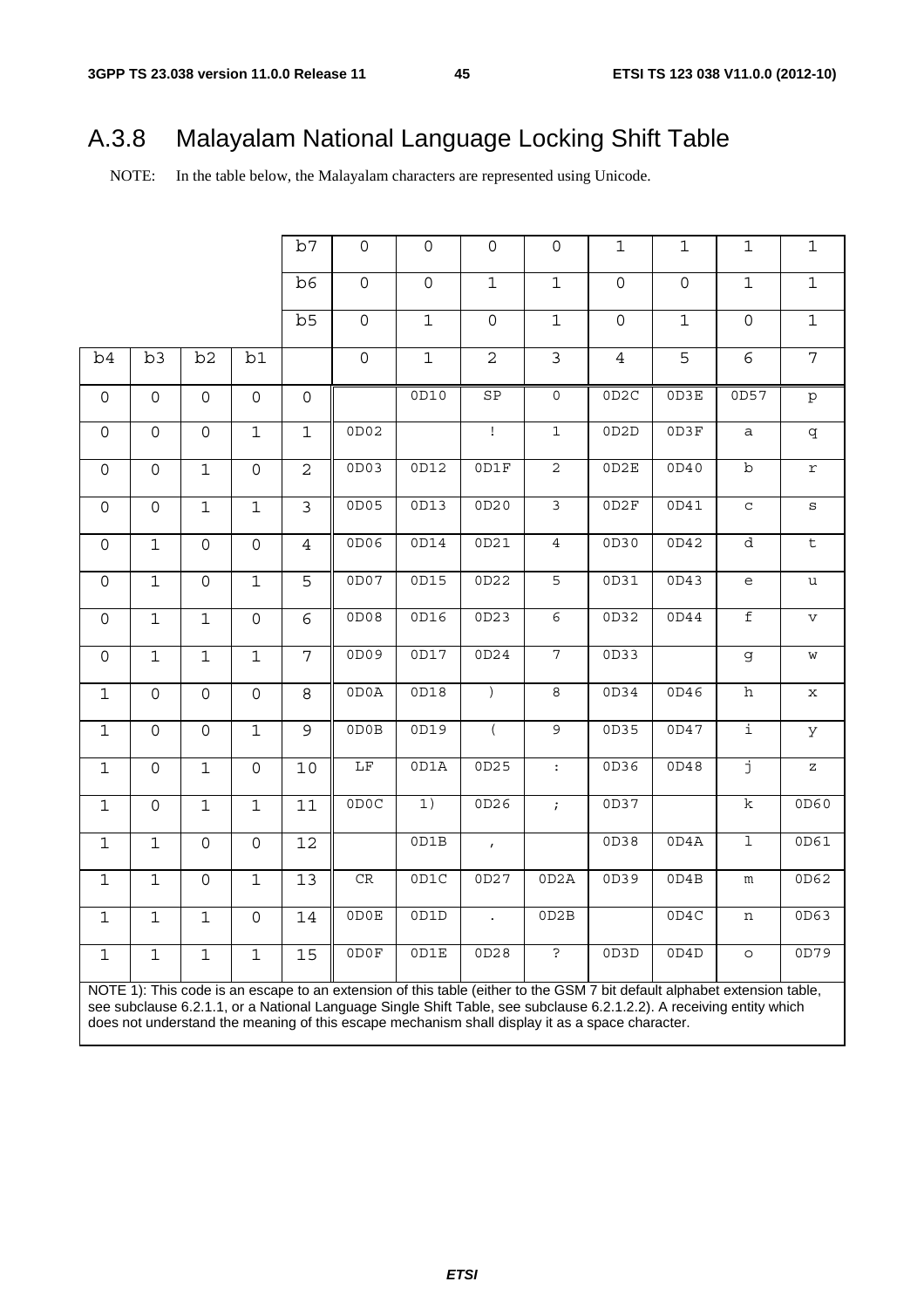## A.3.8 Malayalam National Language Locking Shift Table

NOTE: In the table below, the Malayalam characters are represented using Unicode.

| | | | | b7 | 0 | 0 | 0 | 0 | 1 | 1 | 1 | 1 |
|---|---|---|---|---|---|---|---|---|---|---|---|---|
| | | | | b6 | 0 | 0 | 1 | 1 | 0 | 0 | 1 | 1 |
| | | | | b5 | 0 | 1 | 0 | 1 | 0 | 1 | 0 | 1 |
| b4 | b3 | b2 | b1 | | 0 | 1 | 2 | 3 | 4 | 5 | 6 | 7 |
| 0 | 0 | 0 | 0 | 0 | | 0D10 | SP | 0 | 0D2C | 0D3E | 0D57 | p |
| 0 | 0 | 0 | 1 | 1 | 0D02 | | ! | 1 | 0D2D | 0D3F | a | q |
| 0 | 0 | 1 | 0 | 2 | 0D03 | 0D12 | 0D1F | 2 | 0D2E | 0D40 | b | r |
| 0 | 0 | 1 | 1 | 3 | 0D05 | 0D13 | 0D20 | 3 | 0D2F | 0D41 | c | s |
| 0 | 1 | 0 | 0 | 4 | 0D06 | 0D14 | 0D21 | 4 | 0D30 | 0D42 | d | t |
| 0 | 1 | 0 | 1 | 5 | 0D07 | 0D15 | 0D22 | 5 | 0D31 | 0D43 | e | u |
| 0 | 1 | 1 | 0 | 6 | 0D08 | 0D16 | 0D23 | 6 | 0D32 | 0D44 | f | v |
| 0 | 1 | 1 | 1 | 7 | 0D09 | 0D17 | 0D24 | 7 | 0D33 | | g | w |
| 1 | 0 | 0 | 0 | 8 | 0D0A | 0D18 | ) | 8 | 0D34 | 0D46 | h | x |
| 1 | 0 | 0 | 1 | 9 | 0D0B | 0D19 | ( | 9 | 0D35 | 0D47 | i | y |
| 1 | 0 | 1 | 0 | 10 | LF | 0D1A | 0D25 | : | 0D36 | 0D48 | j | z |
| 1 | 0 | 1 | 1 | 11 | 0D0C | 1) | 0D26 | ; | 0D37 | | k | 0D60 |
| 1 | 1 | 0 | 0 | 12 | | 0D1B | , | | 0D38 | 0D4A | l | 0D61 |
| 1 | 1 | 0 | 1 | 13 | CR | 0D1C | 0D27 | 0D2A | 0D39 | 0D4B | m | 0D62 |
| 1 | 1 | 1 | 0 | 14 | 0D0E | 0D1D | . | 0D2B | | 0D4C | n | 0D63 |
| 1 | 1 | 1 | 1 | 15 | 0D0F | 0D1E | 0D28 | ? | 0D3D | 0D4D | o | 0D79 |

NOTE 1): This code is an escape to an extension of this table (either to the GSM 7 bit default alphabet extension table, see subclause 6.2.1.1, or a National Language Single Shift Table, see subclause 6.2.1.2.2). A receiving entity which does not understand the meaning of this escape mechanism shall display it as a space character.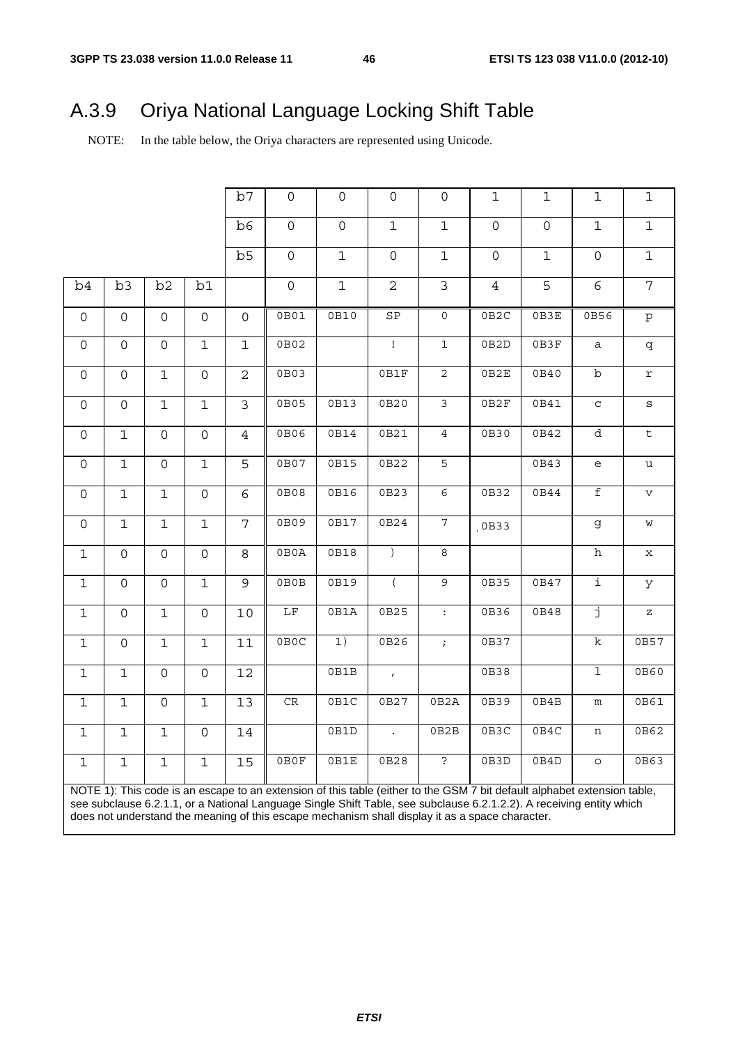# A.3.9 Oriya National Language Locking Shift Table

NOTE: In the table below, the Oriya characters are represented using Unicode.

| | | | | b7 | 0 | 0 | 0 | 0 | 1 | 1 | 1 | 1 |
|---|---|---|---|---|---|---|---|---|---|---|---|---|
| | | | | b6 | 0 | 0 | 1 | 1 | 0 | 0 | 1 | 1 |
| | | | | b5 | 0 | 1 | 0 | 1 | 0 | 1 | 0 | 1 |
| b4 | b3 | b2 | b1 | | 0 | 1 | 2 | 3 | 4 | 5 | 6 | 7 |
| 0 | 0 | 0 | 0 | 0 | 0B01 | 0B10 | SP | 0 | 0B2C | 0B3E | 0B56 | p |
| 0 | 0 | 0 | 1 | 1 | 0B02 | | ! | 1 | 0B2D | 0B3F | a | q |
| 0 | 0 | 1 | 0 | 2 | 0B03 | | 0B1F | 2 | 0B2E | 0B40 | b | r |
| 0 | 0 | 1 | 1 | 3 | 0B05 | 0B13 | 0B20 | 3 | 0B2F | 0B41 | c | s |
| 0 | 1 | 0 | 0 | 4 | 0B06 | 0B14 | 0B21 | 4 | 0B30 | 0B42 | d | t |
| 0 | 1 | 0 | 1 | 5 | 0B07 | 0B15 | 0B22 | 5 | | 0B43 | e | u |
| 0 | 1 | 1 | 0 | 6 | 0B08 | 0B16 | 0B23 | 6 | 0B32 | 0B44 | f | v |
| 0 | 1 | 1 | 1 | 7 | 0B09 | 0B17 | 0B24 | 7 | 0B33 | | g | w |
| 1 | 0 | 0 | 0 | 8 | 0B0A | 0B18 | ) | 8 | | | h | x |
| 1 | 0 | 0 | 1 | 9 | 0B0B | 0B19 | ( | 9 | 0B35 | 0B47 | i | y |
| 1 | 0 | 1 | 0 | 10 | LF | 0B1A | 0B25 | : | 0B36 | 0B48 | j | z |
| 1 | 0 | 1 | 1 | 11 | 0B0C | 1) | 0B26 | ; | 0B37 | | k | 0B57 |
| 1 | 1 | 0 | 0 | 12 | | 0B1B | , | | 0B38 | | l | 0B60 |
| 1 | 1 | 0 | 1 | 13 | CR | 0B1C | 0B27 | 0B2A | 0B39 | 0B4B | m | 0B61 |
| 1 | 1 | 1 | 0 | 14 | | 0B1D | . | 0B2B | 0B3C | 0B4C | n | 0B62 |
| 1 | 1 | 1 | 1 | 15 | 0B0F | 0B1E | 0B28 | ? | 0B3D | 0B4D | o | 0B63 |

NOTE 1): This code is an escape to an extension of this table (either to the GSM 7 bit default alphabet extension table, see subclause 6.2.1.1, or a National Language Single Shift Table, see subclause 6.2.1.2.2). A receiving entity which does not understand the meaning of this escape mechanism shall display it as a space character.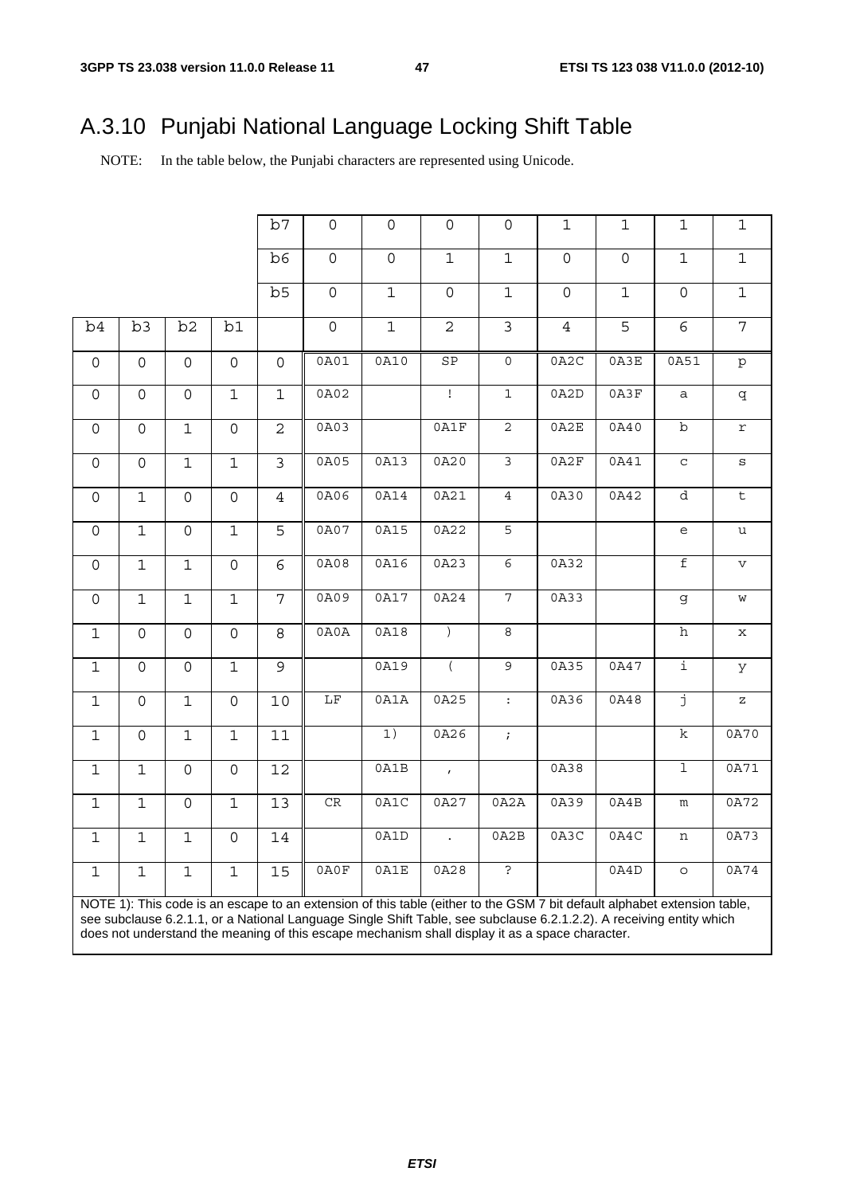# A.3.10 Punjabi National Language Locking Shift Table

NOTE: In the table below, the Punjabi characters are represented using Unicode.

| | | | | b7 | 0 | 0 | 0 | 0 | 1 | 1 | 1 | 1 |
|---|---|---|---|---|---|---|---|---|---|---|---|---|
| | | | | b6 | 0 | 0 | 1 | 1 | 0 | 0 | 1 | 1 |
| | | | | b5 | 0 | 1 | 0 | 1 | 0 | 1 | 0 | 1 |
| b4 | b3 | b2 | b1 | | 0 | 1 | 2 | 3 | 4 | 5 | 6 | 7 |
| 0 | 0 | 0 | 0 | 0 | 0A01 | 0A10 | SP | 0 | 0A2C | 0A3E | 0A51 | p |
| 0 | 0 | 0 | 1 | 1 | 0A02 | | ! | 1 | 0A2D | 0A3F | a | q |
| 0 | 0 | 1 | 0 | 2 | 0A03 | | 0A1F | 2 | 0A2E | 0A40 | b | r |
| 0 | 0 | 1 | 1 | 3 | 0A05 | 0A13 | 0A20 | 3 | 0A2F | 0A41 | c | s |
| 0 | 1 | 0 | 0 | 4 | 0A06 | 0A14 | 0A21 | 4 | 0A30 | 0A42 | d | t |
| 0 | 1 | 0 | 1 | 5 | 0A07 | 0A15 | 0A22 | 5 | | | e | u |
| 0 | 1 | 1 | 0 | 6 | 0A08 | 0A16 | 0A23 | 6 | 0A32 | | f | v |
| 0 | 1 | 1 | 1 | 7 | 0A09 | 0A17 | 0A24 | 7 | 0A33 | | g | w |
| 1 | 0 | 0 | 0 | 8 | 0A0A | 0A18 | ) | 8 | | | h | x |
| 1 | 0 | 0 | 1 | 9 | | 0A19 | ( | 9 | 0A35 | 0A47 | i | y |
| 1 | 0 | 1 | 0 | 10 | LF | 0A1A | 0A25 | : | 0A36 | 0A48 | j | z |
| 1 | 0 | 1 | 1 | 11 | | 1) | 0A26 | ; | | | k | 0A70 |
| 1 | 1 | 0 | 0 | 12 | | 0A1B | , | | 0A38 | | l | 0A71 |
| 1 | 1 | 0 | 1 | 13 | CR | 0A1C | 0A27 | 0A2A | 0A39 | 0A4B | m | 0A72 |
| 1 | 1 | 1 | 0 | 14 | | 0A1D | . | 0A2B | 0A3C | 0A4C | n | 0A73 |
| 1 | 1 | 1 | 1 | 15 | 0A0F | 0A1E | 0A28 | ? | | 0A4D | o | 0A74 |

NOTE 1): This code is an escape to an extension of this table (either to the GSM 7 bit default alphabet extension table, see subclause 6.2.1.1, or a National Language Single Shift Table, see subclause 6.2.1.2.2). A receiving entity which does not understand the meaning of this escape mechanism shall display it as a space character.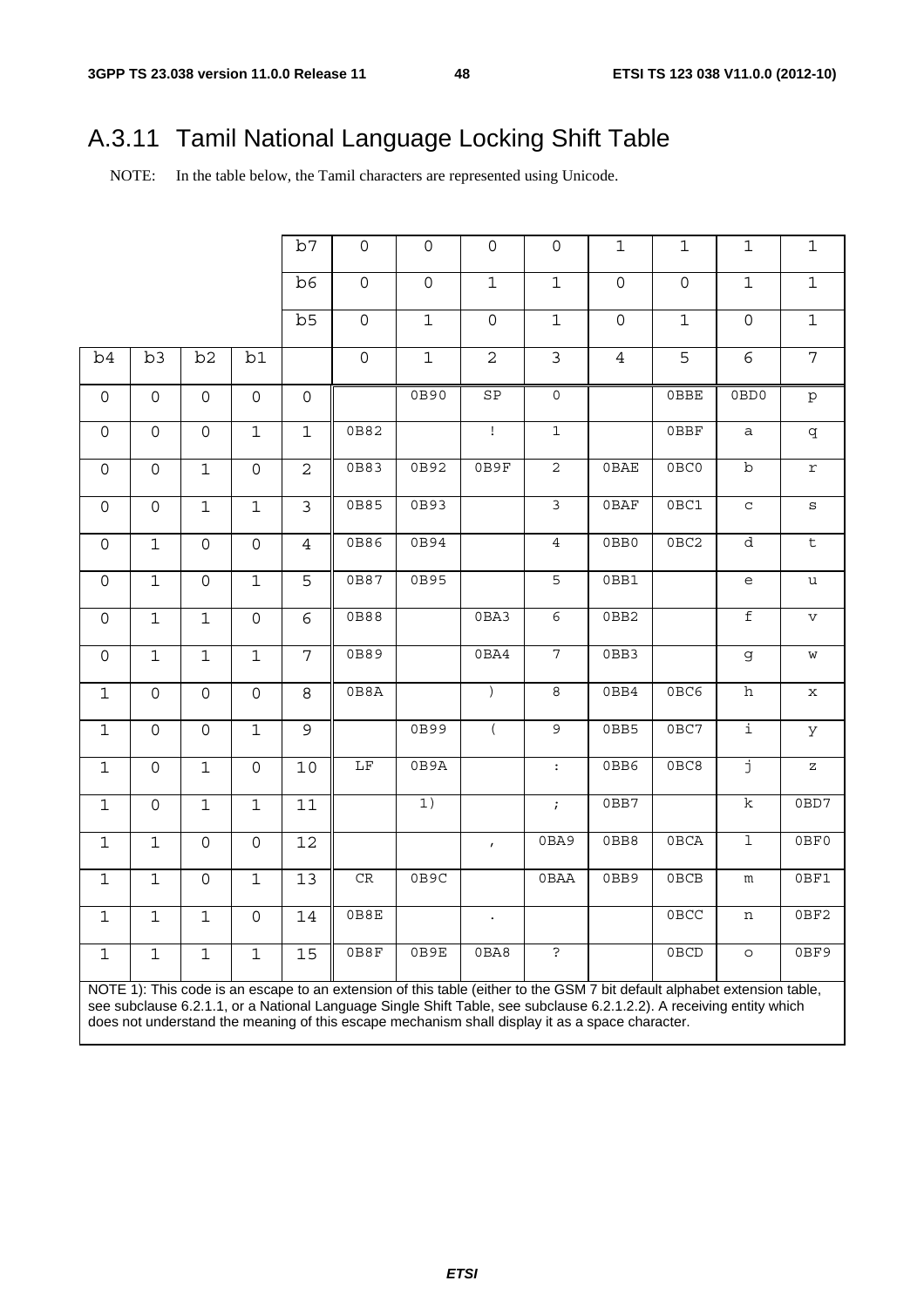# A.3.11 Tamil National Language Locking Shift Table

NOTE: In the table below, the Tamil characters are represented using Unicode.

| | | | | b7 | 0 | 0 | 0 | 0 | 1 | 1 | 1 | 1 |
|---|---|---|---|---|---|---|---|---|---|---|---|---|
| | | | | **b6** | 0 | 0 | 1 | 1 | 0 | 0 | 1 | 1 |
| | | | | **b5** | 0 | 1 | 0 | 1 | 0 | 1 | 0 | 1 |
| **b4** | **b3** | **b2** | **b1** | | 0 | 1 | 2 | 3 | 4 | 5 | 6 | 7 |
| 0 | 0 | 0 | 0 | 0 | | 0B90 | SP | 0 | | 0BBE | 0BD0 | p |
| 0 | 0 | 0 | 1 | 1 | 0B82 | | ! | 1 | | 0BBF | a | q |
| 0 | 0 | 1 | 0 | 2 | 0B83 | 0B92 | 0B9F | 2 | 0BAE | 0BC0 | b | r |
| 0 | 0 | 1 | 1 | 3 | 0B85 | 0B93 | | 3 | 0BAF | 0BC1 | c | s |
| 0 | 1 | 0 | 0 | 4 | 0B86 | 0B94 | | 4 | 0BB0 | 0BC2 | d | t |
| 0 | 1 | 0 | 1 | 5 | 0B87 | 0B95 | | 5 | 0BB1 | | e | u |
| 0 | 1 | 1 | 0 | 6 | 0B88 | | 0BA3 | 6 | 0BB2 | | f | v |
| 0 | 1 | 1 | 1 | 7 | 0B89 | | 0BA4 | 7 | 0BB3 | | g | w |
| 1 | 0 | 0 | 0 | 8 | 0B8A | | ) | 8 | 0BB4 | 0BC6 | h | x |
| 1 | 0 | 0 | 1 | 9 | | 0B99 | ( | 9 | 0BB5 | 0BC7 | i | y |
| 1 | 0 | 1 | 0 | 10 | LF | 0B9A | | : | 0BB6 | 0BC8 | j | z |
| 1 | 0 | 1 | 1 | 11 | | 1) | | ; | 0BB7 | | k | 0BD7 |
| 1 | 1 | 0 | 0 | 12 | | | , | 0BA9 | 0BB8 | 0BCA | l | 0BF0 |
| 1 | 1 | 0 | 1 | 13 | CR | 0B9C | | 0BAA | 0BB9 | 0BCB | m | 0BF1 |
| 1 | 1 | 1 | 0 | 14 | 0B8E | | . | | | 0BCC | n | 0BF2 |
| 1 | 1 | 1 | 1 | 15 | 0B8F | 0B9E | 0BA8 | ? | | 0BCD | o | 0BF9 |

NOTE 1): This code is an escape to an extension of this table (either to the GSM 7 bit default alphabet extension table, see subclause 6.2.1.1, or a National Language Single Shift Table, see subclause 6.2.1.2.2). A receiving entity which does not understand the meaning of this escape mechanism shall display it as a space character.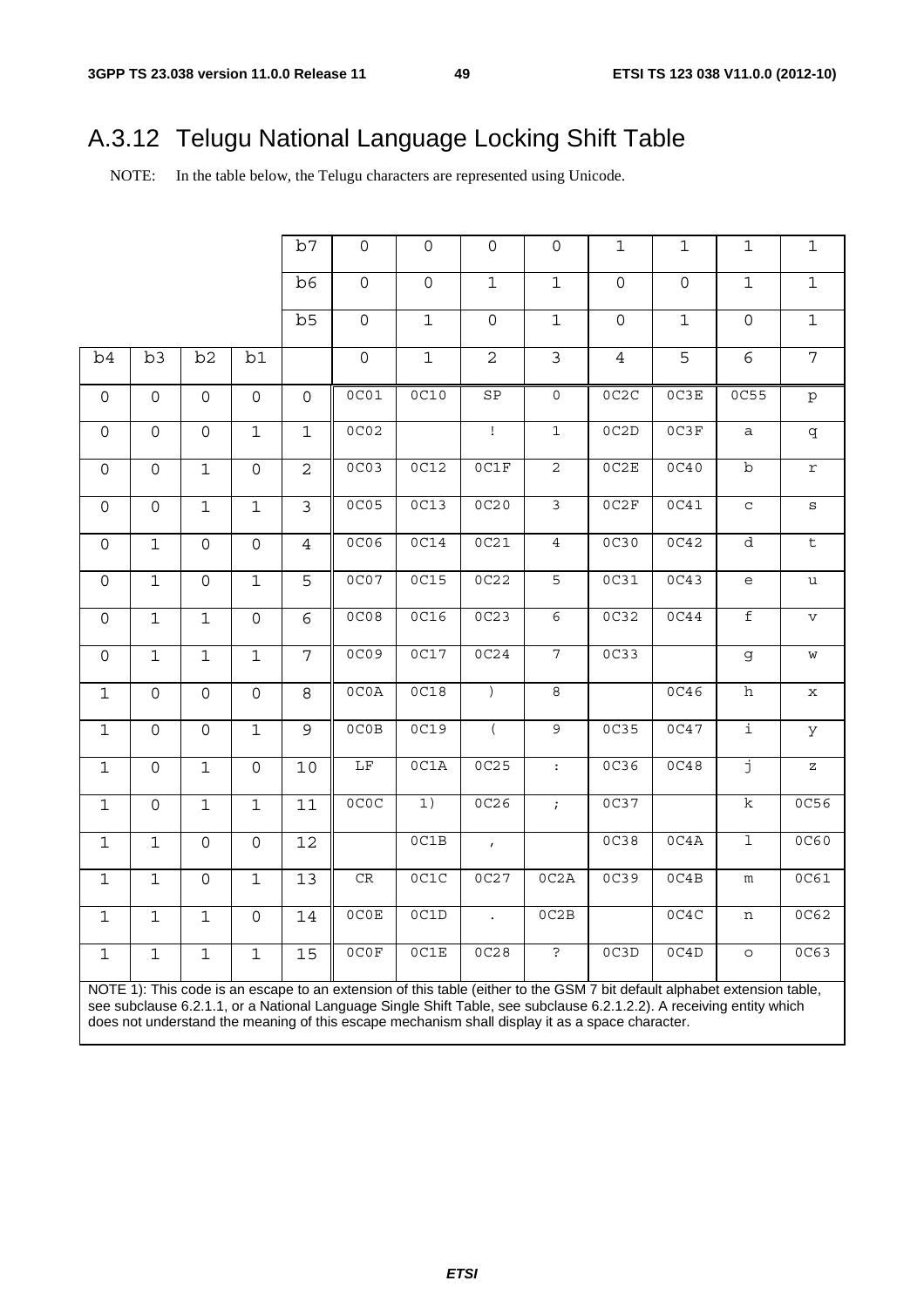# A.3.12 Telugu National Language Locking Shift Table

NOTE: In the table below, the Telugu characters are represented using Unicode.

| | | | | b7 | 0 | 0 | 0 | 0 | 1 | 1 | 1 | 1 |
|---|---|---|---|---|---|---|---|---|---|---|---|---|
| | | | | b6 | 0 | 0 | 1 | 1 | 0 | 0 | 1 | 1 |
| | | | | b5 | 0 | 1 | 0 | 1 | 0 | 1 | 0 | 1 |
| b4 | b3 | b2 | b1 | | 0 | 1 | 2 | 3 | 4 | 5 | 6 | 7 |
| 0 | 0 | 0 | 0 | 0 | 0C01 | 0C10 | SP | 0 | 0C2C | 0C3E | 0C55 | p |
| 0 | 0 | 0 | 1 | 1 | 0C02 | | ! | 1 | 0C2D | 0C3F | a | q |
| 0 | 0 | 1 | 0 | 2 | 0C03 | 0C12 | 0C1F | 2 | 0C2E | 0C40 | b | r |
| 0 | 0 | 1 | 1 | 3 | 0C05 | 0C13 | 0C20 | 3 | 0C2F | 0C41 | c | s |
| 0 | 1 | 0 | 0 | 4 | 0C06 | 0C14 | 0C21 | 4 | 0C30 | 0C42 | d | t |
| 0 | 1 | 0 | 1 | 5 | 0C07 | 0C15 | 0C22 | 5 | 0C31 | 0C43 | e | u |
| 0 | 1 | 1 | 0 | 6 | 0C08 | 0C16 | 0C23 | 6 | 0C32 | 0C44 | f | v |
| 0 | 1 | 1 | 1 | 7 | 0C09 | 0C17 | 0C24 | 7 | 0C33 | | g | w |
| 1 | 0 | 0 | 0 | 8 | 0C0A | 0C18 | ) | 8 | | 0C46 | h | x |
| 1 | 0 | 0 | 1 | 9 | 0C0B | 0C19 | ( | 9 | 0C35 | 0C47 | i | y |
| 1 | 0 | 1 | 0 | 10 | LF | 0C1A | 0C25 | : | 0C36 | 0C48 | j | z |
| 1 | 0 | 1 | 1 | 11 | 0C0C | 1) | 0C26 | ; | 0C37 | | k | 0C56 |
| 1 | 1 | 0 | 0 | 12 | | 0C1B | , | | 0C38 | 0C4A | l | 0C60 |
| 1 | 1 | 0 | 1 | 13 | CR | 0C1C | 0C27 | 0C2A | 0C39 | 0C4B | m | 0C61 |
| 1 | 1 | 1 | 0 | 14 | 0C0E | 0C1D | . | 0C2B | | 0C4C | n | 0C62 |
| 1 | 1 | 1 | 1 | 15 | 0C0F | 0C1E | 0C28 | ? | 0C3D | 0C4D | o | 0C63 |

NOTE 1): This code is an escape to an extension of this table (either to the GSM 7 bit default alphabet extension table, see subclause 6.2.1.1, or a National Language Single Shift Table, see subclause 6.2.1.2.2). A receiving entity which does not understand the meaning of this escape mechanism shall display it as a space character.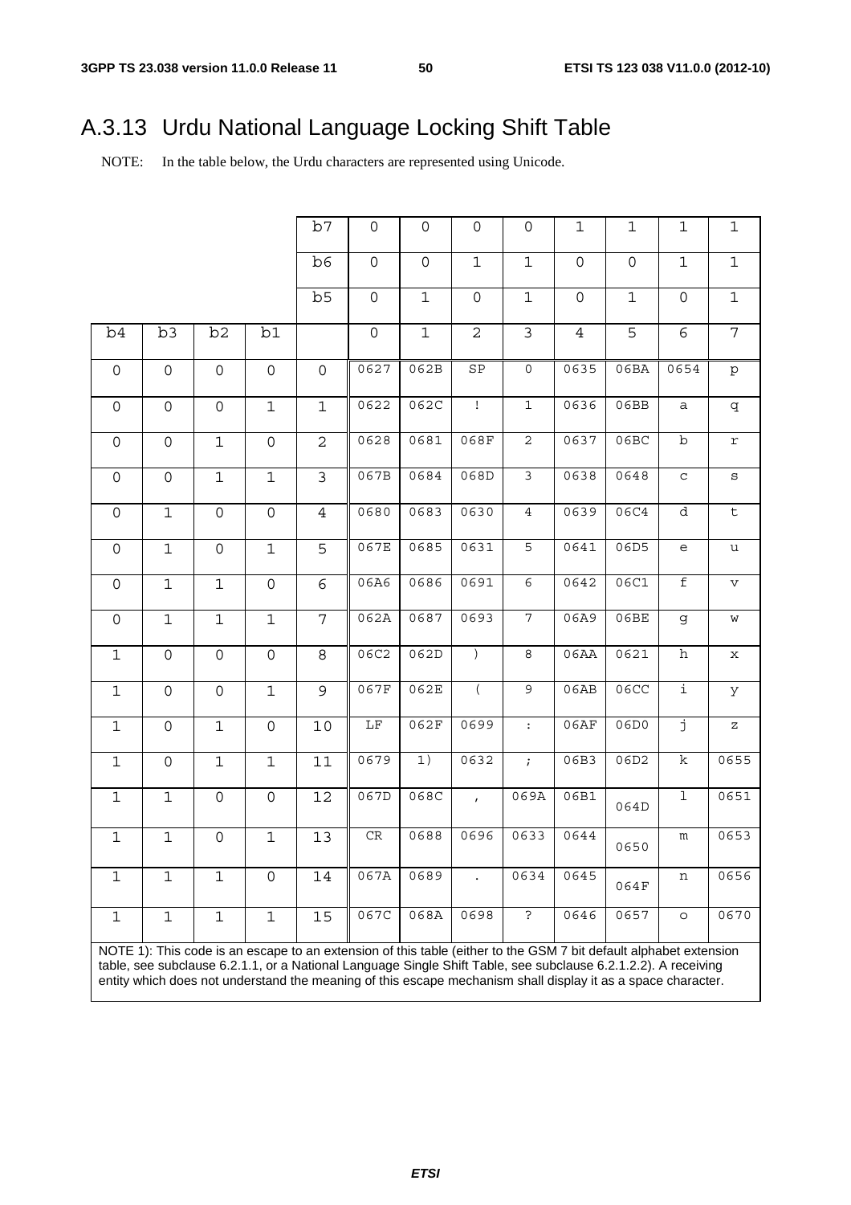# A.3.13 Urdu National Language Locking Shift Table

NOTE: In the table below, the Urdu characters are represented using Unicode.

| | | | | b7 | 0 | 0 | 0 | 0 | 1 | 1 | 1 | 1 |
|---|---|---|---|---|---|---|---|---|---|---|---|---|
| | | | | b6 | 0 | 0 | 1 | 1 | 0 | 0 | 1 | 1 |
| | | | | b5 | 0 | 1 | 0 | 1 | 0 | 1 | 0 | 1 |
| b4 | b3 | b2 | b1 | | 0 | 1 | 2 | 3 | 4 | 5 | 6 | 7 |
| 0 | 0 | 0 | 0 | 0 | 0627 | 062B | SP | 0 | 0635 | 06BA | 0654 | p |
| 0 | 0 | 0 | 1 | 1 | 0622 | 062C | ! | 1 | 0636 | 06BB | a | q |
| 0 | 0 | 1 | 0 | 2 | 0628 | 0681 | 068F | 2 | 0637 | 06BC | b | r |
| 0 | 0 | 1 | 1 | 3 | 067B | 0684 | 068D | 3 | 0638 | 0648 | c | s |
| 0 | 1 | 0 | 0 | 4 | 0680 | 0683 | 0630 | 4 | 0639 | 06C4 | d | t |
| 0 | 1 | 0 | 1 | 5 | 067E | 0685 | 0631 | 5 | 0641 | 06D5 | e | u |
| 0 | 1 | 1 | 0 | 6 | 06A6 | 0686 | 0691 | 6 | 0642 | 06C1 | f | v |
| 0 | 1 | 1 | 1 | 7 | 062A | 0687 | 0693 | 7 | 06A9 | 06BE | g | w |
| 1 | 0 | 0 | 0 | 8 | 06C2 | 062D | ) | 8 | 06AA | 0621 | h | x |
| 1 | 0 | 0 | 1 | 9 | 067F | 062E | ( | 9 | 06AB | 06CC | i | y |
| 1 | 0 | 1 | 0 | 10 | LF | 062F | 0699 | : | 06AF | 06D0 | j | z |
| 1 | 0 | 1 | 1 | 11 | 0679 | 1) | 0632 | ; | 06B3 | 06D2 | k | 0655 |
| 1 | 1 | 0 | 0 | 12 | 067D | 068C | , | 069A | 06B1 | 064D | l | 0651 |
| 1 | 1 | 0 | 1 | 13 | CR | 0688 | 0696 | 0633 | 0644 | 0650 | m | 0653 |
| 1 | 1 | 1 | 0 | 14 | 067A | 0689 | . | 0634 | 0645 | 064F | n | 0656 |
| 1 | 1 | 1 | 1 | 15 | 067C | 068A | 0698 | ? | 0646 | 0657 | o | 0670 |

NOTE 1): This code is an escape to an extension of this table (either to the GSM 7 bit default alphabet extension table, see subclause 6.2.1.1, or a National Language Single Shift Table, see subclause 6.2.1.2.2). A receiving entity which does not understand the meaning of this escape mechanism shall display it as a space character.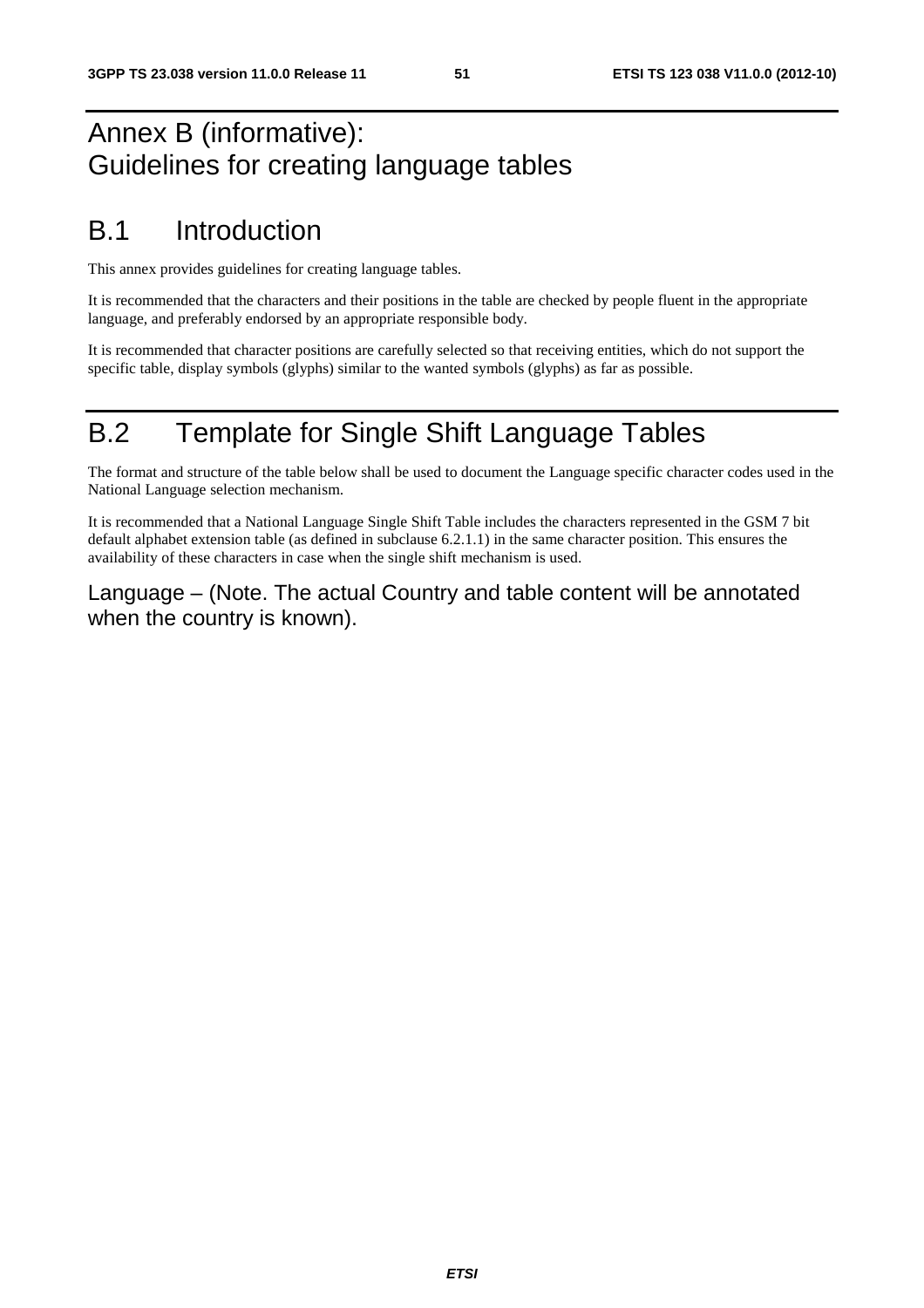# Annex B (informative): Guidelines for creating language tables

# B.1 Introduction

This annex provides guidelines for creating language tables.

It is recommended that the characters and their positions in the table are checked by people fluent in the appropriate language, and preferably endorsed by an appropriate responsible body.

It is recommended that character positions are carefully selected so that receiving entities, which do not support the specific table, display symbols (glyphs) similar to the wanted symbols (glyphs) as far as possible.

# B.2 Template for Single Shift Language Tables

The format and structure of the table below shall be used to document the Language specific character codes used in the National Language selection mechanism.

It is recommended that a National Language Single Shift Table includes the characters represented in the GSM 7 bit default alphabet extension table (as defined in subclause 6.2.1.1) in the same character position. This ensures the availability of these characters in case when the single shift mechanism is used.

### Language – (Note. The actual Country and table content will be annotated when the country is known).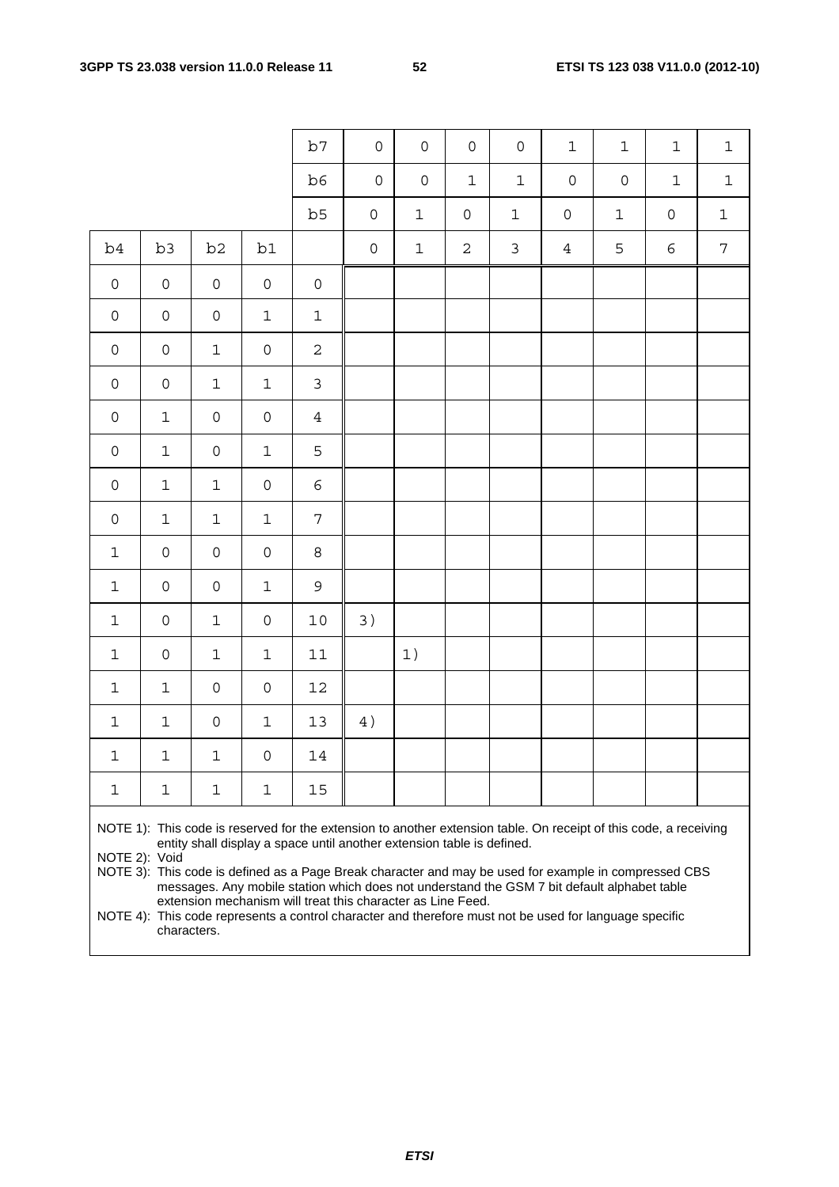| | | | | b7 | 0 | 0 | 0 | 0 | 1 | 1 | 1 | 1 |
|---|---|---|---|---|---|---|---|---|---|---|---|---|
| | | | | b6 | 0 | 0 | 1 | 1 | 0 | 0 | 1 | 1 |
| | | | | b5 | 0 | 1 | 0 | 1 | 0 | 1 | 0 | 1 |
| b4 | b3 | b2 | b1 | | 0 | 1 | 2 | 3 | 4 | 5 | 6 | 7 |
| 0 | 0 | 0 | 0 | 0 | | | | | | | | |
| 0 | 0 | 0 | 1 | 1 | | | | | | | | |
| 0 | 0 | 1 | 0 | 2 | | | | | | | | |
| 0 | 0 | 1 | 1 | 3 | | | | | | | | |
| 0 | 1 | 0 | 0 | 4 | | | | | | | | |
| 0 | 1 | 0 | 1 | 5 | | | | | | | | |
| 0 | 1 | 1 | 0 | 6 | | | | | | | | |
| 0 | 1 | 1 | 1 | 7 | | | | | | | | |
| 1 | 0 | 0 | 0 | 8 | | | | | | | | |
| 1 | 0 | 0 | 1 | 9 | | | | | | | | |
| 1 | 0 | 1 | 0 | 10 | 3) | | | | | | | |
| 1 | 0 | 1 | 1 | 11 | | 1) | | | | | | |
| 1 | 1 | 0 | 0 | 12 | | | | | | | | |
| 1 | 1 | 0 | 1 | 13 | 4) | | | | | | | |
| 1 | 1 | 1 | 0 | 14 | | | | | | | | |
| 1 | 1 | 1 | 1 | 15 | | | | | | | | |

NOTE 1): This code is reserved for the extension to another extension table. On receipt of this code, a receiving entity shall display a space until another extension table is defined.

NOTE 2): Void

NOTE 3): This code is defined as a Page Break character and may be used for example in compressed CBS messages. Any mobile station which does not understand the GSM 7 bit default alphabet table extension mechanism will treat this character as Line Feed.

NOTE 4): This code represents a control character and therefore must not be used for language specific characters.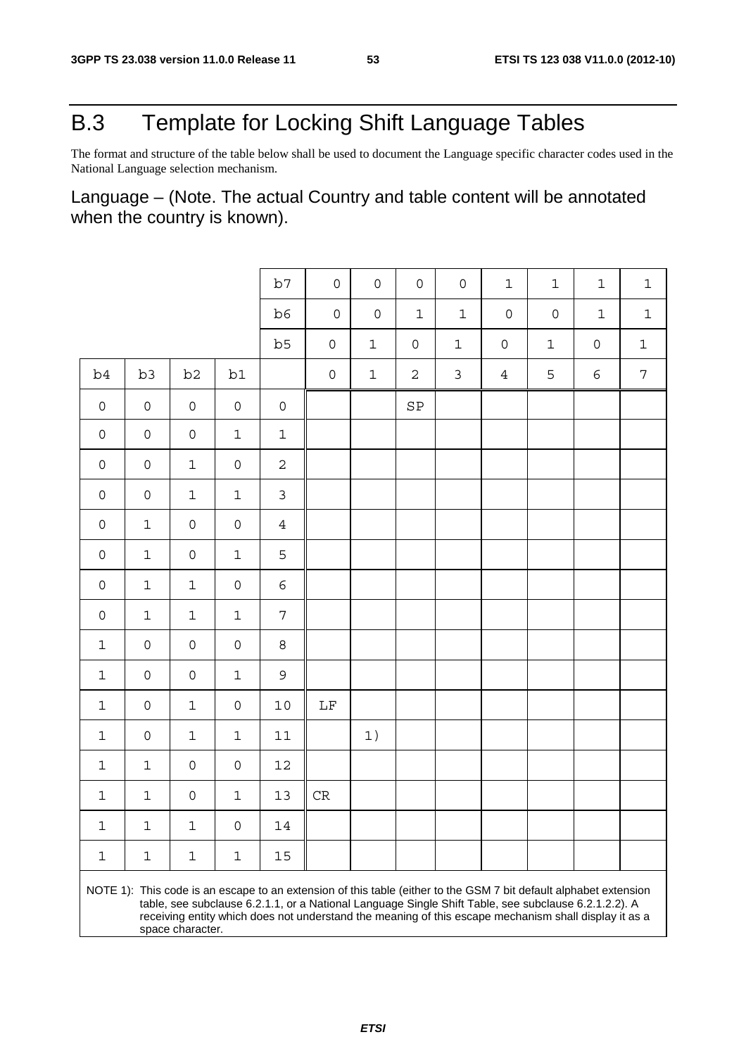# B.3 Template for Locking Shift Language Tables

The format and structure of the table below shall be used to document the Language specific character codes used in the National Language selection mechanism.

Language – (Note. The actual Country and table content will be annotated when the country is known).

| | | | | b7 | 0 | 0 | 0 | 0 | 1 | 1 | 1 | 1 |
|---|---|---|---|---|---|---|---|---|---|---|---|---|
| | | | | b6 | 0 | 0 | 1 | 1 | 0 | 0 | 1 | 1 |
| | | | | b5 | 0 | 1 | 0 | 1 | 0 | 1 | 0 | 1 |
| b4 | b3 | b2 | b1 | | 0 | 1 | 2 | 3 | 4 | 5 | 6 | 7 |
| 0 | 0 | 0 | 0 | 0 | | | SP | | | | | |
| 0 | 0 | 0 | 1 | 1 | | | | | | | | |
| 0 | 0 | 1 | 0 | 2 | | | | | | | | |
| 0 | 0 | 1 | 1 | 3 | | | | | | | | |
| 0 | 1 | 0 | 0 | 4 | | | | | | | | |
| 0 | 1 | 0 | 1 | 5 | | | | | | | | |
| 0 | 1 | 1 | 0 | 6 | | | | | | | | |
| 0 | 1 | 1 | 1 | 7 | | | | | | | | |
| 1 | 0 | 0 | 0 | 8 | | | | | | | | |
| 1 | 0 | 0 | 1 | 9 | | | | | | | | |
| 1 | 0 | 1 | 0 | 10 | LF | | | | | | | |
| 1 | 0 | 1 | 1 | 11 | | 1) | | | | | | |
| 1 | 1 | 0 | 0 | 12 | | | | | | | | |
| 1 | 1 | 0 | 1 | 13 | CR | | | | | | | |
| 1 | 1 | 1 | 0 | 14 | | | | | | | | |
| 1 | 1 | 1 | 1 | 15 | | | | | | | | |

NOTE 1): This code is an escape to an extension of this table (either to the GSM 7 bit default alphabet extension table, see subclause 6.2.1.1, or a National Language Single Shift Table, see subclause 6.2.1.2.2). A receiving entity which does not understand the meaning of this escape mechanism shall display it as a space character.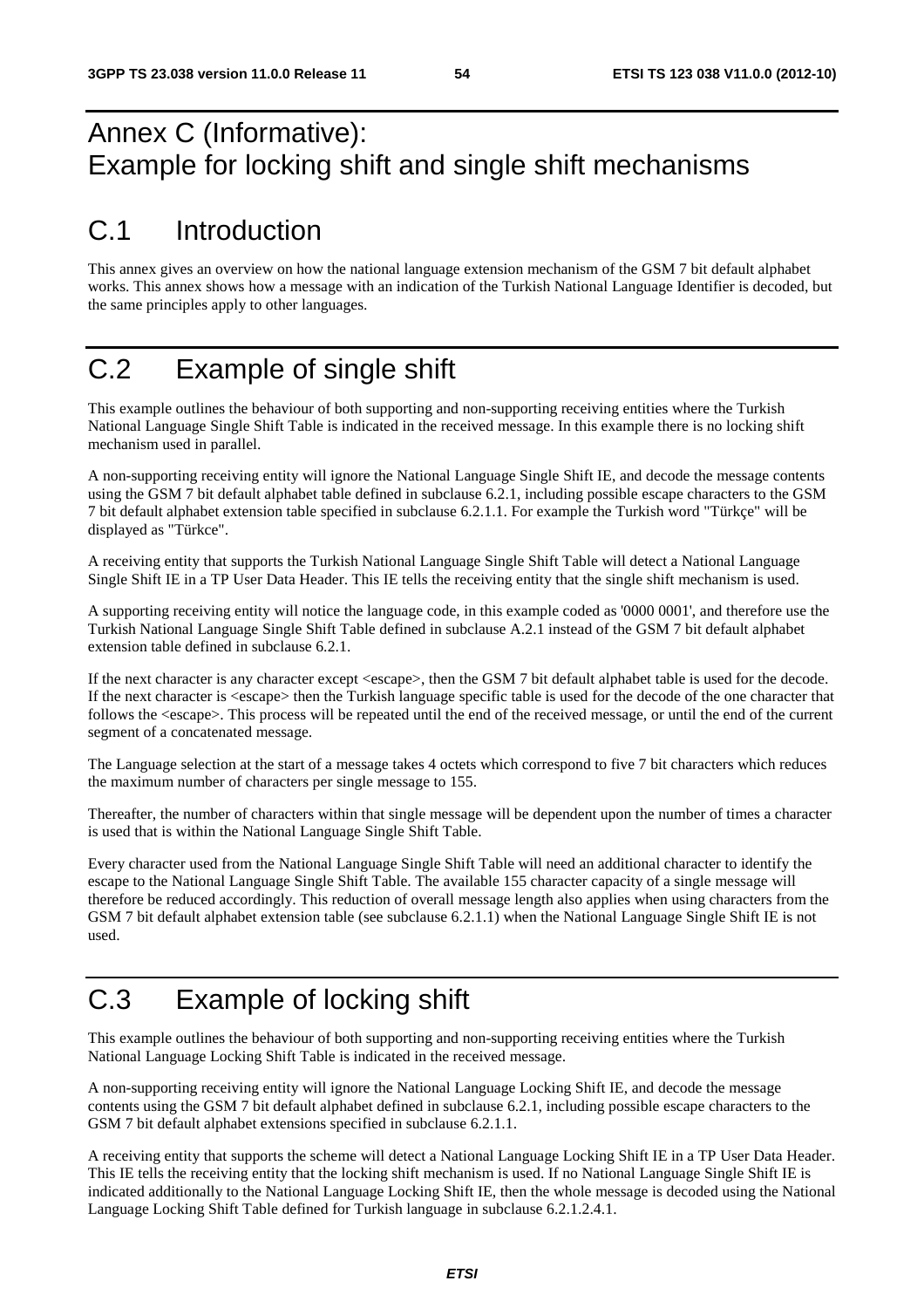# Annex C (Informative): Example for locking shift and single shift mechanisms

## C.1 Introduction

This annex gives an overview on how the national language extension mechanism of the GSM 7 bit default alphabet works. This annex shows how a message with an indication of the Turkish National Language Identifier is decoded, but the same principles apply to other languages.

## C.2 Example of single shift

This example outlines the behaviour of both supporting and non-supporting receiving entities where the Turkish National Language Single Shift Table is indicated in the received message. In this example there is no locking shift mechanism used in parallel.

A non-supporting receiving entity will ignore the National Language Single Shift IE, and decode the message contents using the GSM 7 bit default alphabet table defined in subclause 6.2.1, including possible escape characters to the GSM 7 bit default alphabet extension table specified in subclause 6.2.1.1. For example the Turkish word "Türkçe" will be displayed as "Türkce".

A receiving entity that supports the Turkish National Language Single Shift Table will detect a National Language Single Shift IE in a TP User Data Header. This IE tells the receiving entity that the single shift mechanism is used.

A supporting receiving entity will notice the language code, in this example coded as '0000 0001', and therefore use the Turkish National Language Single Shift Table defined in subclause A.2.1 instead of the GSM 7 bit default alphabet extension table defined in subclause 6.2.1.

If the next character is any character except <escape>, then the GSM 7 bit default alphabet table is used for the decode. If the next character is <escape> then the Turkish language specific table is used for the decode of the one character that follows the <escape>. This process will be repeated until the end of the received message, or until the end of the current segment of a concatenated message.

The Language selection at the start of a message takes 4 octets which correspond to five 7 bit characters which reduces the maximum number of characters per single message to 155.

Thereafter, the number of characters within that single message will be dependent upon the number of times a character is used that is within the National Language Single Shift Table.

Every character used from the National Language Single Shift Table will need an additional character to identify the escape to the National Language Single Shift Table. The available 155 character capacity of a single message will therefore be reduced accordingly. This reduction of overall message length also applies when using characters from the GSM 7 bit default alphabet extension table (see subclause 6.2.1.1) when the National Language Single Shift IE is not used.

## C.3 Example of locking shift

This example outlines the behaviour of both supporting and non-supporting receiving entities where the Turkish National Language Locking Shift Table is indicated in the received message.

A non-supporting receiving entity will ignore the National Language Locking Shift IE, and decode the message contents using the GSM 7 bit default alphabet defined in subclause 6.2.1, including possible escape characters to the GSM 7 bit default alphabet extensions specified in subclause 6.2.1.1.

A receiving entity that supports the scheme will detect a National Language Locking Shift IE in a TP User Data Header. This IE tells the receiving entity that the locking shift mechanism is used. If no National Language Single Shift IE is indicated additionally to the National Language Locking Shift IE, then the whole message is decoded using the National Language Locking Shift Table defined for Turkish language in subclause 6.2.1.2.4.1.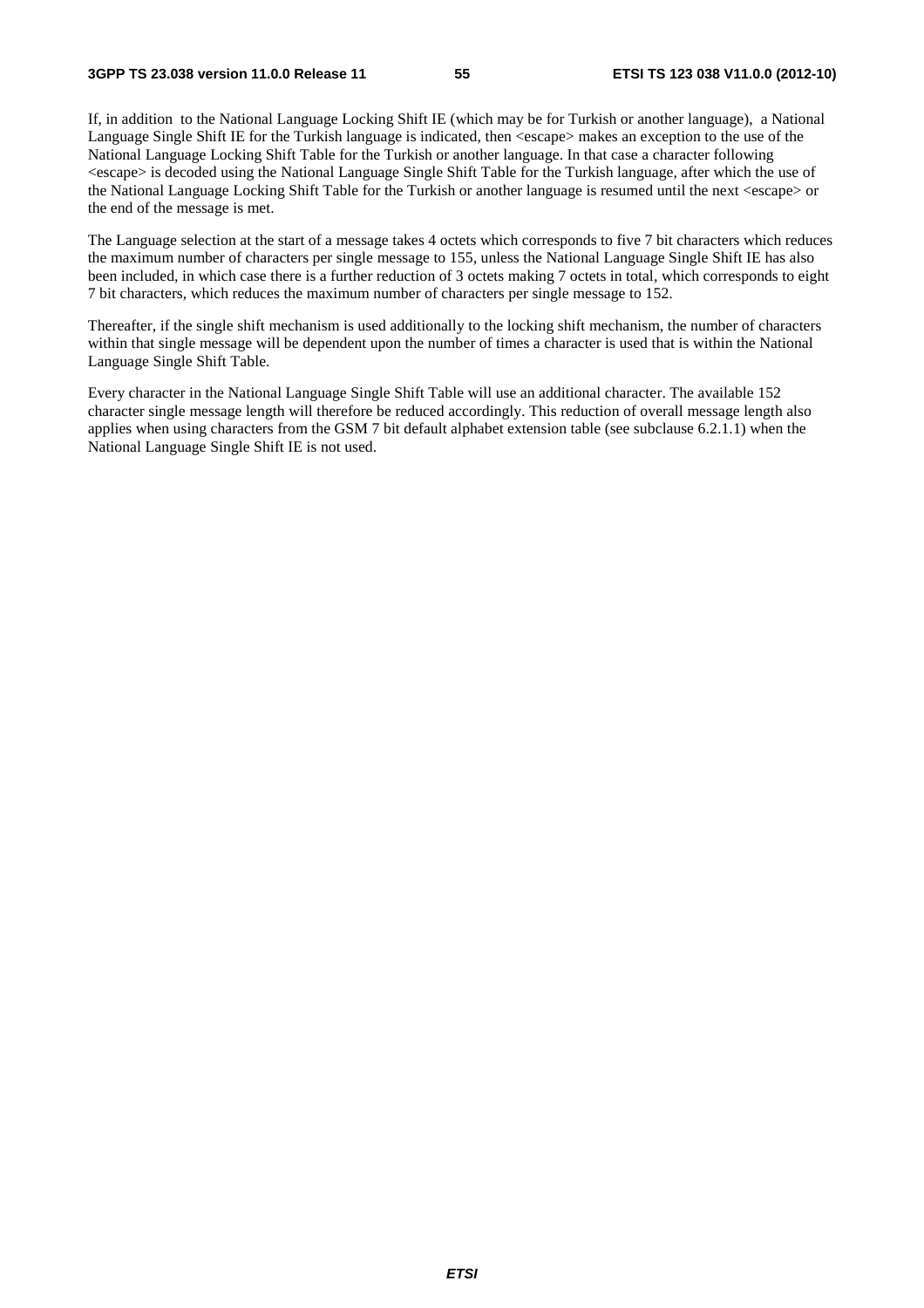If, in addition  to the National Language Locking Shift IE (which may be for Turkish or another language),  a National Language Single Shift IE for the Turkish language is indicated, then <escape> makes an exception to the use of the National Language Locking Shift Table for the Turkish or another language. In that case a character following <escape> is decoded using the National Language Single Shift Table for the Turkish language, after which the use of the National Language Locking Shift Table for the Turkish or another language is resumed until the next <escape> or the end of the message is met.

The Language selection at the start of a message takes 4 octets which corresponds to five 7 bit characters which reduces the maximum number of characters per single message to 155, unless the National Language Single Shift IE has also been included, in which case there is a further reduction of 3 octets making 7 octets in total, which corresponds to eight 7 bit characters, which reduces the maximum number of characters per single message to 152.

Thereafter, if the single shift mechanism is used additionally to the locking shift mechanism, the number of characters within that single message will be dependent upon the number of times a character is used that is within the National Language Single Shift Table.

Every character in the National Language Single Shift Table will use an additional character. The available 152 character single message length will therefore be reduced accordingly. This reduction of overall message length also applies when using characters from the GSM 7 bit default alphabet extension table (see subclause 6.2.1.1) when the National Language Single Shift IE is not used.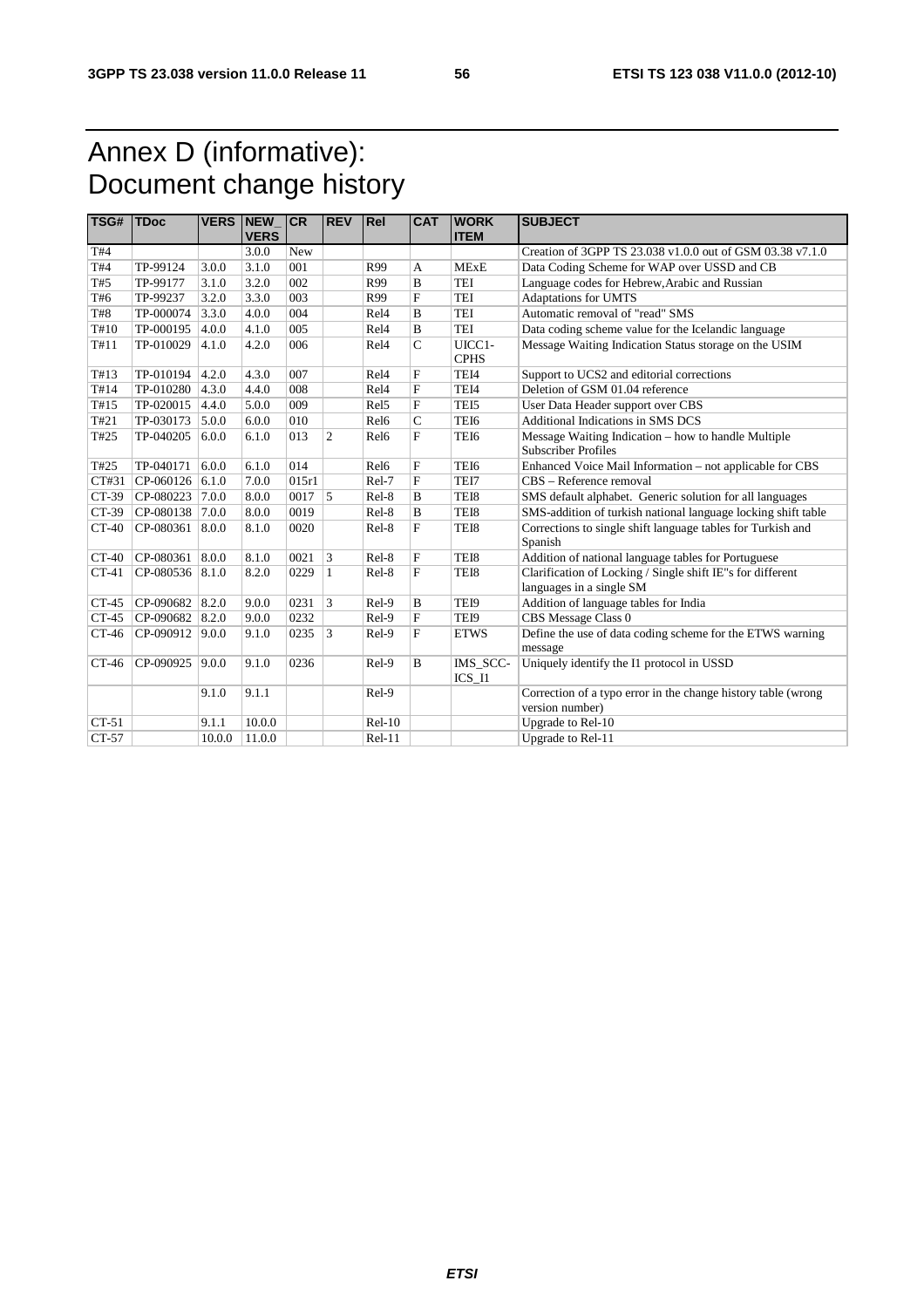# Annex D (informative): Document change history

| TSG# | TDoc | VERS | NEW_VERS | CR | REV | Rel | CAT | WORK ITEM | SUBJECT |
|---|---|---|---|---|---|---|---|---|---|
| T#4 | | | 3.0.0 | New | | | | | Creation of 3GPP TS 23.038 v1.0.0 out of GSM 03.38 v7.1.0 |
| T#4 | TP-99124 | 3.0.0 | 3.1.0 | 001 | | R99 | A | MExE | Data Coding Scheme for WAP over USSD and CB |
| T#5 | TP-99177 | 3.1.0 | 3.2.0 | 002 | | R99 | B | TEI | Language codes for Hebrew,Arabic and Russian |
| T#6 | TP-99237 | 3.2.0 | 3.3.0 | 003 | | R99 | F | TEI | Adaptations for UMTS |
| T#8 | TP-000074 | 3.3.0 | 4.0.0 | 004 | | Rel4 | B | TEI | Automatic removal of "read" SMS |
| T#10 | TP-000195 | 4.0.0 | 4.1.0 | 005 | | Rel4 | B | TEI | Data coding scheme value for the Icelandic language |
| T#11 | TP-010029 | 4.1.0 | 4.2.0 | 006 | | Rel4 | C | UICC1-CPHS | Message Waiting Indication Status storage on the USIM |
| T#13 | TP-010194 | 4.2.0 | 4.3.0 | 007 | | Rel4 | F | TEI4 | Support to UCS2 and editorial corrections |
| T#14 | TP-010280 | 4.3.0 | 4.4.0 | 008 | | Rel4 | F | TEI4 | Deletion of GSM 01.04 reference |
| T#15 | TP-020015 | 4.4.0 | 5.0.0 | 009 | | Rel5 | F | TEI5 | User Data Header support over CBS |
| T#21 | TP-030173 | 5.0.0 | 6.0.0 | 010 | | Rel6 | C | TEI6 | Additional Indications in SMS DCS |
| T#25 | TP-040205 | 6.0.0 | 6.1.0 | 013 | 2 | Rel6 | F | TEI6 | Message Waiting Indication – how to handle Multiple Subscriber Profiles |
| T#25 | TP-040171 | 6.0.0 | 6.1.0 | 014 | | Rel6 | F | TEI6 | Enhanced Voice Mail Information – not applicable for CBS |
| CT#31 | CP-060126 | 6.1.0 | 7.0.0 | 015r1 | | Rel-7 | F | TEI7 | CBS – Reference removal |
| CT-39 | CP-080223 | 7.0.0 | 8.0.0 | 0017 | 5 | Rel-8 | B | TEI8 | SMS default alphabet. Generic solution for all languages |
| CT-39 | CP-080138 | 7.0.0 | 8.0.0 | 0019 | | Rel-8 | B | TEI8 | SMS-addition of turkish national language locking shift table |
| CT-40 | CP-080361 | 8.0.0 | 8.1.0 | 0020 | | Rel-8 | F | TEI8 | Corrections to single shift language tables for Turkish and Spanish |
| CT-40 | CP-080361 | 8.0.0 | 8.1.0 | 0021 | 3 | Rel-8 | F | TEI8 | Addition of national language tables for Portuguese |
| CT-41 | CP-080536 | 8.1.0 | 8.2.0 | 0229 | 1 | Rel-8 | F | TEI8 | Clarification of Locking / Single shift IE"s for different languages in a single SM |
| CT-45 | CP-090682 | 8.2.0 | 9.0.0 | 0231 | 3 | Rel-9 | B | TEI9 | Addition of language tables for India |
| CT-45 | CP-090682 | 8.2.0 | 9.0.0 | 0232 | | Rel-9 | F | TEI9 | CBS Message Class 0 |
| CT-46 | CP-090912 | 9.0.0 | 9.1.0 | 0235 | 3 | Rel-9 | F | ETWS | Define the use of data coding scheme for the ETWS warning message |
| CT-46 | CP-090925 | 9.0.0 | 9.1.0 | 0236 | | Rel-9 | B | IMS_SCC-ICS_I1 | Uniquely identify the I1 protocol in USSD |
| | | 9.1.0 | 9.1.1 | | | Rel-9 | | | Correction of a typo error in the change history table (wrong version number) |
| CT-51 | | 9.1.1 | 10.0.0 | | | Rel-10 | | | Upgrade to Rel-10 |
| CT-57 | | 10.0.0 | 11.0.0 | | | Rel-11 | | | Upgrade to Rel-11 |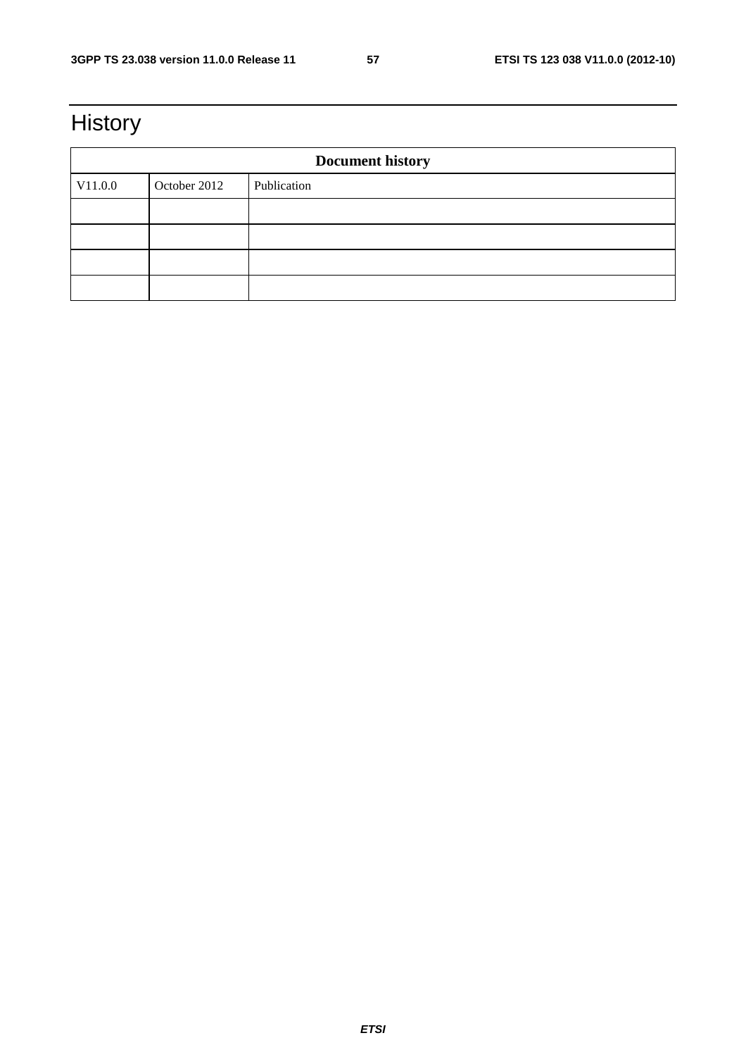# History

| Document history | | |
|---|---|---|
| V11.0.0 | October 2012 | Publication |
| | | |
| | | |
| | | |
| | | |